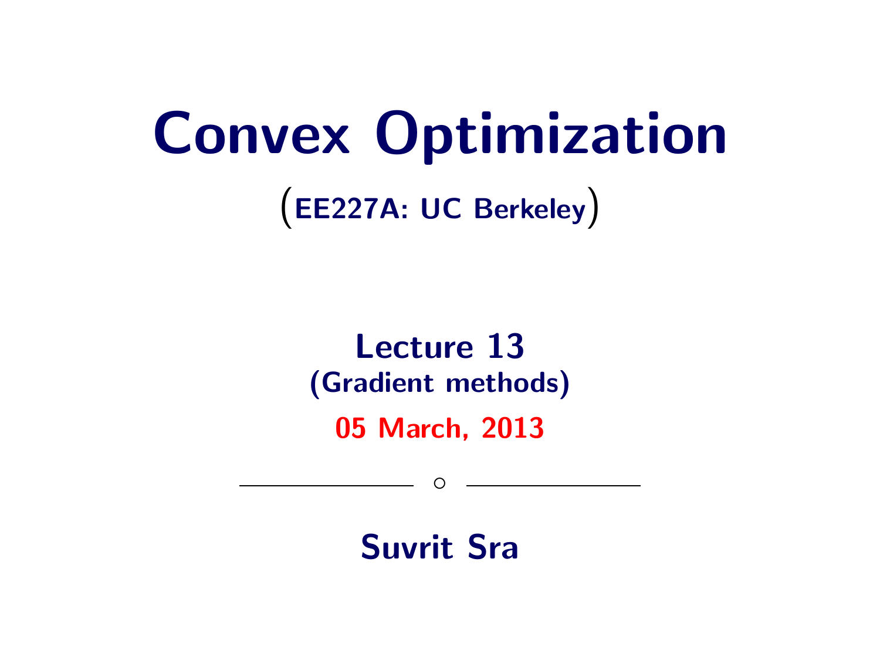# Convex Optimization

(EE227A: UC Berkeley)

## Lecture 13
### (Gradient methods)

**05 March, 2013**

---

**Suvrit Sra**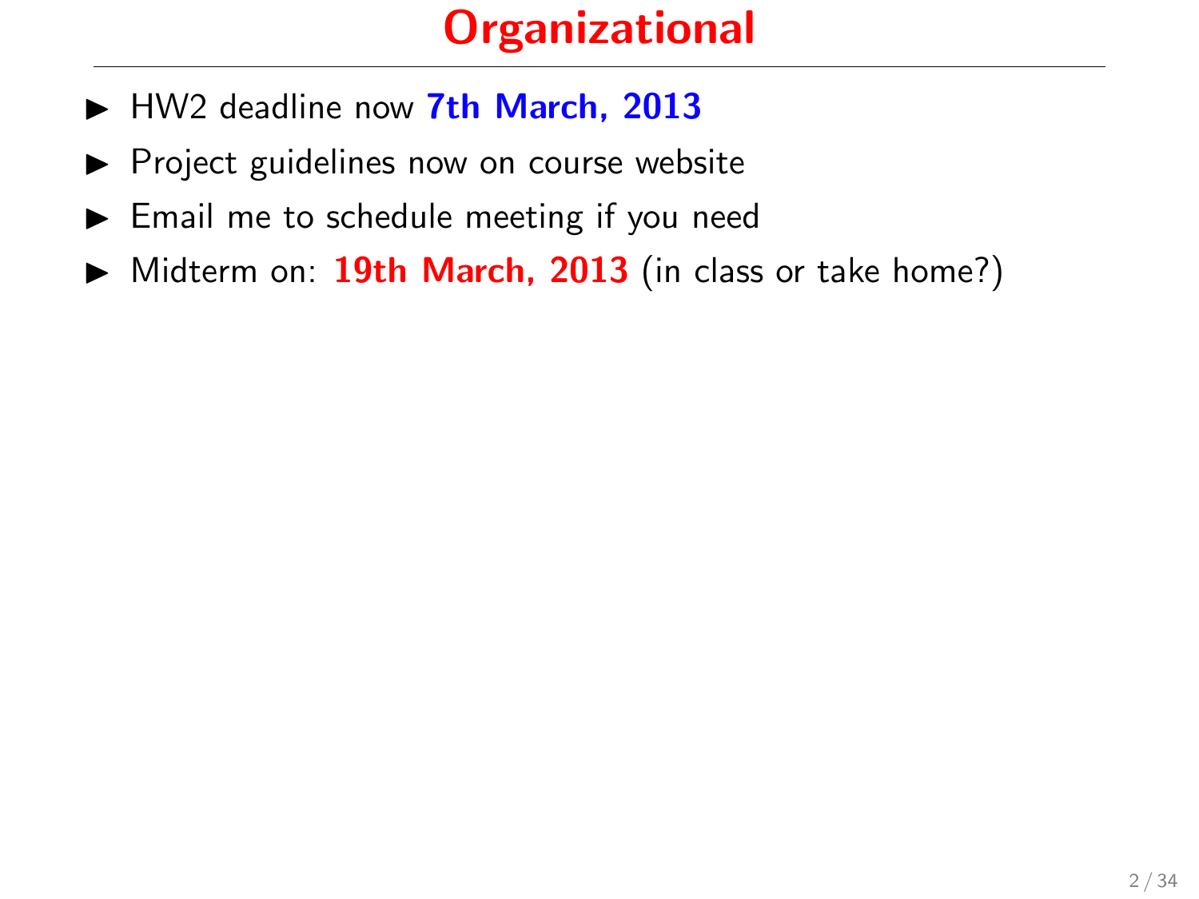# Organizational

- HW2 deadline now **7th March, 2013**
- Project guidelines now on course website
- Email me to schedule meeting if you need
- Midterm on: **19th March, 2013** (in class or take home?)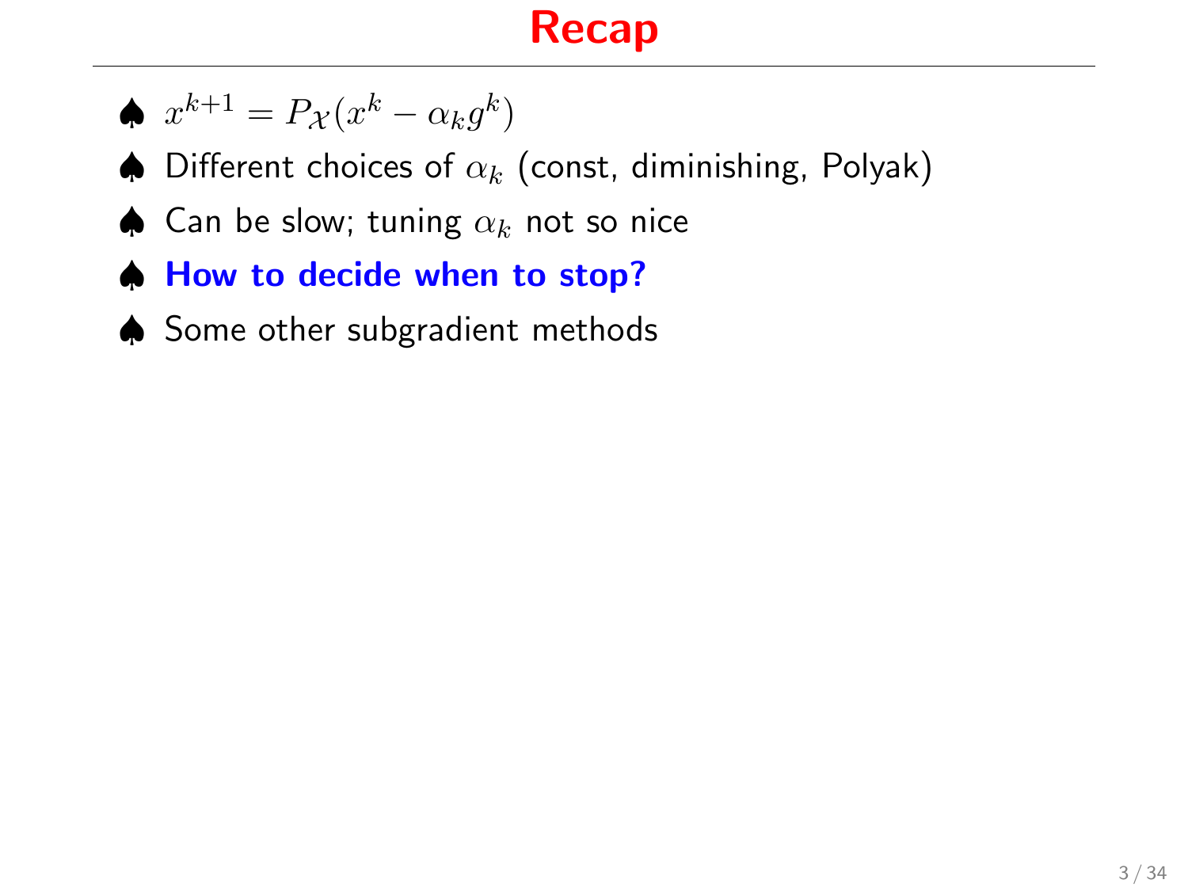# Recap

- ♠ $x^{k+1} = P_{\mathcal{X}}(x^k - \alpha_k g^k)$
- ♠ Different choices of $\alpha_k$ (const, diminishing, Polyak)
- ♠ Can be slow; tuning $\alpha_k$ not so nice
- ♠ **How to decide when to stop?**
- ♠ Some other subgradient methods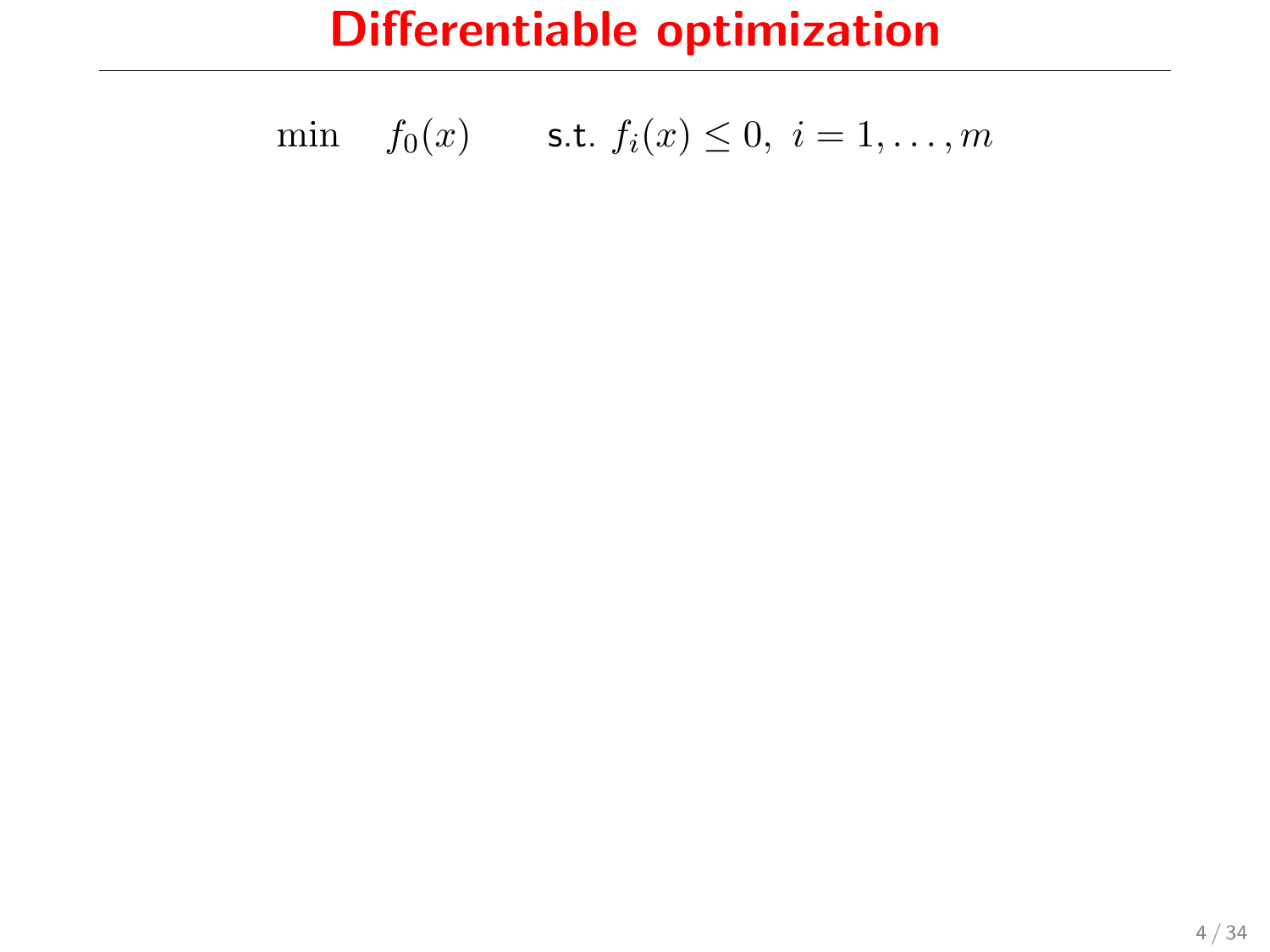# Differentiable optimization

$$\min \quad f_0(x) \qquad \text{s.t. } f_i(x) \leq 0,\ i = 1, \ldots, m$$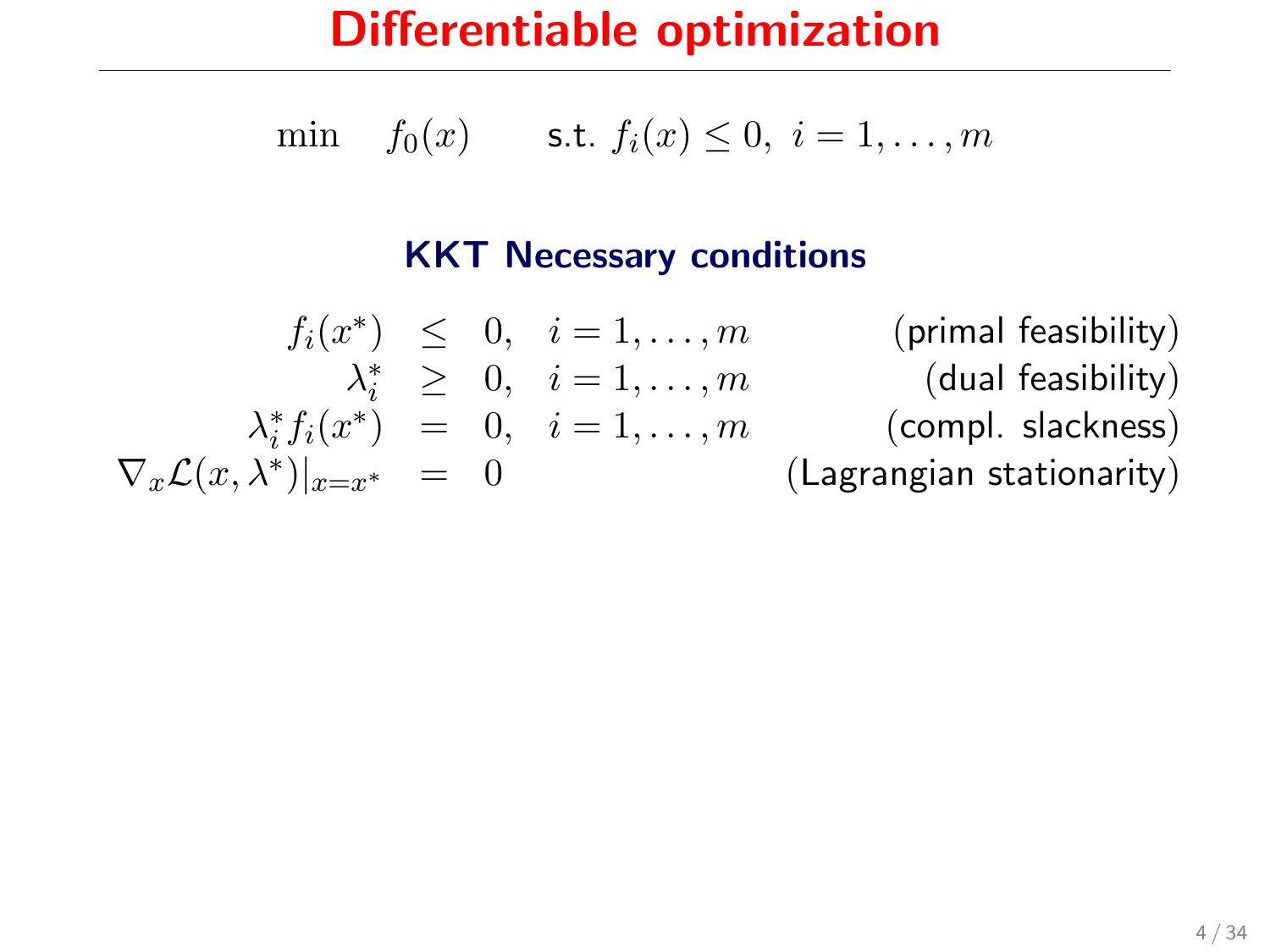# Differentiable optimization

$$\min \quad f_0(x) \qquad \text{s.t. } f_i(x) \leq 0, \;\; i = 1, \ldots, m$$

### KKT Necessary conditions

$$\begin{aligned}
f_i(x^*) &\leq 0, \quad i = 1, \ldots, m & \text{(primal feasibility)} \\
\lambda_i^* &\geq 0, \quad i = 1, \ldots, m & \text{(dual feasibility)} \\
\lambda_i^* f_i(x^*) &= 0, \quad i = 1, \ldots, m & \text{(compl. slackness)} \\
\nabla_x \mathcal{L}(x, \lambda^*)|_{x=x^*} &= 0 & \text{(Lagrangian stationarity)}
\end{aligned}$$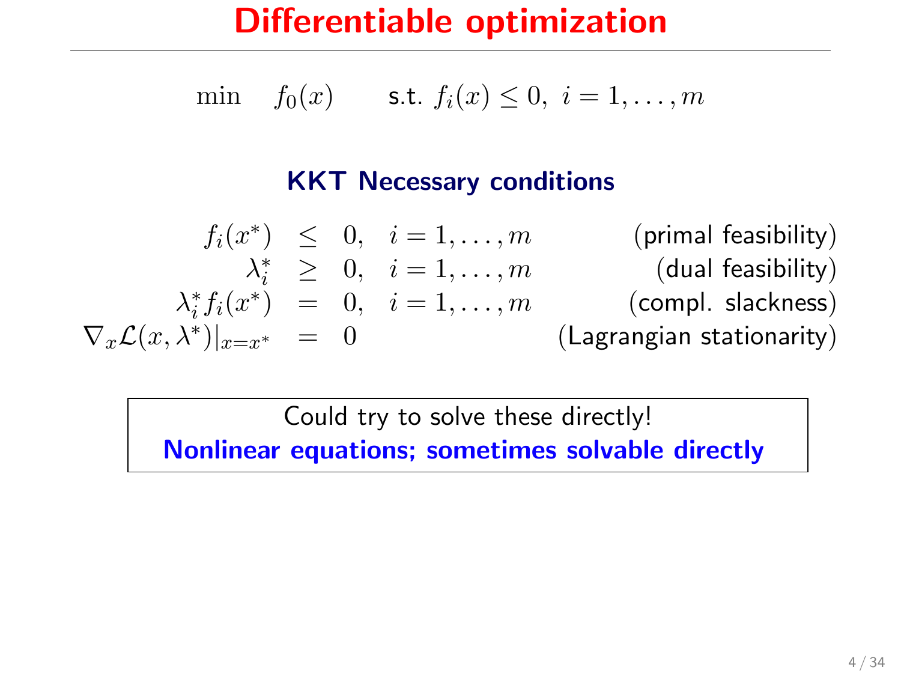# Differentiable optimization

$$\min \quad f_0(x) \qquad \text{s.t. } f_i(x) \leq 0, \ i = 1, \ldots, m$$

### KKT Necessary conditions

$$
\begin{array}{rcll}
f_i(x^*) & \leq & 0, \quad i = 1, \ldots, m & \text{(primal feasibility)} \\
\lambda_i^* & \geq & 0, \quad i = 1, \ldots, m & \text{(dual feasibility)} \\
\lambda_i^* f_i(x^*) & = & 0, \quad i = 1, \ldots, m & \text{(compl. slackness)} \\
\nabla_x \mathcal{L}(x, \lambda^*)|_{x=x^*} & = & 0 & \text{(Lagrangian stationarity)}
\end{array}
$$

Could try to solve these directly!
**Nonlinear equations; sometimes solvable directly**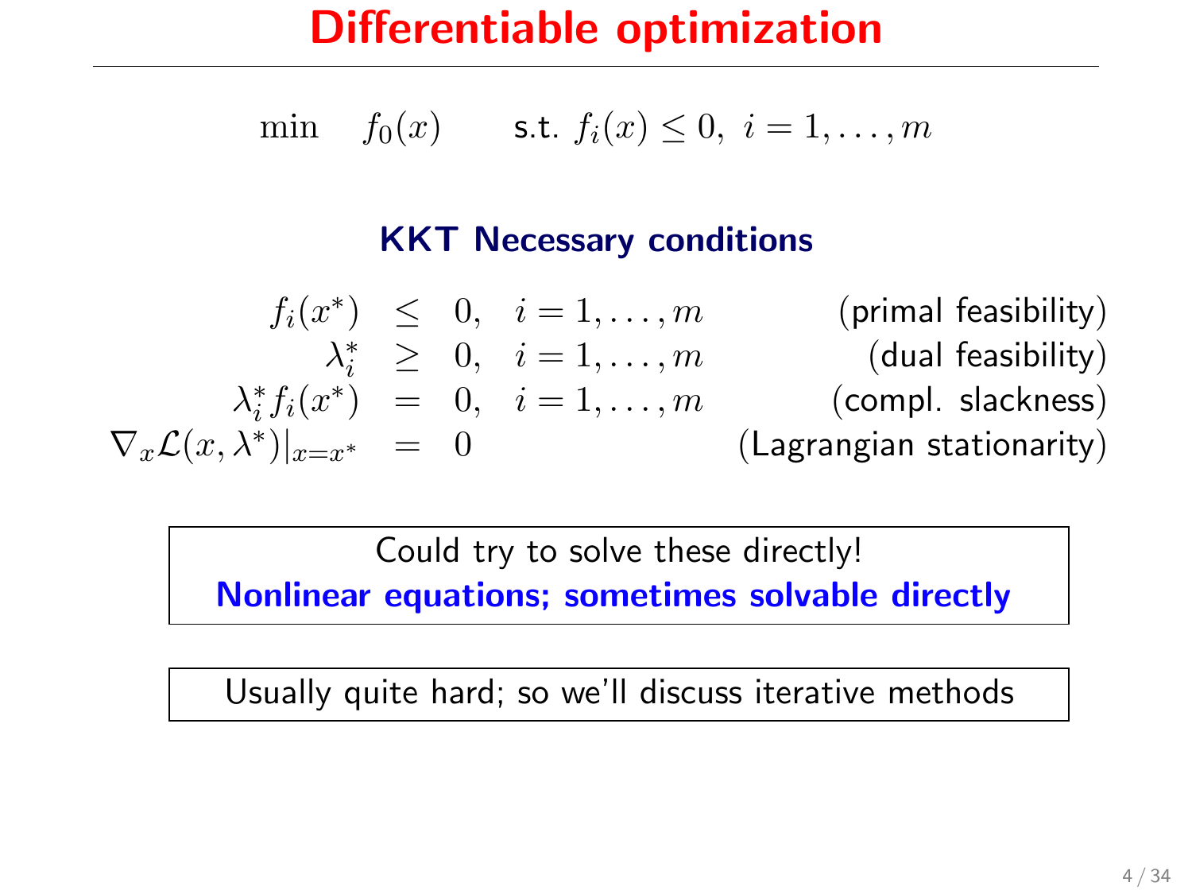# Differentiable optimization

$$\min \quad f_0(x) \qquad \text{s.t. } f_i(x) \leq 0, \; i = 1, \ldots, m$$

### KKT Necessary conditions

$$
\begin{array}{rcll}
f_i(x^*) & \leq & 0, \quad i = 1, \ldots, m & \text{(primal feasibility)} \\
\lambda_i^* & \geq & 0, \quad i = 1, \ldots, m & \text{(dual feasibility)} \\
\lambda_i^* f_i(x^*) & = & 0, \quad i = 1, \ldots, m & \text{(compl. slackness)} \\
\nabla_x \mathcal{L}(x, \lambda^*)|_{x=x^*} & = & 0 & \text{(Lagrangian stationarity)}
\end{array}
$$

Could try to solve these directly!
**Nonlinear equations; sometimes solvable directly**

Usually quite hard; so we'll discuss iterative methods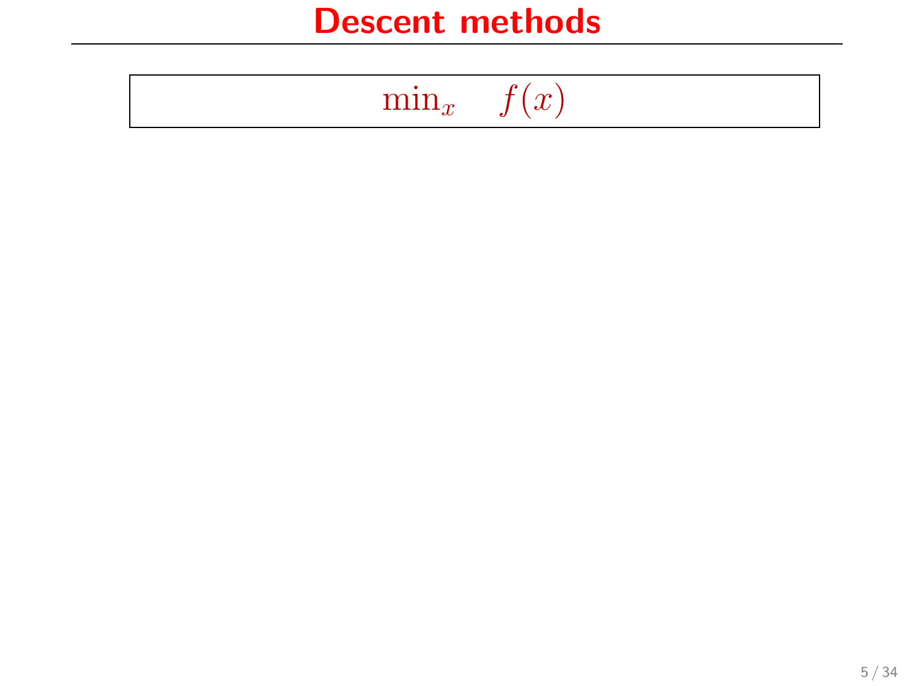# Descent methods

$$\min_x \quad f(x)$$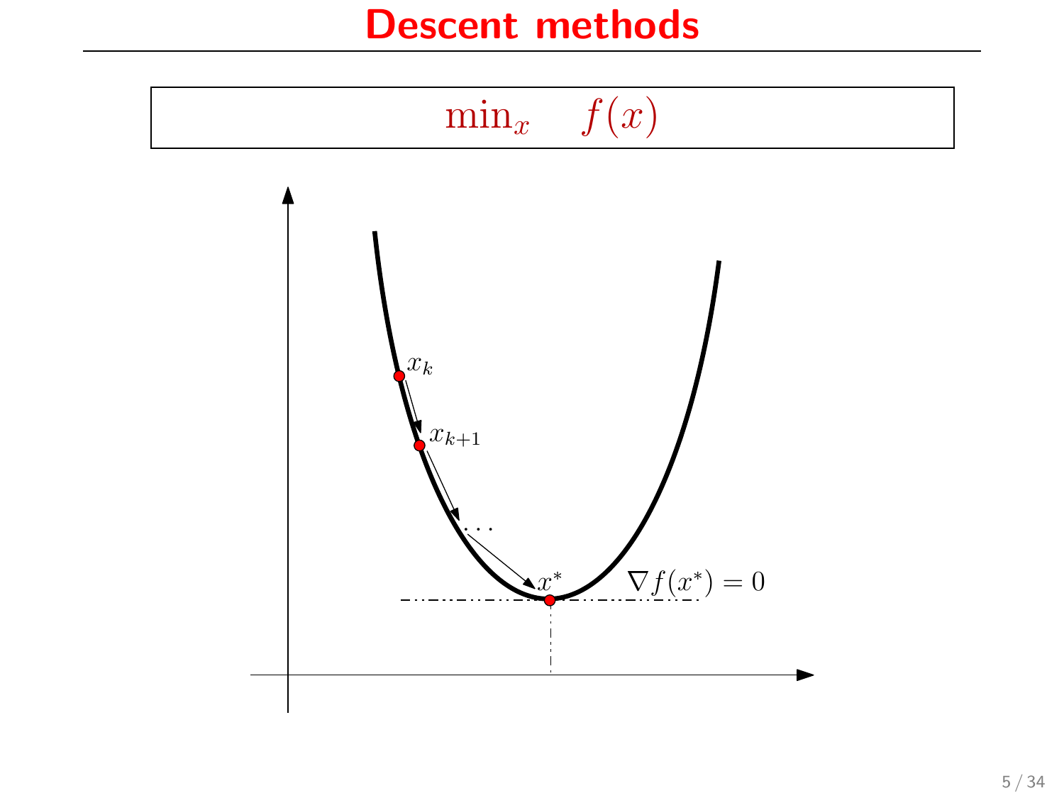# Descent methods

$$\min_x \quad f(x)$$

$x_k$

$x_{k+1}$

$\dots$

$x^*$

$\nabla f(x^*) = 0$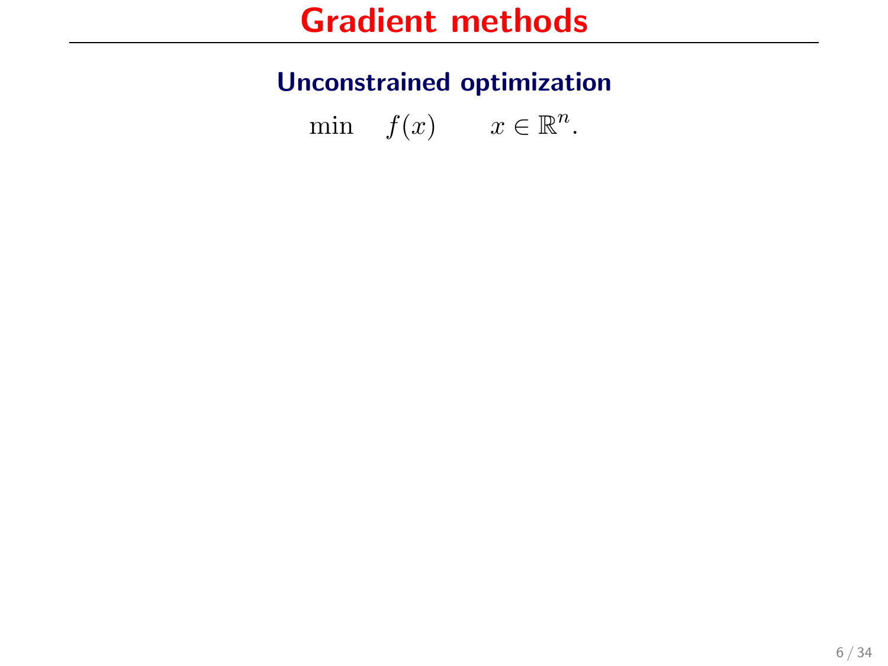# Gradient methods

## Unconstrained optimization

$$\min \quad f(x) \qquad x \in \mathbb{R}^n.$$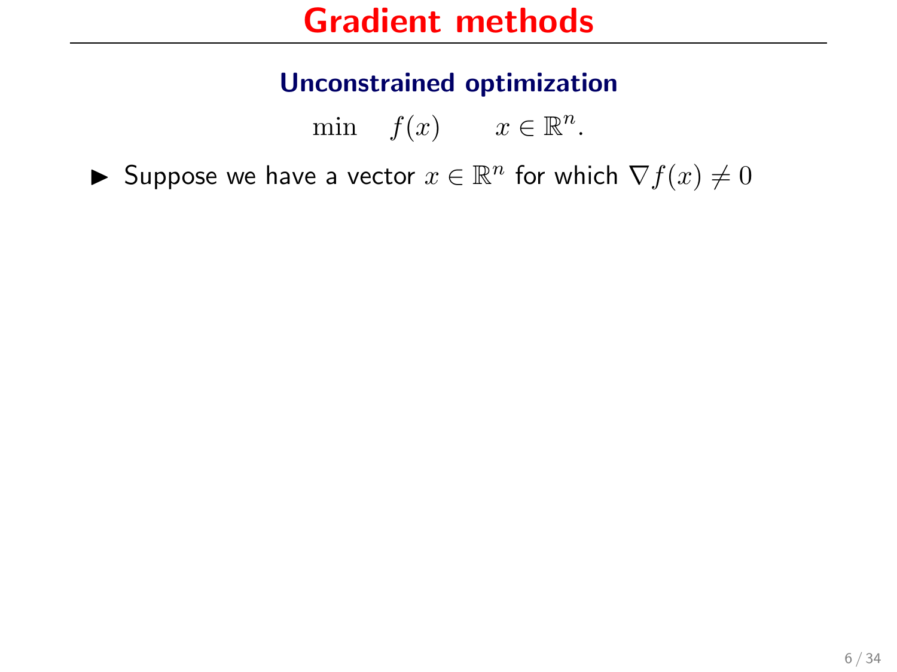# Gradient methods

### Unconstrained optimization

$$\min \quad f(x) \qquad x \in \mathbb{R}^n.$$

- Suppose we have a vector $x \in \mathbb{R}^n$ for which $\nabla f(x) \neq 0$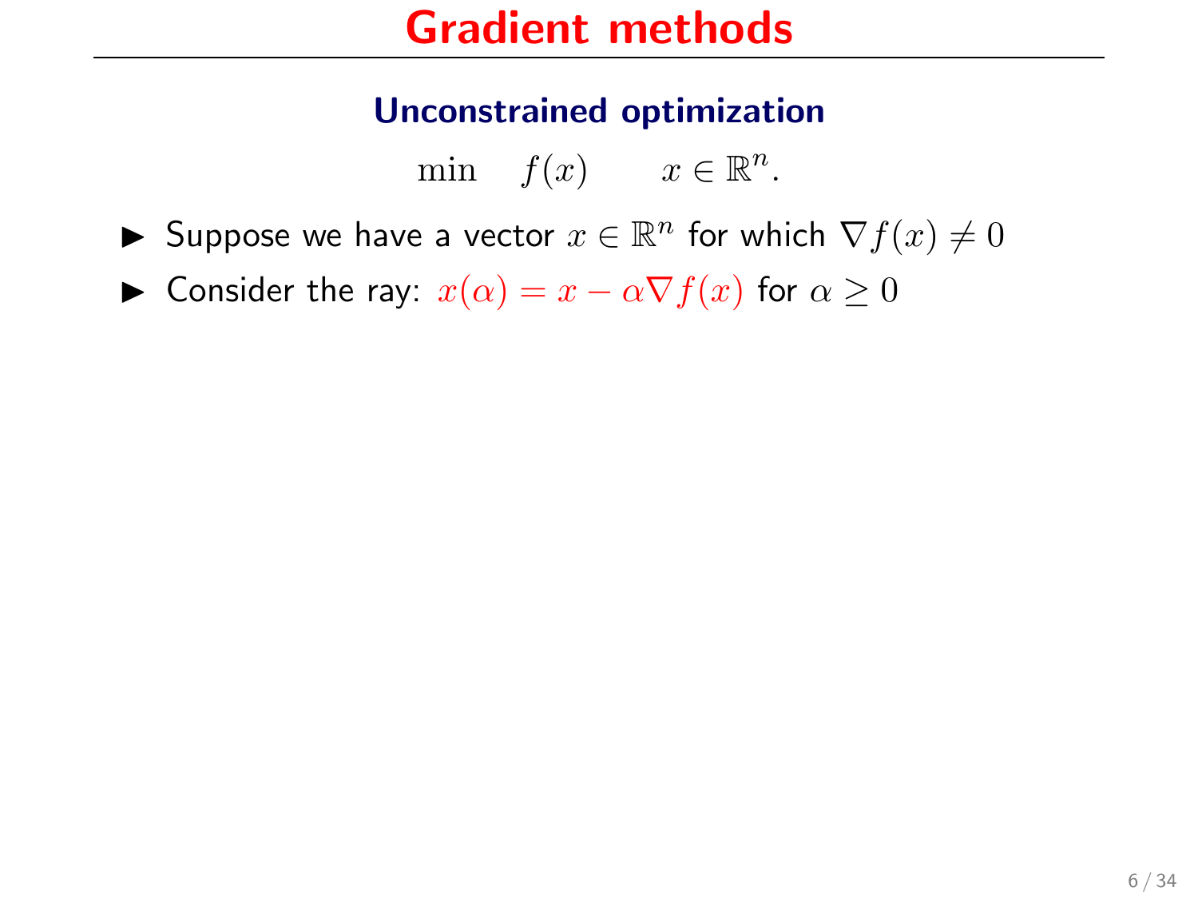# Gradient methods

### Unconstrained optimization

$$\min \quad f(x) \qquad x \in \mathbb{R}^n.$$

- Suppose we have a vector $x \in \mathbb{R}^n$ for which $\nabla f(x) \neq 0$
- Consider the ray: $x(\alpha) = x - \alpha \nabla f(x)$ for $\alpha \geq 0$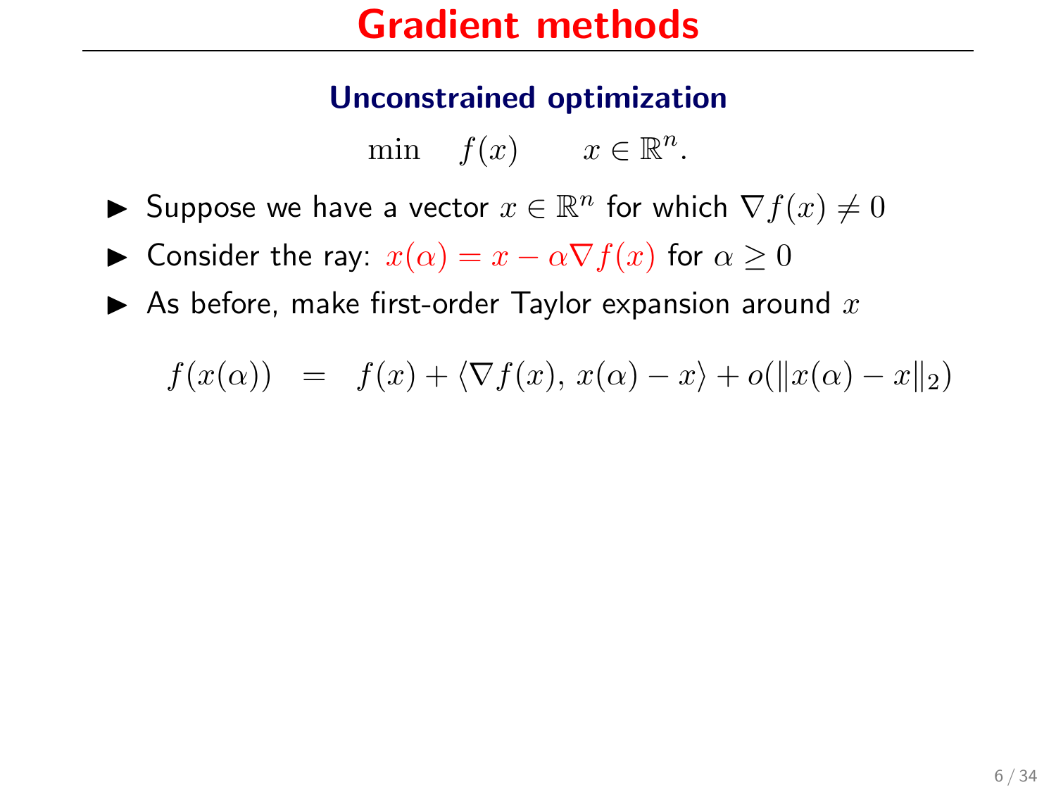# Gradient methods

### Unconstrained optimization

$$\min \quad f(x) \qquad x \in \mathbb{R}^n.$$

- Suppose we have a vector $x \in \mathbb{R}^n$ for which $\nabla f(x) \neq 0$
- Consider the ray: $x(\alpha) = x - \alpha \nabla f(x)$ for $\alpha \geq 0$
- As before, make first-order Taylor expansion around $x$

$$f(x(\alpha)) \quad = \quad f(x) + \langle \nabla f(x),\, x(\alpha) - x \rangle + o(\|x(\alpha) - x\|_2)$$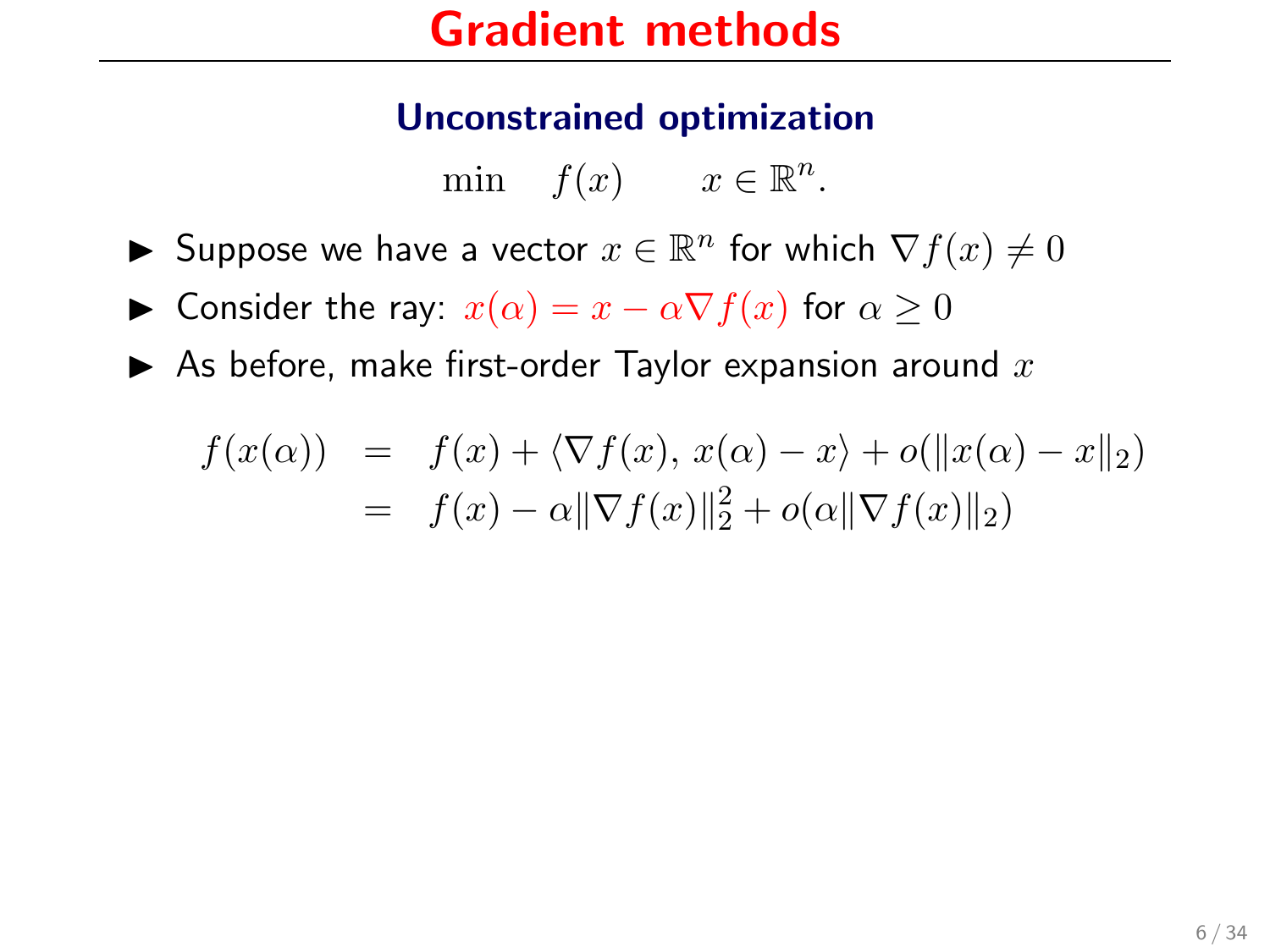# Gradient methods

## Unconstrained optimization

$$\min \quad f(x) \qquad x \in \mathbb{R}^n.$$

- Suppose we have a vector $x \in \mathbb{R}^n$ for which $\nabla f(x) \neq 0$
- Consider the ray: $x(\alpha) = x - \alpha \nabla f(x)$ for $\alpha \geq 0$
- As before, make first-order Taylor expansion around $x$

$$\begin{aligned} f(x(\alpha)) &= f(x) + \langle \nabla f(x), x(\alpha) - x \rangle + o(\|x(\alpha) - x\|_2) \\ &= f(x) - \alpha \|\nabla f(x)\|_2^2 + o(\alpha \|\nabla f(x)\|_2) \end{aligned}$$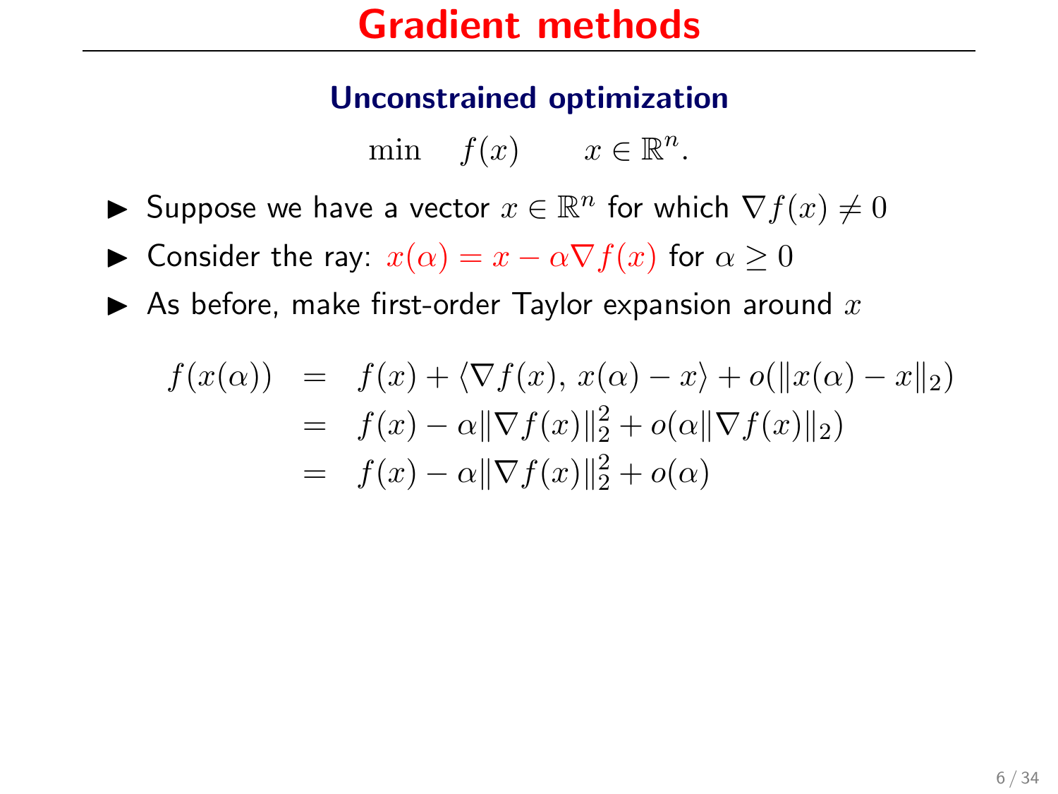# Gradient methods

## Unconstrained optimization

$$\min \quad f(x) \qquad x \in \mathbb{R}^n.$$

- Suppose we have a vector $x \in \mathbb{R}^n$ for which $\nabla f(x) \neq 0$
- Consider the ray: $x(\alpha) = x - \alpha \nabla f(x)$ for $\alpha \geq 0$
- As before, make first-order Taylor expansion around $x$

$$
\begin{aligned}
f(x(\alpha)) &= f(x) + \langle \nabla f(x), \, x(\alpha) - x \rangle + o(\|x(\alpha) - x\|_2) \\
&= f(x) - \alpha \|\nabla f(x)\|_2^2 + o(\alpha \|\nabla f(x)\|_2) \\
&= f(x) - \alpha \|\nabla f(x)\|_2^2 + o(\alpha)
\end{aligned}
$$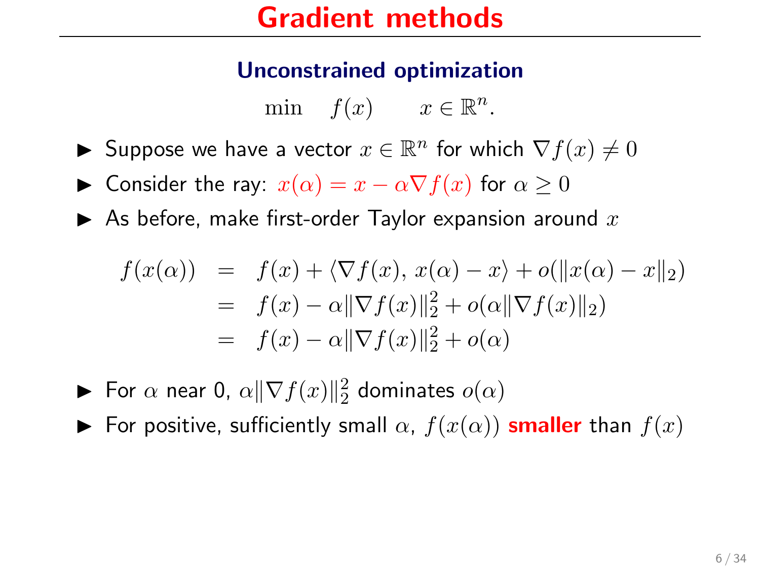# Gradient methods

### Unconstrained optimization

$$\min \quad f(x) \qquad x \in \mathbb{R}^n.$$

- Suppose we have a vector $x \in \mathbb{R}^n$ for which $\nabla f(x) \neq 0$
- Consider the ray: $x(\alpha) = x - \alpha \nabla f(x)$ for $\alpha \geq 0$
- As before, make first-order Taylor expansion around $x$

$$\begin{aligned} f(x(\alpha)) &= f(x) + \langle \nabla f(x), x(\alpha) - x \rangle + o(\|x(\alpha) - x\|_2) \\ &= f(x) - \alpha \|\nabla f(x)\|_2^2 + o(\alpha \|\nabla f(x)\|_2) \\ &= f(x) - \alpha \|\nabla f(x)\|_2^2 + o(\alpha) \end{aligned}$$

- For $\alpha$ near 0, $\alpha \|\nabla f(x)\|_2^2$ dominates $o(\alpha)$
- For positive, sufficiently small $\alpha$, $f(x(\alpha))$ **smaller** than $f(x)$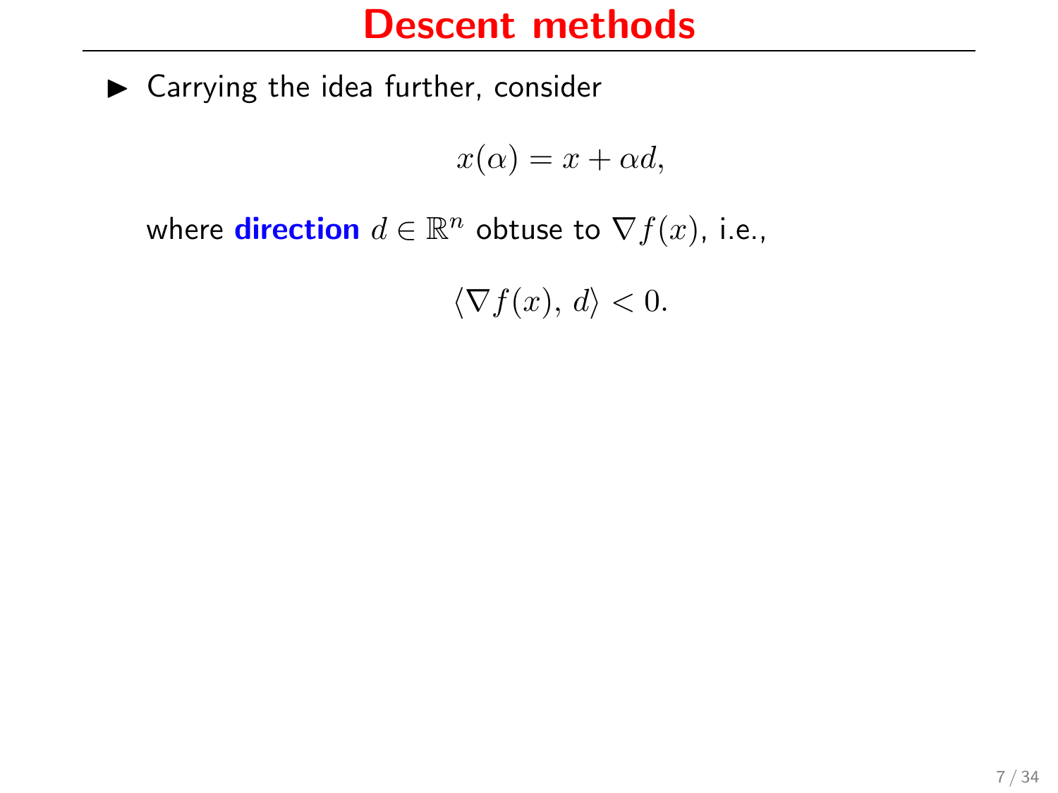# Descent methods

- Carrying the idea further, consider

$$x(\alpha) = x + \alpha d,$$

where **direction** $d \in \mathbb{R}^n$ obtuse to $\nabla f(x)$, i.e.,

$$\langle \nabla f(x),\, d \rangle < 0.$$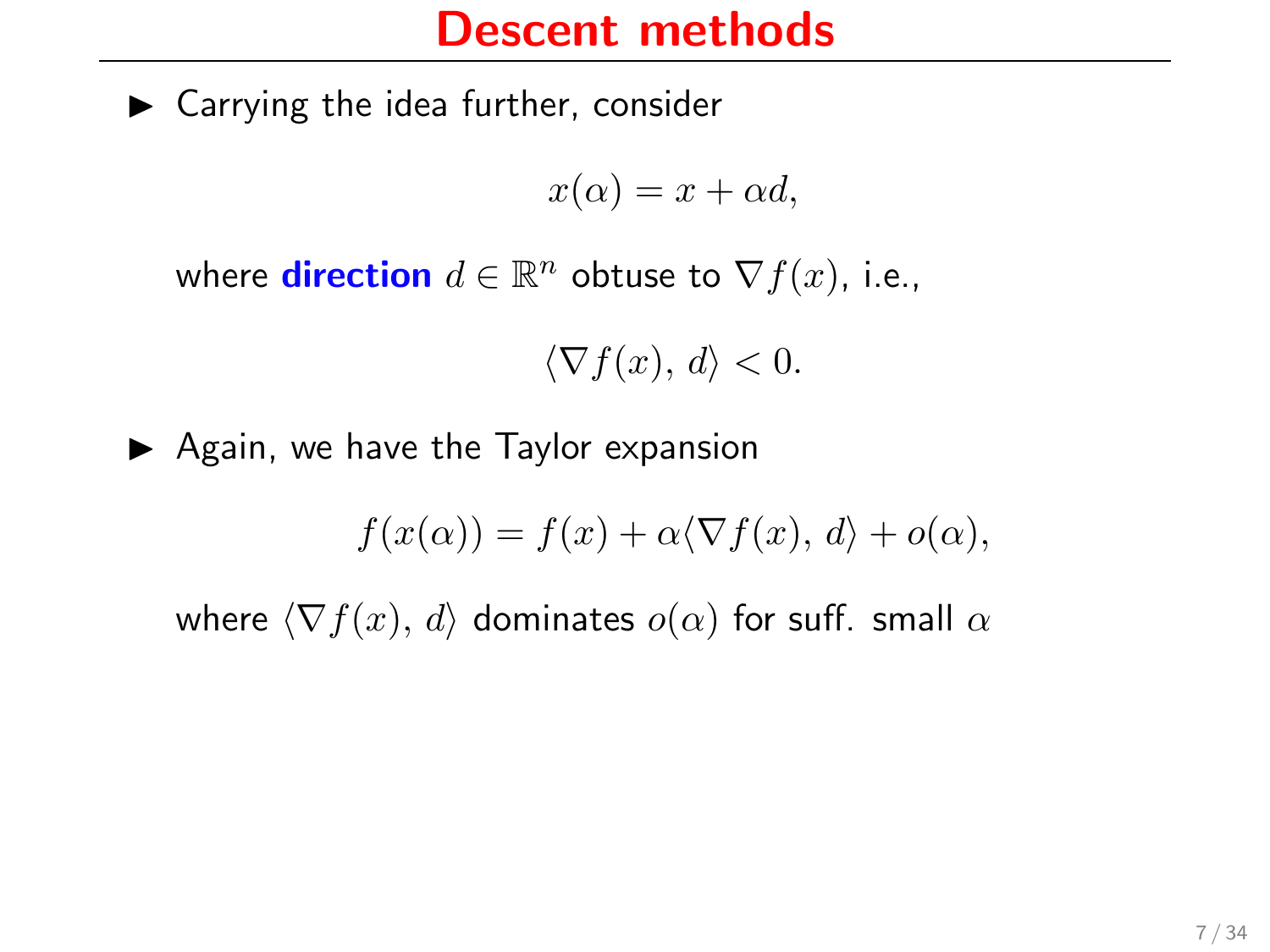# Descent methods

- Carrying the idea further, consider

$$x(\alpha) = x + \alpha d,$$

where **direction** $d \in \mathbb{R}^n$ obtuse to $\nabla f(x)$, i.e.,

$$\langle \nabla f(x), d \rangle < 0.$$

- Again, we have the Taylor expansion

$$f(x(\alpha)) = f(x) + \alpha \langle \nabla f(x), d \rangle + o(\alpha),$$

where $\langle \nabla f(x), d \rangle$ dominates $o(\alpha)$ for suff. small $\alpha$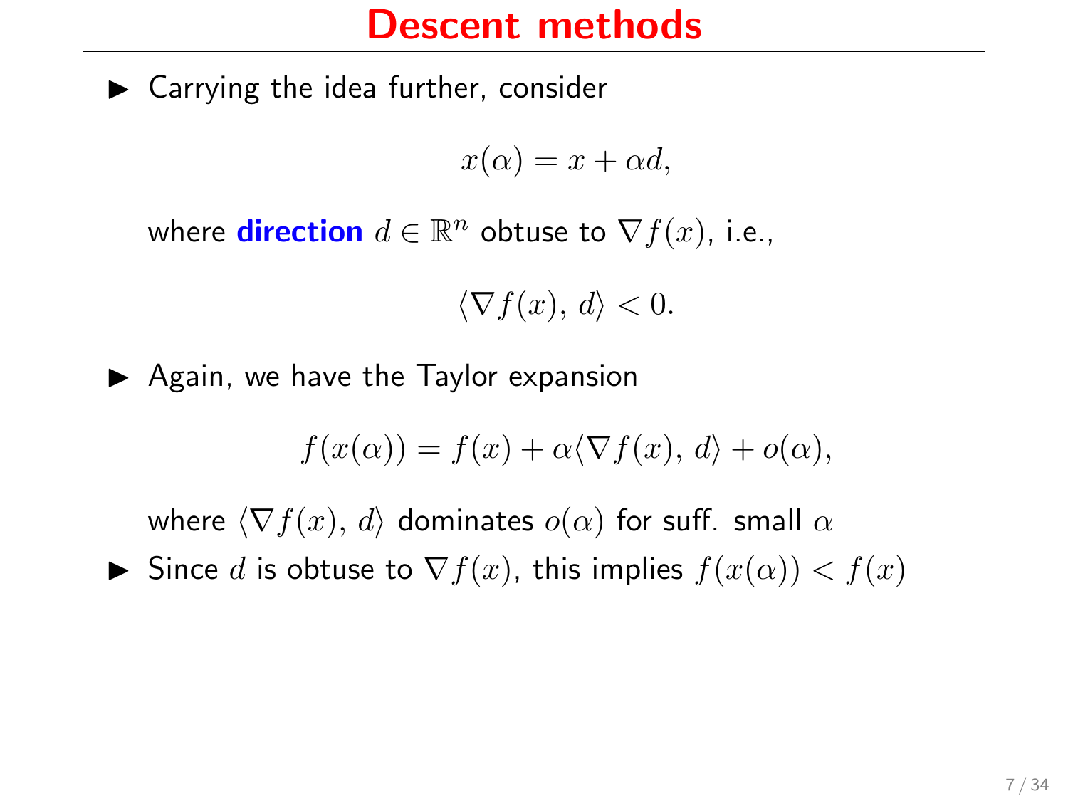# Descent methods

- Carrying the idea further, consider

$$x(\alpha) = x + \alpha d,$$

  where **direction** $d \in \mathbb{R}^n$ obtuse to $\nabla f(x)$, i.e.,

$$\langle \nabla f(x),\, d \rangle < 0.$$

- Again, we have the Taylor expansion

$$f(x(\alpha)) = f(x) + \alpha \langle \nabla f(x),\, d \rangle + o(\alpha),$$

  where $\langle \nabla f(x),\, d \rangle$ dominates $o(\alpha)$ for suff. small $\alpha$

- Since $d$ is obtuse to $\nabla f(x)$, this implies $f(x(\alpha)) < f(x)$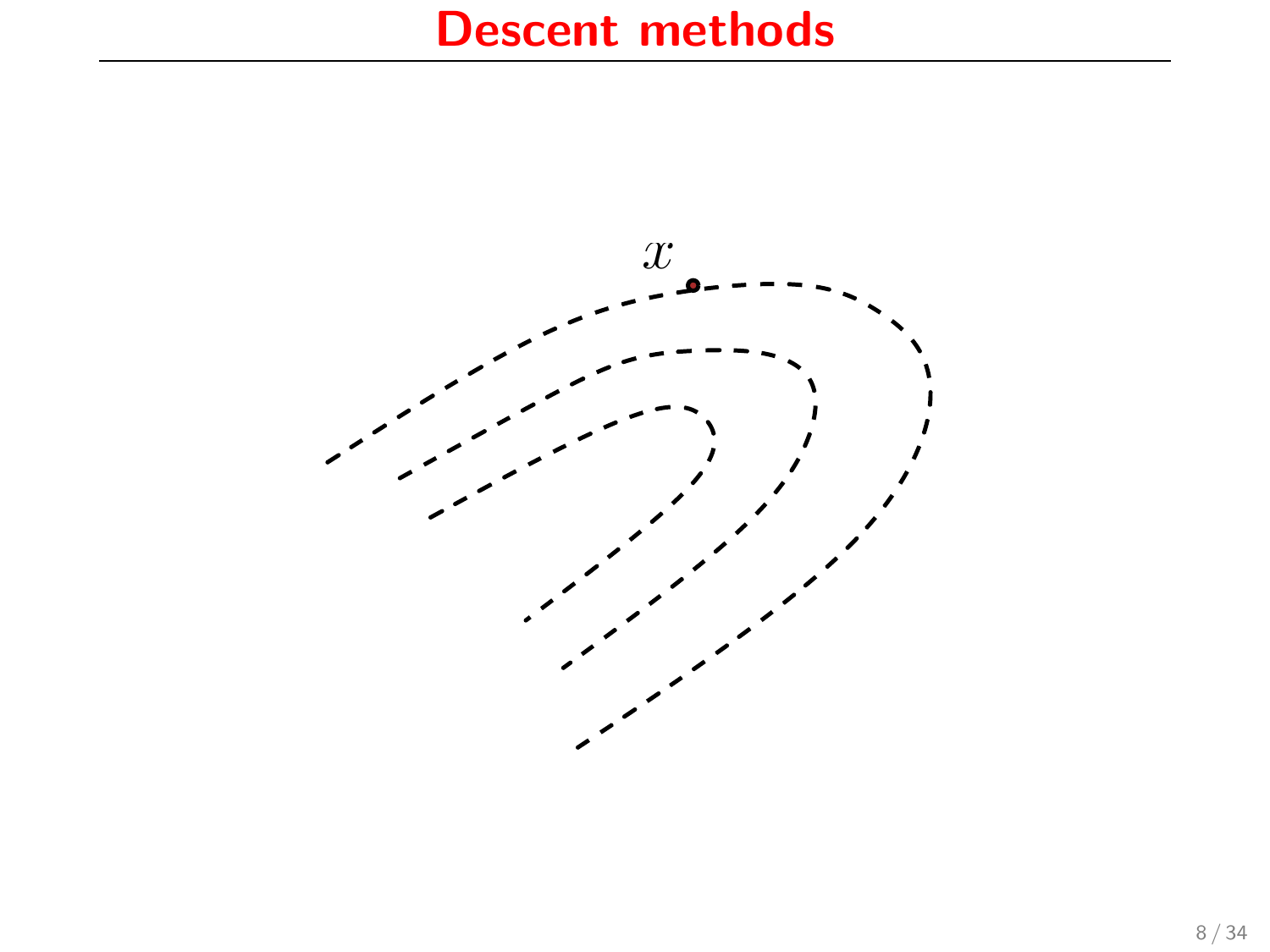# Descent methods

$x$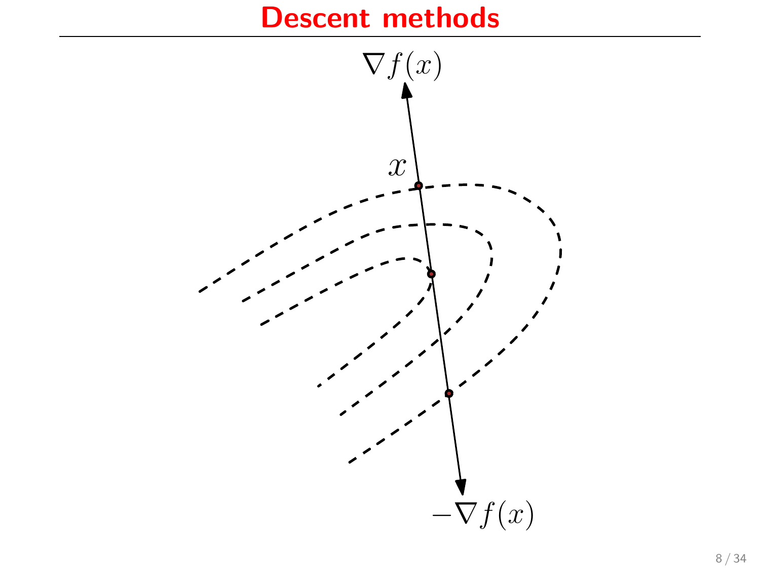# Descent methods

$\nabla f(x)$

$x$

$-\nabla f(x)$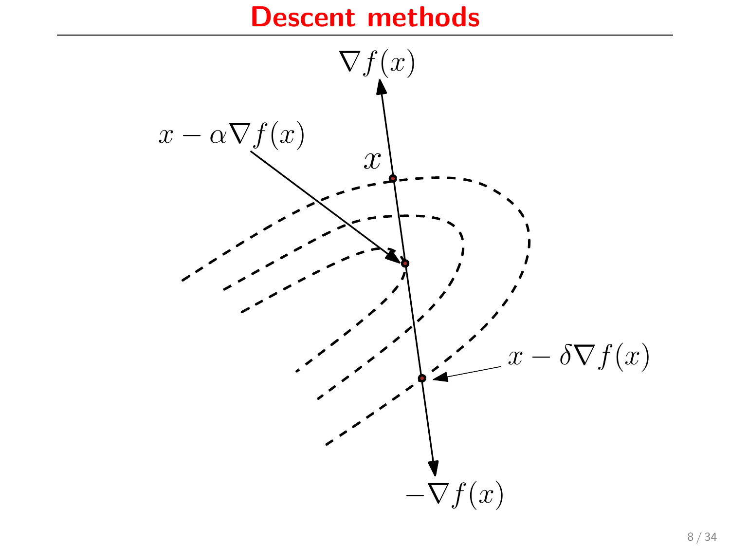# Descent methods

$\nabla f(x)$

$x - \alpha \nabla f(x)$

$x$

$x - \delta \nabla f(x)$

$-\nabla f(x)$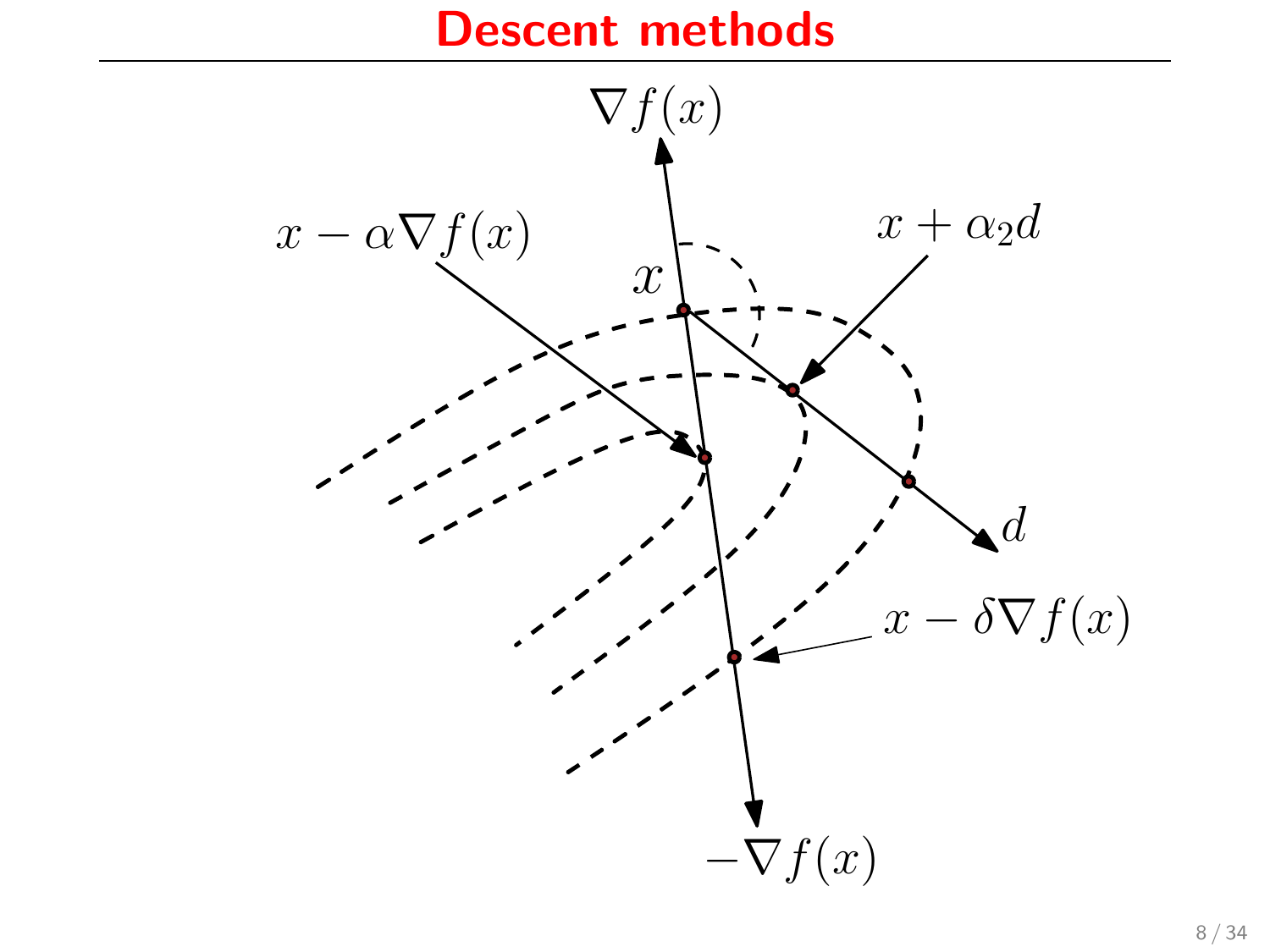# Descent methods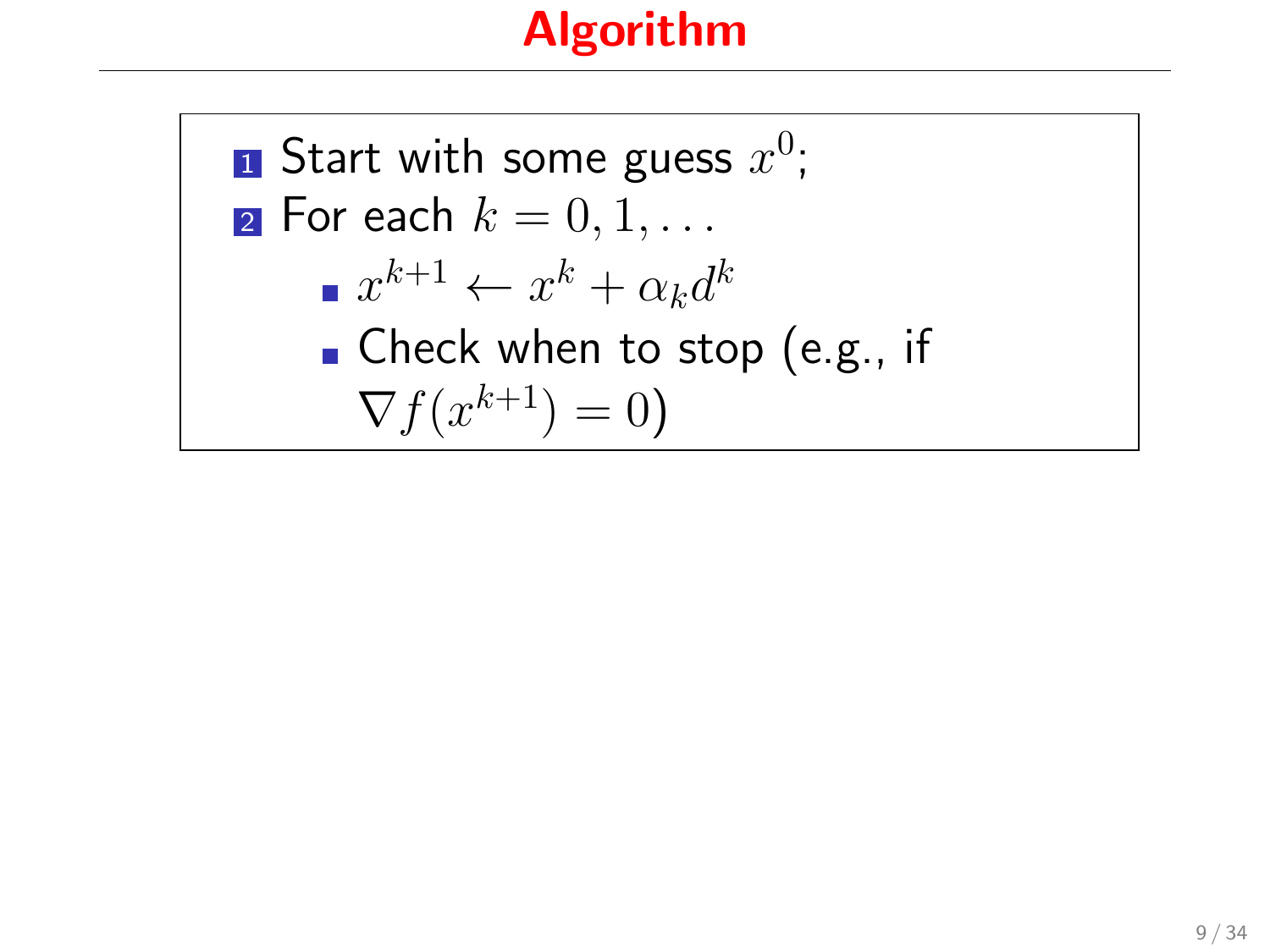# Algorithm

1. Start with some guess $x^0$;
2. For each $k = 0, 1, \ldots$
   - $x^{k+1} \leftarrow x^k + \alpha_k d^k$
   - Check when to stop (e.g., if $\nabla f(x^{k+1}) = 0$)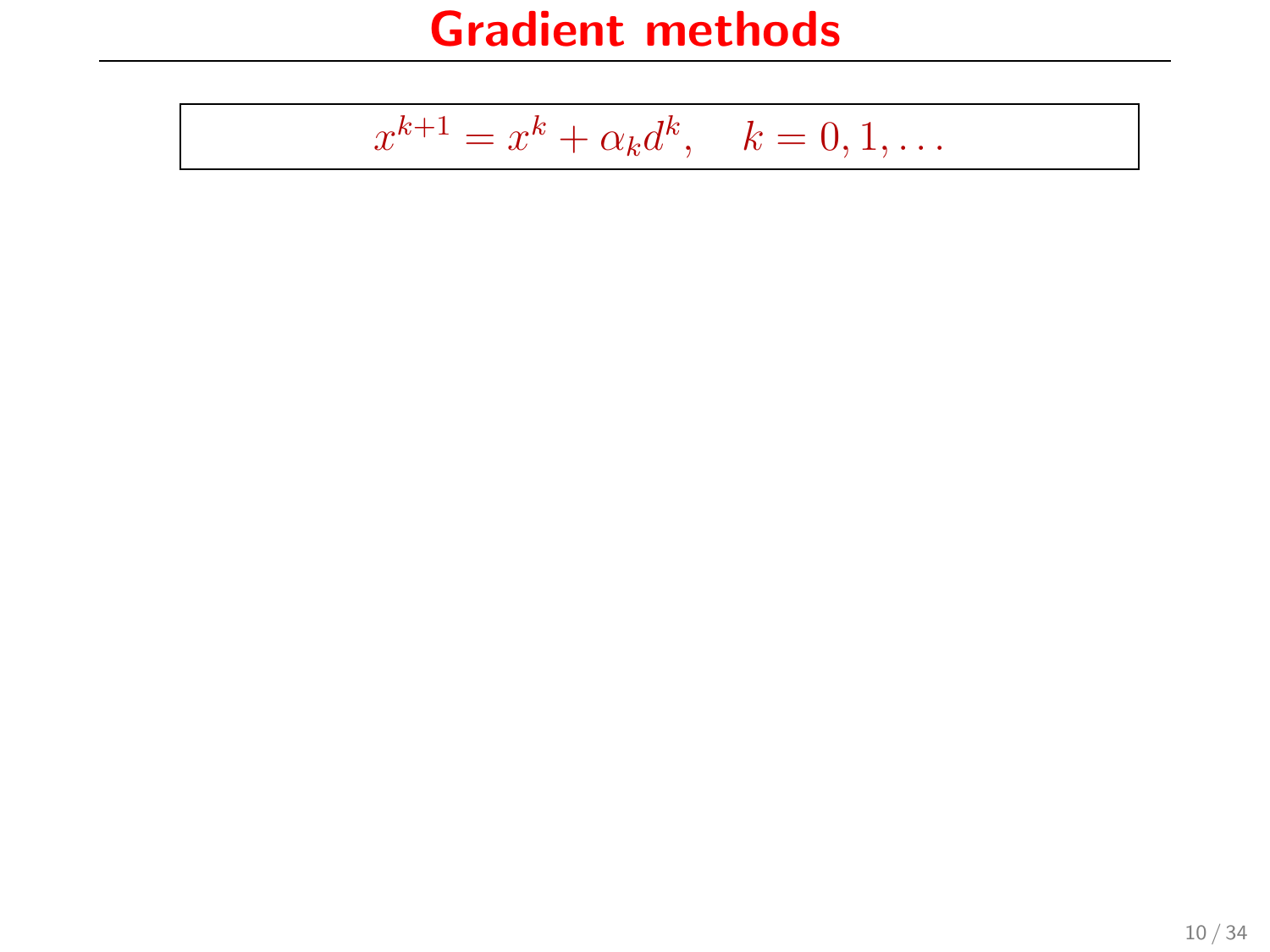# Gradient methods

$$x^{k+1} = x^k + \alpha_k d^k, \quad k = 0, 1, \ldots$$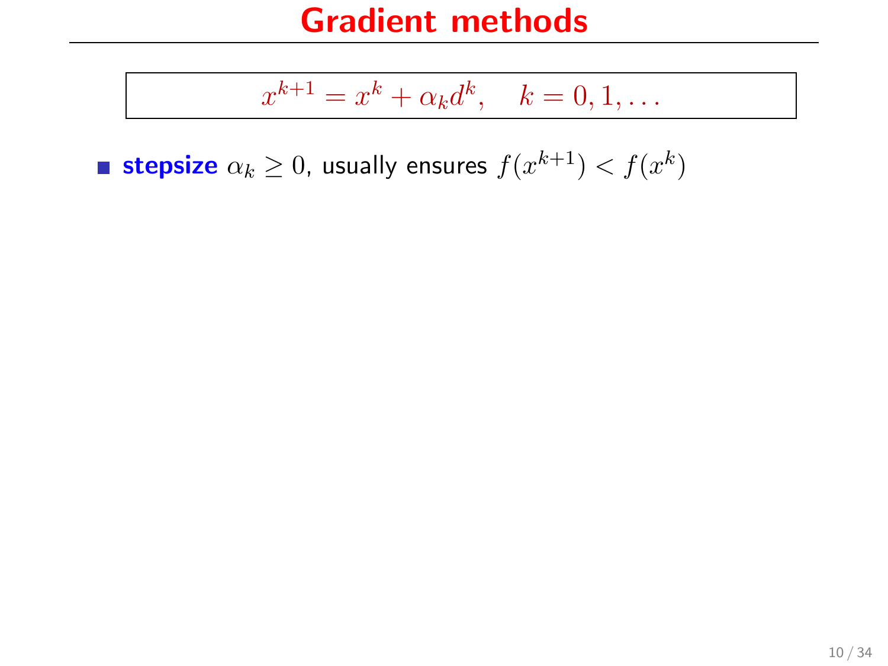# Gradient methods

$$x^{k+1} = x^k + \alpha_k d^k, \quad k = 0, 1, \ldots$$

- **stepsize** $\alpha_k \geq 0$, usually ensures $f(x^{k+1}) < f(x^k)$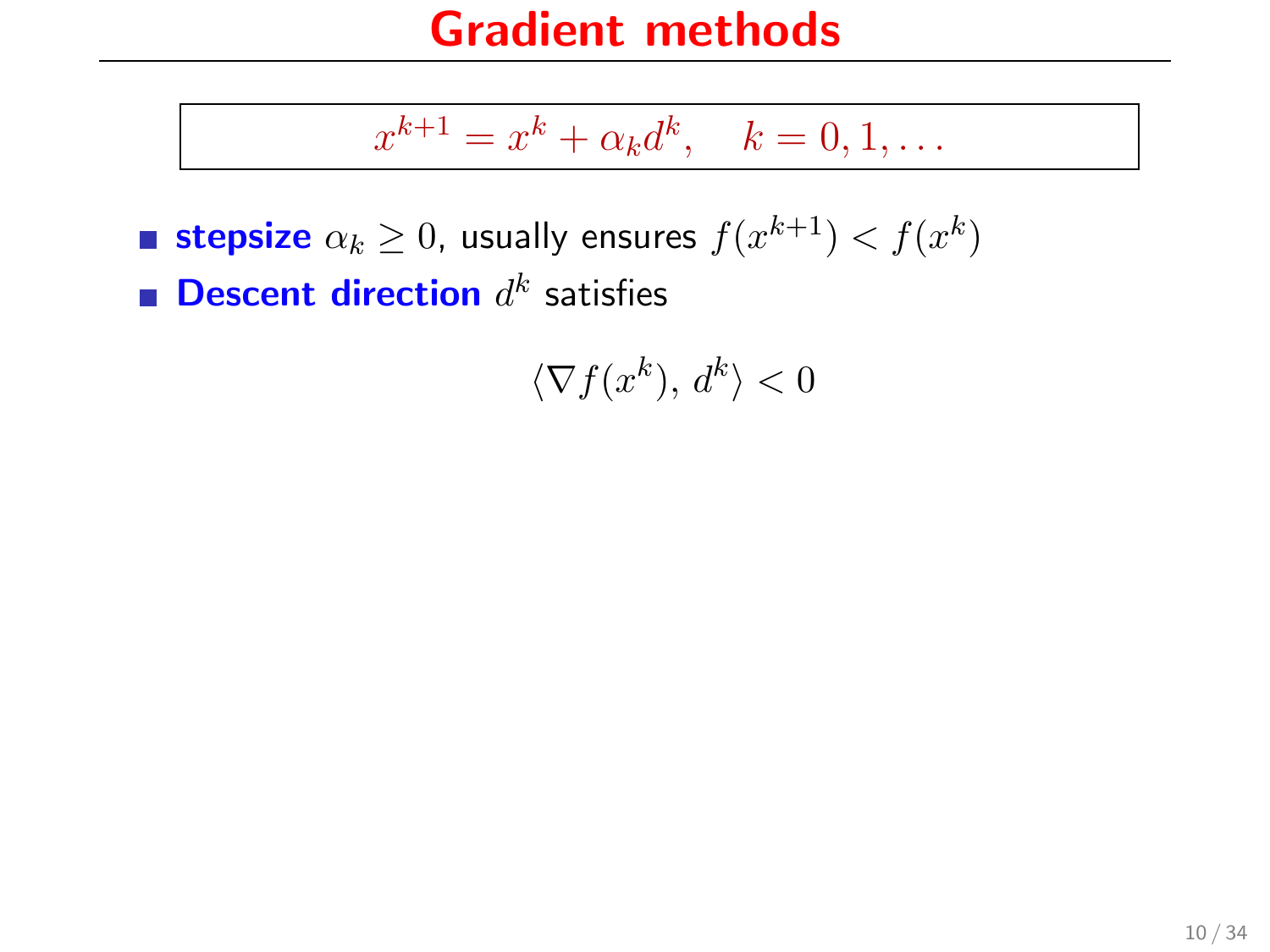# Gradient methods

$$x^{k+1} = x^k + \alpha_k d^k, \quad k = 0, 1, \ldots$$

- **stepsize** $\alpha_k \geq 0$, usually ensures $f(x^{k+1}) < f(x^k)$
- **Descent direction** $d^k$ satisfies

$$\langle \nabla f(x^k), \, d^k \rangle < 0$$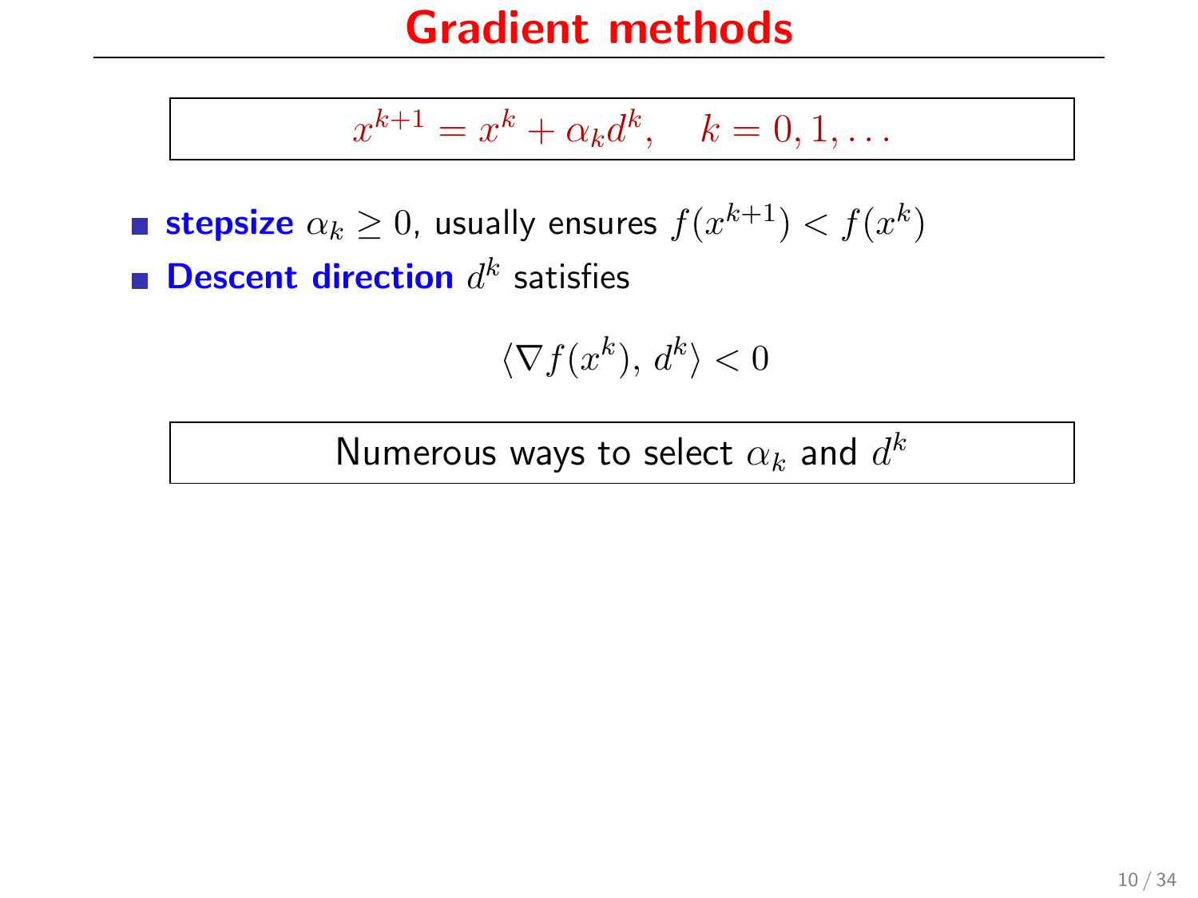# Gradient methods

$$x^{k+1} = x^k + \alpha_k d^k, \quad k = 0, 1, \ldots$$

- **stepsize** $\alpha_k \geq 0$, usually ensures $f(x^{k+1}) < f(x^k)$
- **Descent direction** $d^k$ satisfies

$$\langle \nabla f(x^k), d^k \rangle < 0$$

Numerous ways to select $\alpha_k$ and $d^k$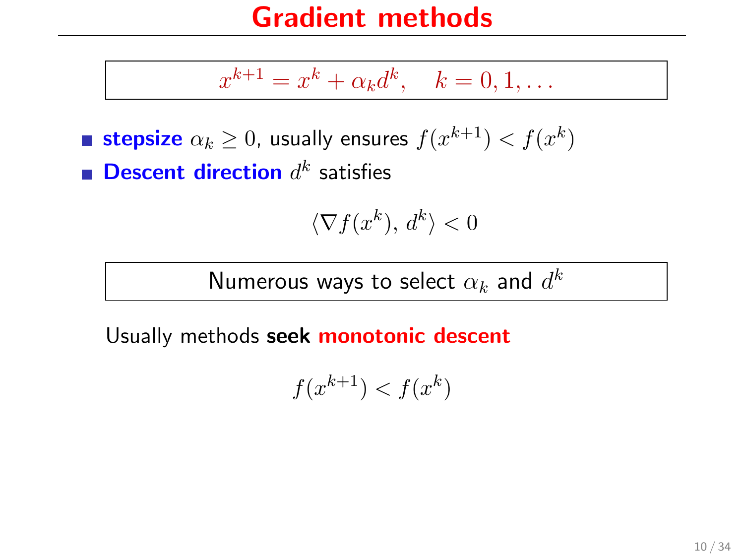# Gradient methods

$$x^{k+1} = x^k + \alpha_k d^k, \quad k = 0, 1, \ldots$$

- **stepsize** $\alpha_k \geq 0$, usually ensures $f(x^{k+1}) < f(x^k)$
- **Descent direction** $d^k$ satisfies

$$\langle \nabla f(x^k), \, d^k \rangle < 0$$

Numerous ways to select $\alpha_k$ and $d^k$

Usually methods **seek monotonic descent**

$$f(x^{k+1}) < f(x^k)$$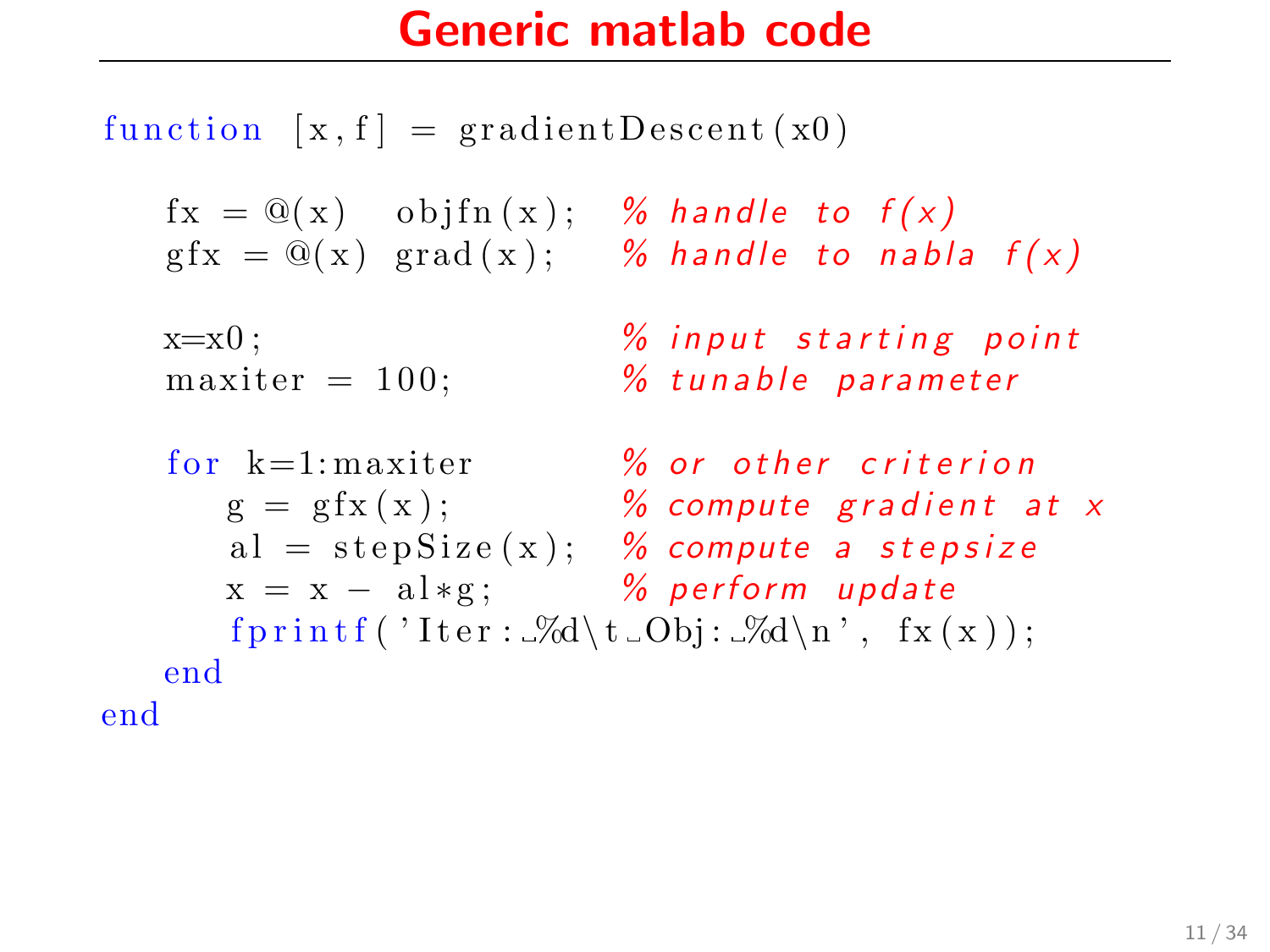# Generic matlab code

```matlab
function [x,f] = gradientDescent(x0)

  fx = @(x) objfn(x);    % handle to f(x)
  gfx = @(x) grad(x);    % handle to nabla f(x)

  x=x0;                  % input starting point
  maxiter = 100;         % tunable parameter

  for k=1:maxiter        % or other criterion
     g = gfx(x);         % compute gradient at x
     al = stepSize(x);   % compute a stepsize
     x = x - al*g;       % perform update
     fprintf('Iter: %d\t Obj: %d\n', fx(x));
  end
end
```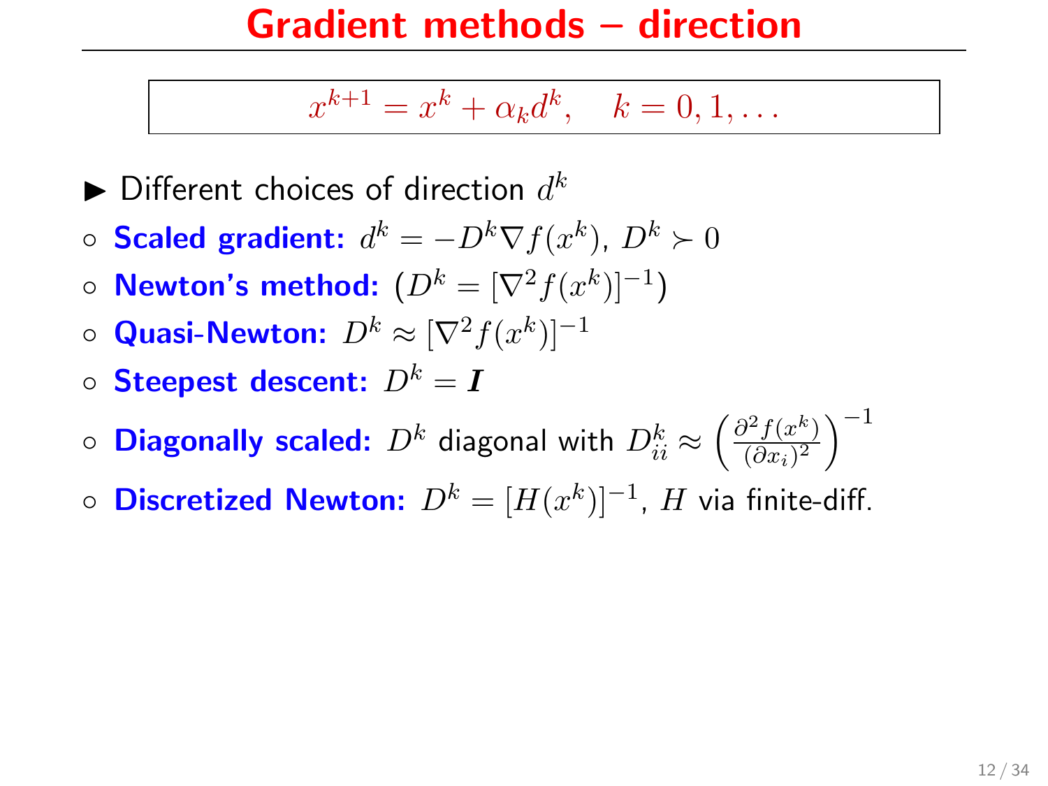# Gradient methods – direction

$$x^{k+1} = x^k + \alpha_k d^k, \quad k = 0, 1, \ldots$$

- Different choices of direction $d^k$
- ◦ **Scaled gradient:** $d^k = -D^k \nabla f(x^k)$, $D^k \succ 0$
- ◦ **Newton's method:** $(D^k = [\nabla^2 f(x^k)]^{-1})$
- ◦ **Quasi-Newton:** $D^k \approx [\nabla^2 f(x^k)]^{-1}$
- ◦ **Steepest descent:** $D^k = \boldsymbol{I}$
- ◦ **Diagonally scaled:** $D^k$ diagonal with $D^k_{ii} \approx \left(\frac{\partial^2 f(x^k)}{(\partial x_i)^2}\right)^{-1}$
- ◦ **Discretized Newton:** $D^k = [H(x^k)]^{-1}$, $H$ via finite-diff.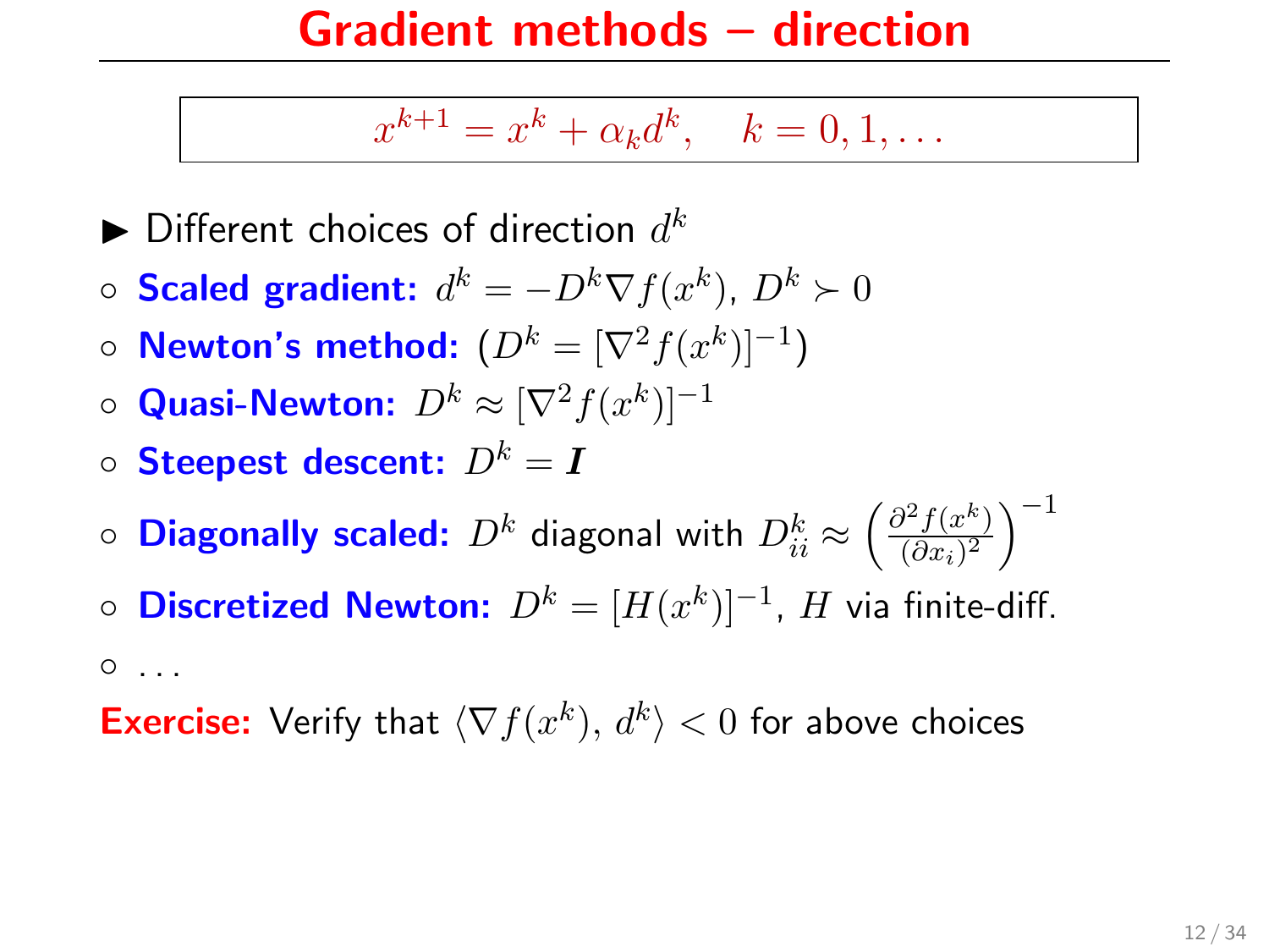# Gradient methods – direction

$$x^{k+1} = x^k + \alpha_k d^k, \quad k = 0, 1, \ldots$$

- Different choices of direction $d^k$
  - **Scaled gradient:** $d^k = -D^k \nabla f(x^k)$, $D^k \succ 0$
  - **Newton's method:** $(D^k = [\nabla^2 f(x^k)]^{-1})$
  - **Quasi-Newton:** $D^k \approx [\nabla^2 f(x^k)]^{-1}$
  - **Steepest descent:** $D^k = \boldsymbol{I}$
  - **Diagonally scaled:** $D^k$ diagonal with $D^k_{ii} \approx \left(\frac{\partial^2 f(x^k)}{(\partial x_i)^2}\right)^{-1}$
  - **Discretized Newton:** $D^k = [H(x^k)]^{-1}$, $H$ via finite-diff.
  - ...

**Exercise:** Verify that $\langle \nabla f(x^k), d^k \rangle < 0$ for above choices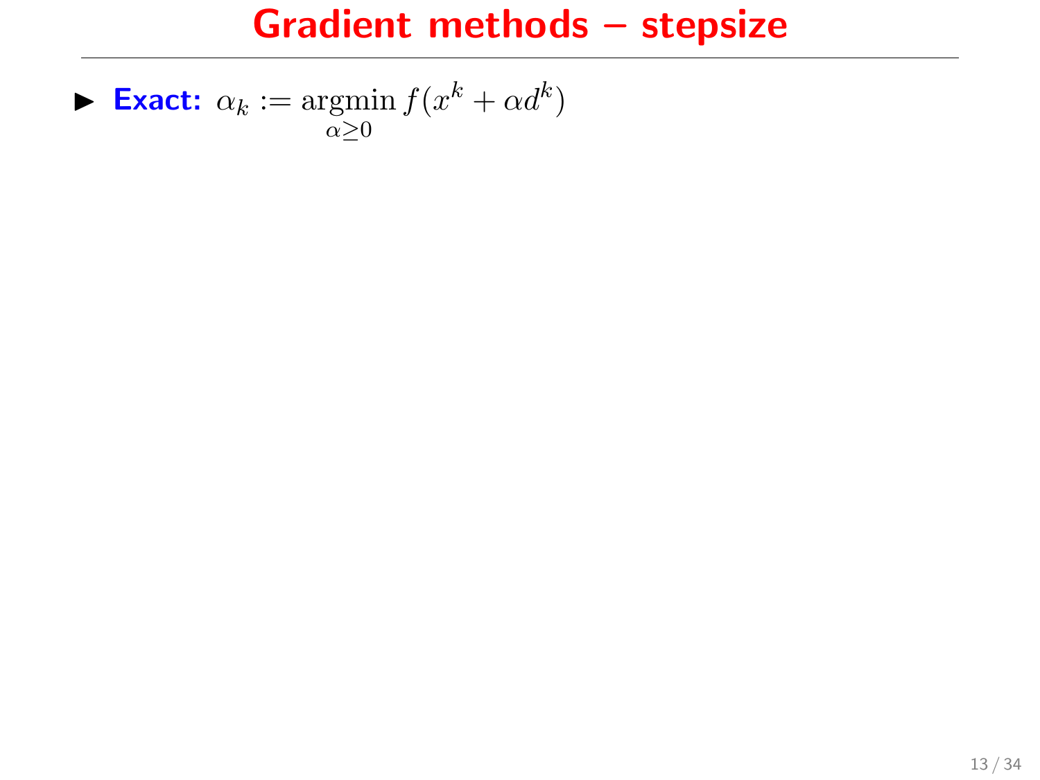# Gradient methods – stepsize

- **Exact:** $\alpha_k := \operatorname*{argmin}_{\alpha \geq 0} f(x^k + \alpha d^k)$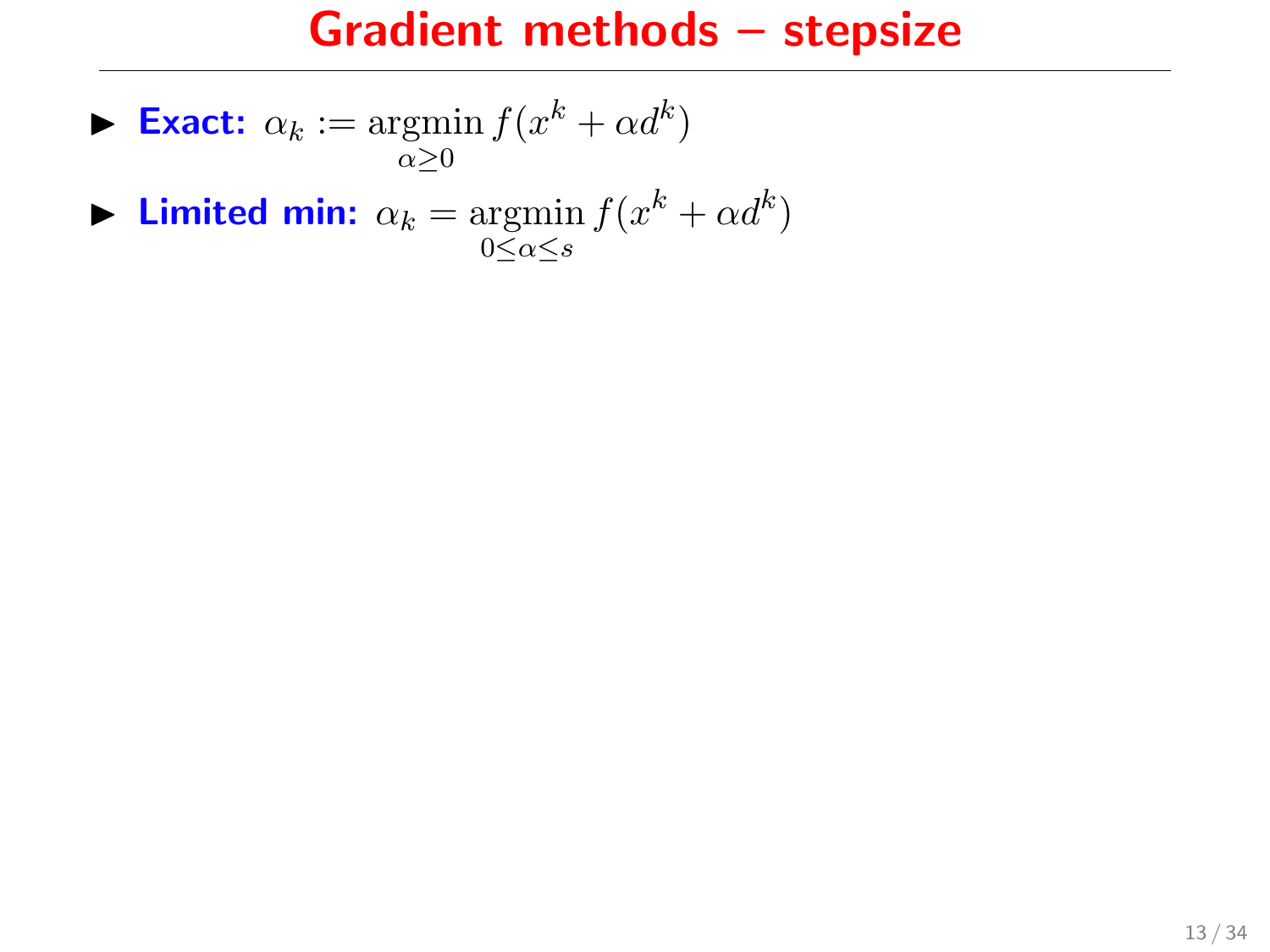# Gradient methods – stepsize

- **Exact:** $\alpha_k := \underset{\alpha \geq 0}{\operatorname{argmin}}\, f(x^k + \alpha d^k)$
- **Limited min:** $\alpha_k = \underset{0 \leq \alpha \leq s}{\operatorname{argmin}}\, f(x^k + \alpha d^k)$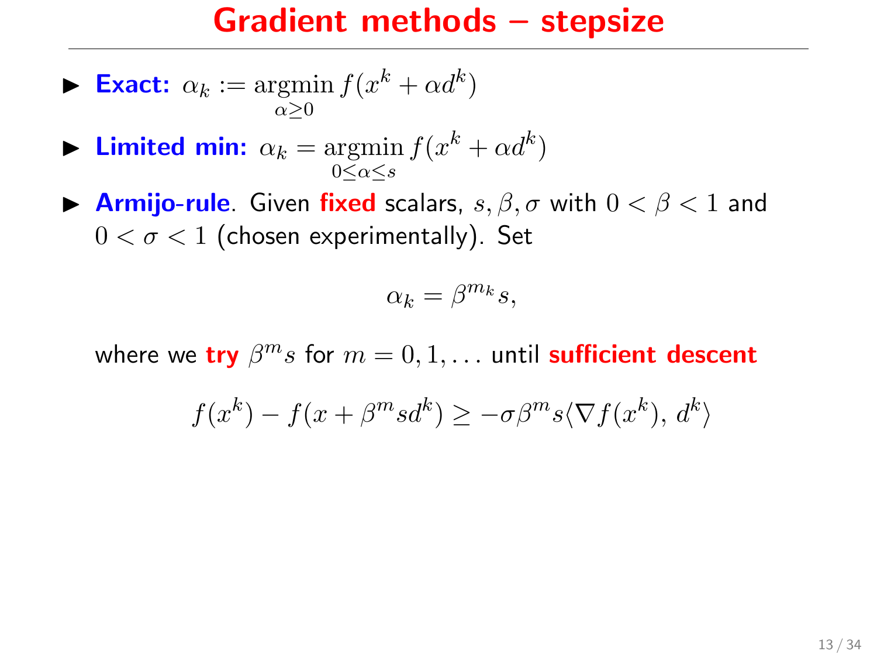# Gradient methods – stepsize

- **Exact:** $\alpha_k := \underset{\alpha \geq 0}{\operatorname{argmin}} f(x^k + \alpha d^k)$
- **Limited min:** $\alpha_k = \underset{0 \leq \alpha \leq s}{\operatorname{argmin}} f(x^k + \alpha d^k)$
- **Armijo-rule**. Given **fixed** scalars, $s, \beta, \sigma$ with $0 < \beta < 1$ and $0 < \sigma < 1$ (chosen experimentally). Set

$$\alpha_k = \beta^{m_k} s,$$

where we **try** $\beta^m s$ for $m = 0, 1, \ldots$ until **sufficient descent**

$$f(x^k) - f(x + \beta^m s d^k) \geq -\sigma \beta^m s \langle \nabla f(x^k),\, d^k \rangle$$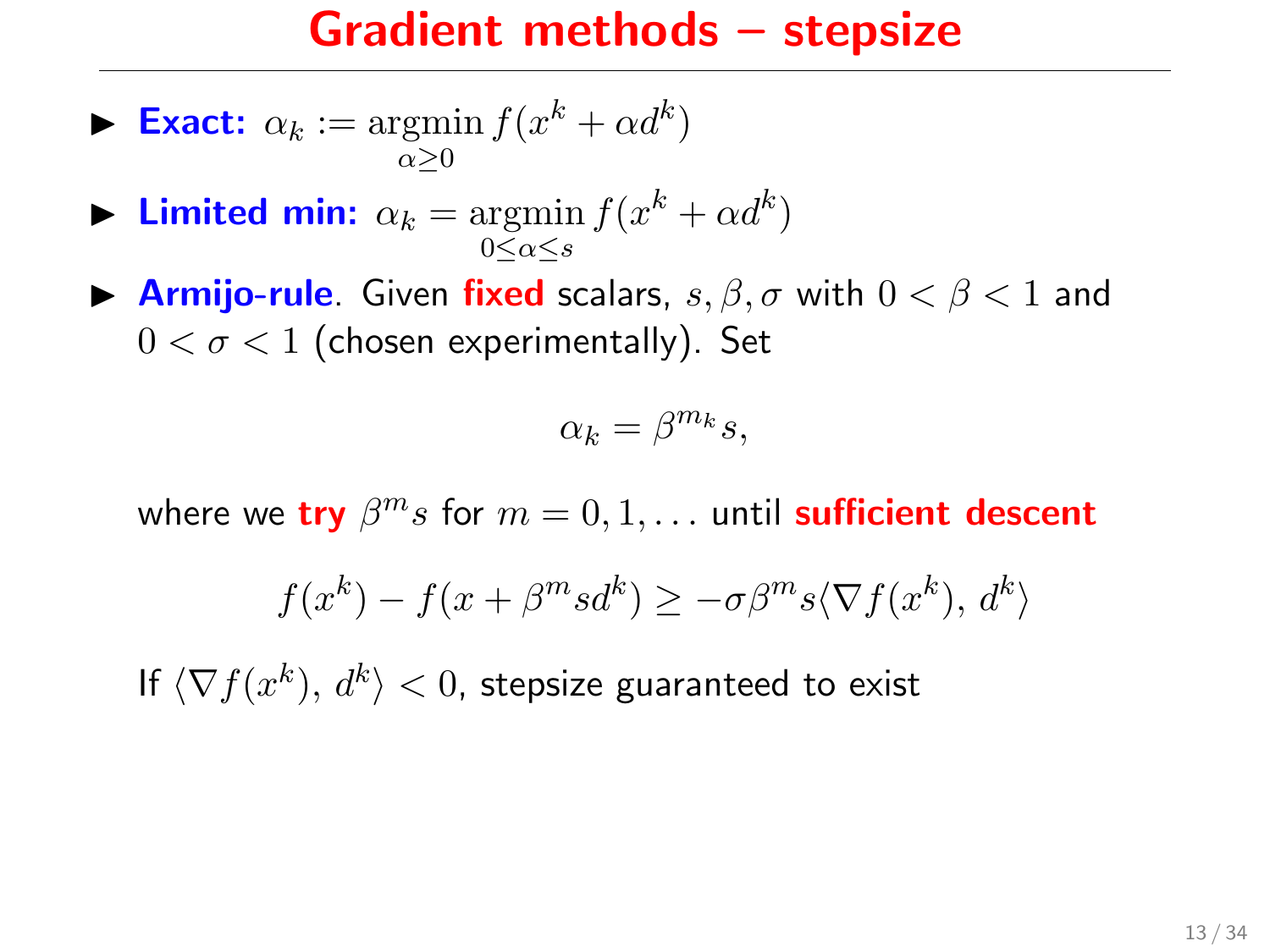# Gradient methods – stepsize

- **Exact:** $\alpha_k := \underset{\alpha \geq 0}{\operatorname{argmin}} f(x^k + \alpha d^k)$
- **Limited min:** $\alpha_k = \underset{0 \leq \alpha \leq s}{\operatorname{argmin}} f(x^k + \alpha d^k)$
- **Armijo-rule**. Given **fixed** scalars, $s, \beta, \sigma$ with $0 < \beta < 1$ and $0 < \sigma < 1$ (chosen experimentally). Set

$$\alpha_k = \beta^{m_k} s,$$

where we **try** $\beta^m s$ for $m = 0, 1, \ldots$ until **sufficient descent**

$$f(x^k) - f(x + \beta^m s d^k) \geq -\sigma \beta^m s \langle \nabla f(x^k),\, d^k \rangle$$

If $\langle \nabla f(x^k),\, d^k \rangle < 0$, stepsize guaranteed to exist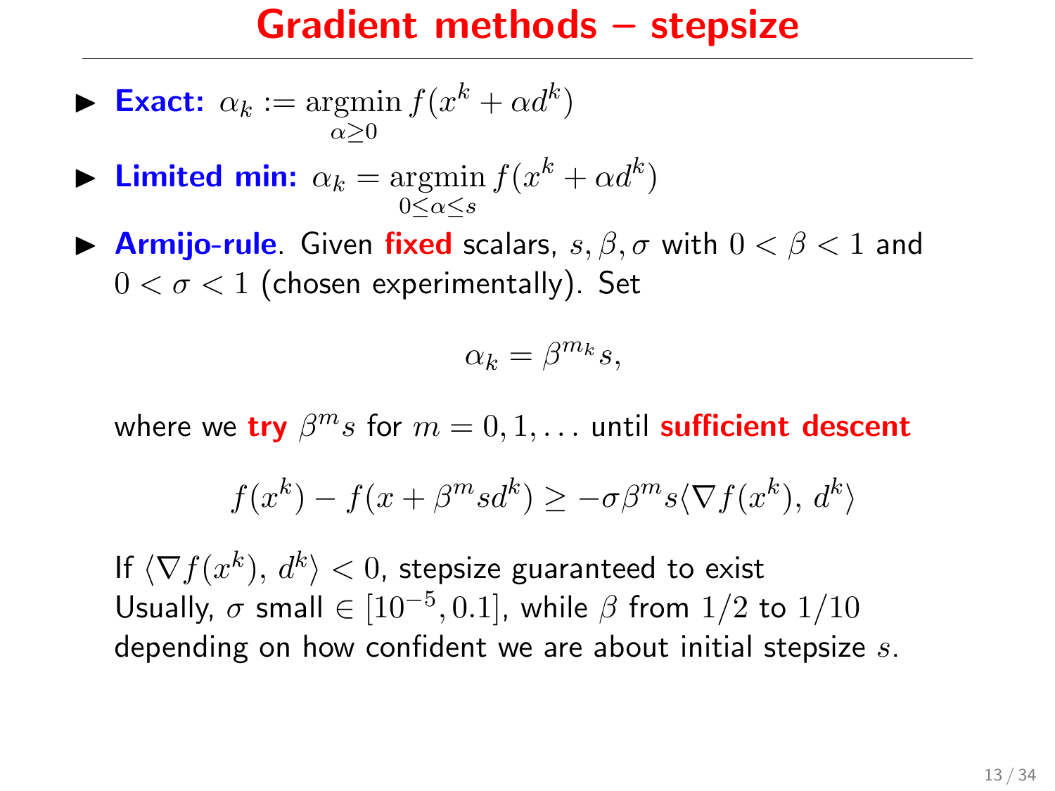# Gradient methods – stepsize

- **Exact:** $\alpha_k := \underset{\alpha \geq 0}{\operatorname{argmin}}\, f(x^k + \alpha d^k)$
- **Limited min:** $\alpha_k = \underset{0 \leq \alpha \leq s}{\operatorname{argmin}}\, f(x^k + \alpha d^k)$
- **Armijo-rule**. Given **fixed** scalars, $s, \beta, \sigma$ with $0 < \beta < 1$ and $0 < \sigma < 1$ (chosen experimentally). Set

$$\alpha_k = \beta^{m_k} s,$$

where we **try** $\beta^m s$ for $m = 0, 1, \ldots$ until **sufficient descent**

$$f(x^k) - f(x + \beta^m s d^k) \geq -\sigma \beta^m s \langle \nabla f(x^k),\, d^k \rangle$$

If $\langle \nabla f(x^k),\, d^k \rangle < 0$, stepsize guaranteed to exist
Usually, $\sigma$ small $\in [10^{-5}, 0.1]$, while $\beta$ from $1/2$ to $1/10$ depending on how confident we are about initial stepsize $s$.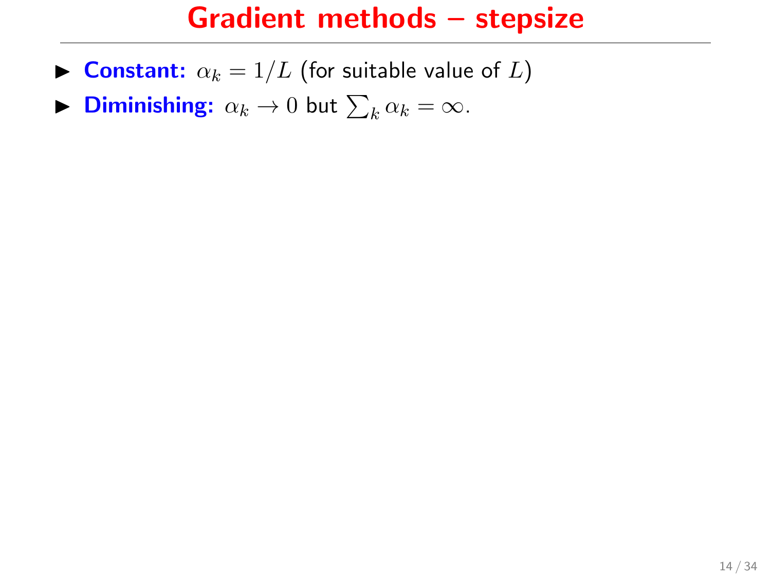# Gradient methods – stepsize

- **Constant:** $\alpha_k = 1/L$ (for suitable value of $L$)
- **Diminishing:** $\alpha_k \to 0$ but $\sum_k \alpha_k = \infty$.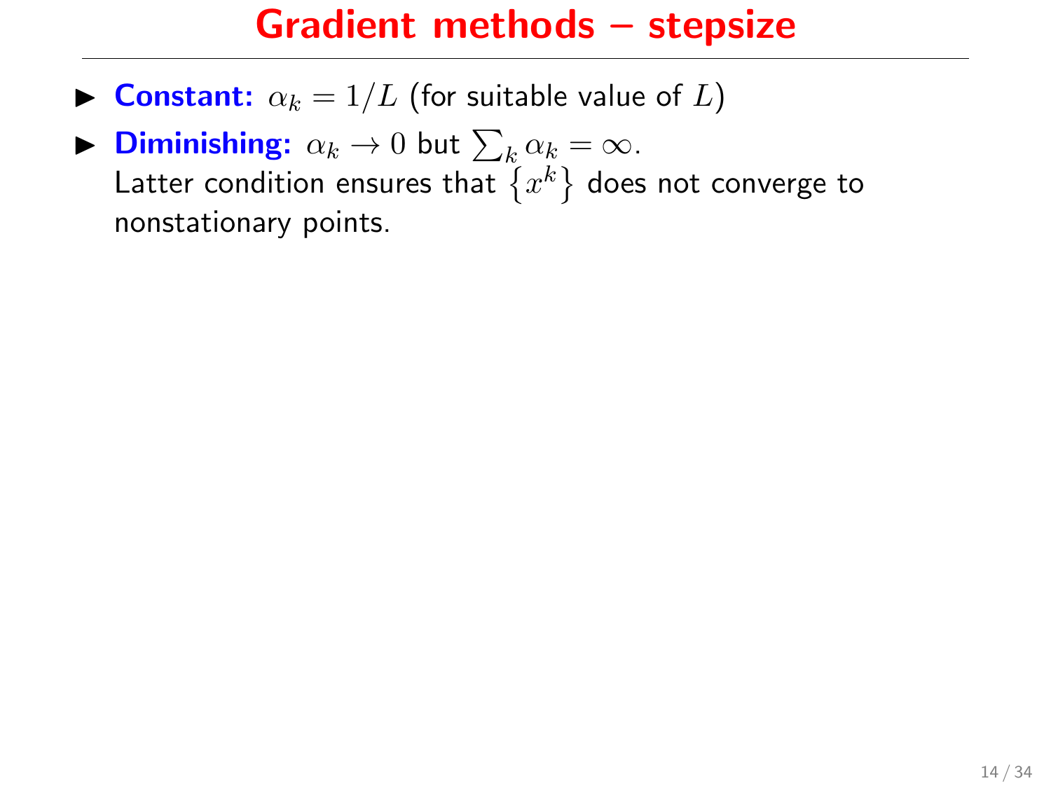# Gradient methods – stepsize

- **Constant:** $\alpha_k = 1/L$ (for suitable value of $L$)
- **Diminishing:** $\alpha_k \to 0$ but $\sum_k \alpha_k = \infty$.
  Latter condition ensures that $\{x^k\}$ does not converge to nonstationary points.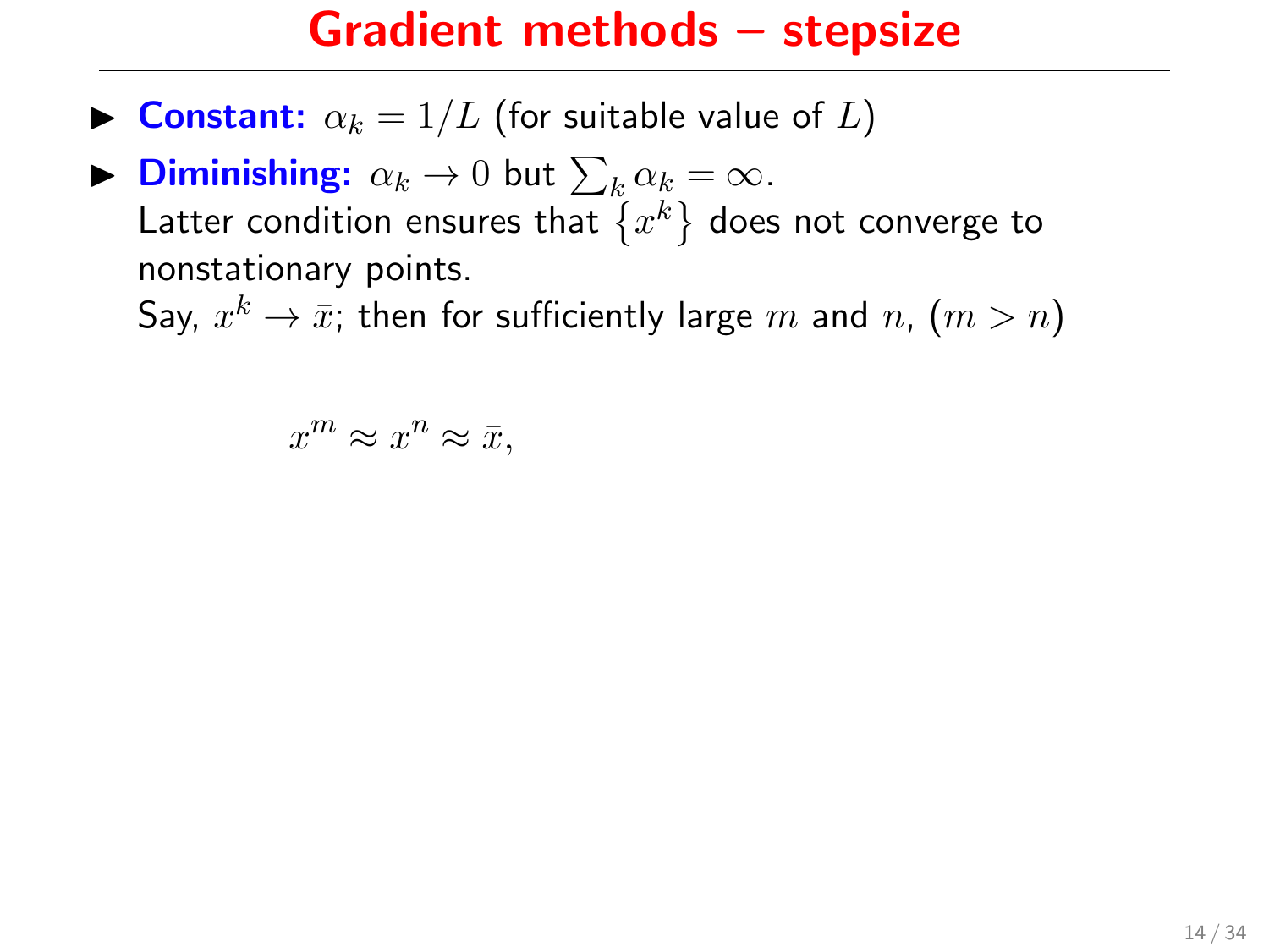# Gradient methods – stepsize

- **Constant:** $\alpha_k = 1/L$ (for suitable value of $L$)
- **Diminishing:** $\alpha_k \to 0$ but $\sum_k \alpha_k = \infty$.
  Latter condition ensures that $\{x^k\}$ does not converge to nonstationary points.
  Say, $x^k \to \bar{x}$; then for sufficiently large $m$ and $n$, ($m > n$)

$$x^m \approx x^n \approx \bar{x},$$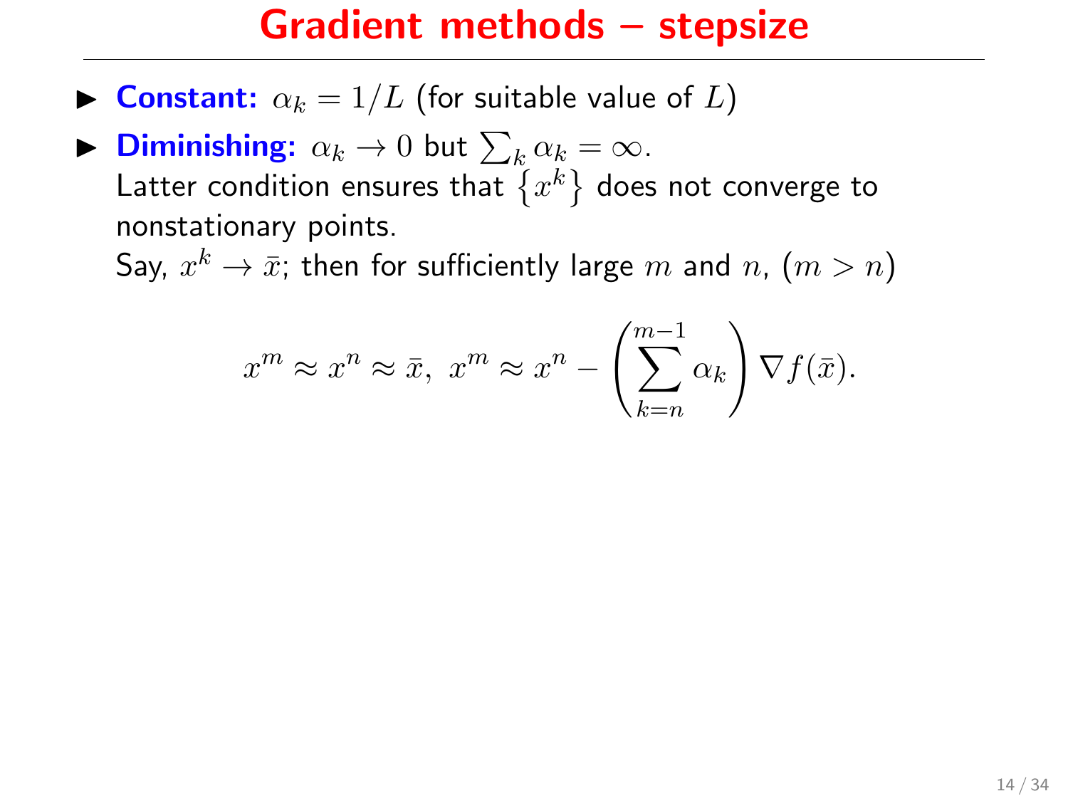# Gradient methods – stepsize

- **Constant:** $\alpha_k = 1/L$ (for suitable value of $L$)
- **Diminishing:** $\alpha_k \to 0$ but $\sum_k \alpha_k = \infty$.
  Latter condition ensures that $\{x^k\}$ does not converge to nonstationary points.
  Say, $x^k \to \bar{x}$; then for sufficiently large $m$ and $n$, ($m > n$)

$$x^m \approx x^n \approx \bar{x}, \; x^m \approx x^n - \left( \sum_{k=n}^{m-1} \alpha_k \right) \nabla f(\bar{x}).$$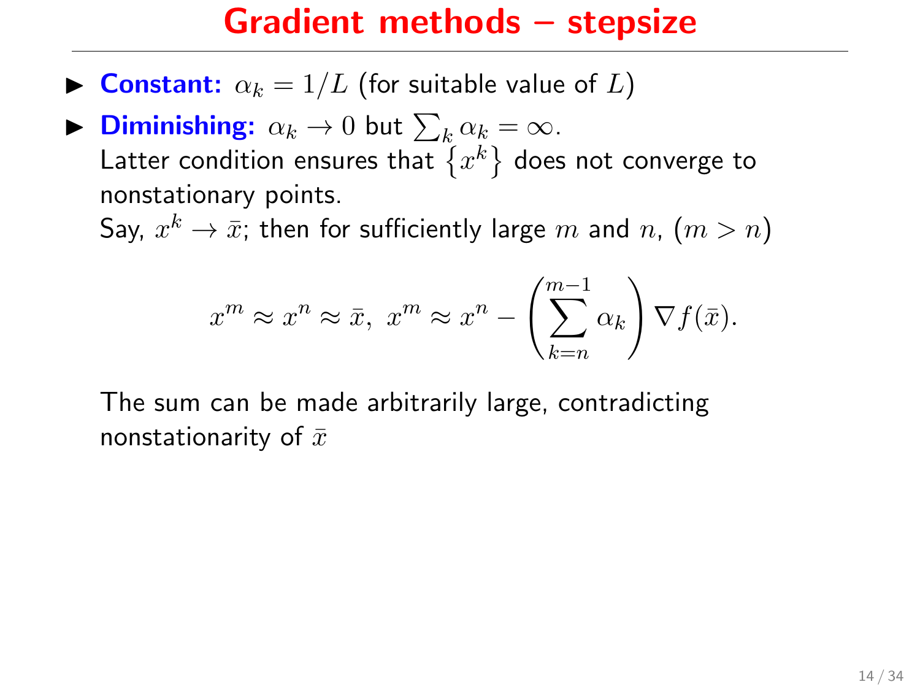# Gradient methods – stepsize

- **Constant:** $\alpha_k = 1/L$ (for suitable value of $L$)
- **Diminishing:** $\alpha_k \to 0$ but $\sum_k \alpha_k = \infty$.
  Latter condition ensures that $\{x^k\}$ does not converge to nonstationary points.
  Say, $x^k \to \bar{x}$; then for sufficiently large $m$ and $n$, ($m > n$)

  $$x^m \approx x^n \approx \bar{x}, \; x^m \approx x^n - \left( \sum_{k=n}^{m-1} \alpha_k \right) \nabla f(\bar{x}).$$

  The sum can be made arbitrarily large, contradicting nonstationarity of $\bar{x}$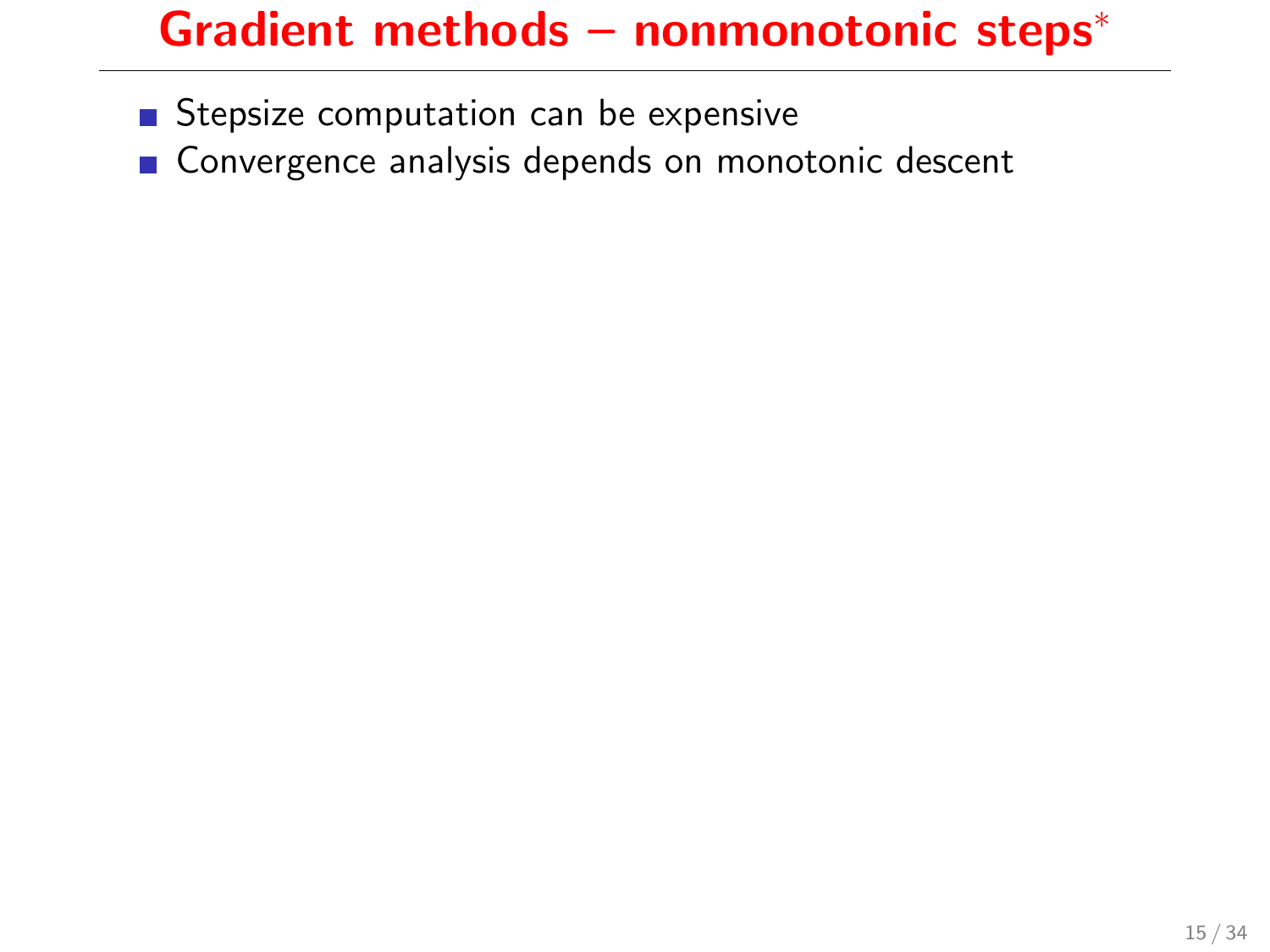# Gradient methods – nonmonotonic steps*

- Stepsize computation can be expensive
- Convergence analysis depends on monotonic descent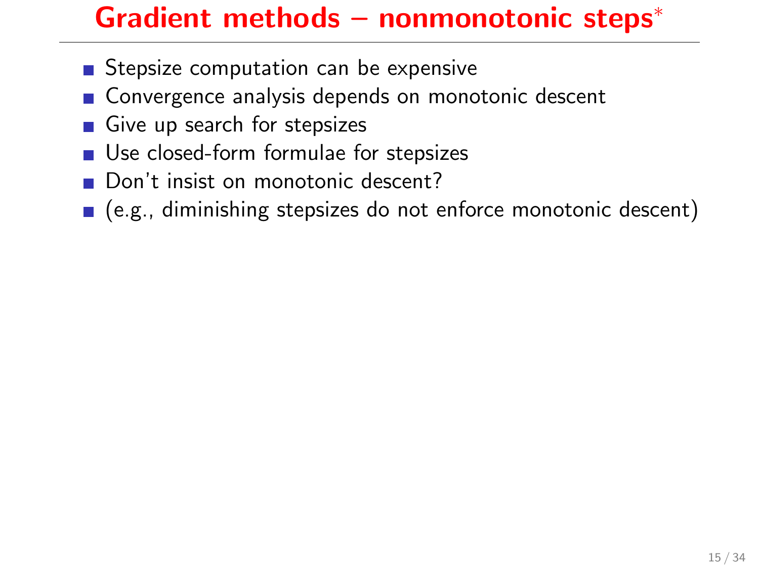# Gradient methods – nonmonotonic steps*

- Stepsize computation can be expensive
- Convergence analysis depends on monotonic descent
- Give up search for stepsizes
- Use closed-form formulae for stepsizes
- Don't insist on monotonic descent?
- (e.g., diminishing stepsizes do not enforce monotonic descent)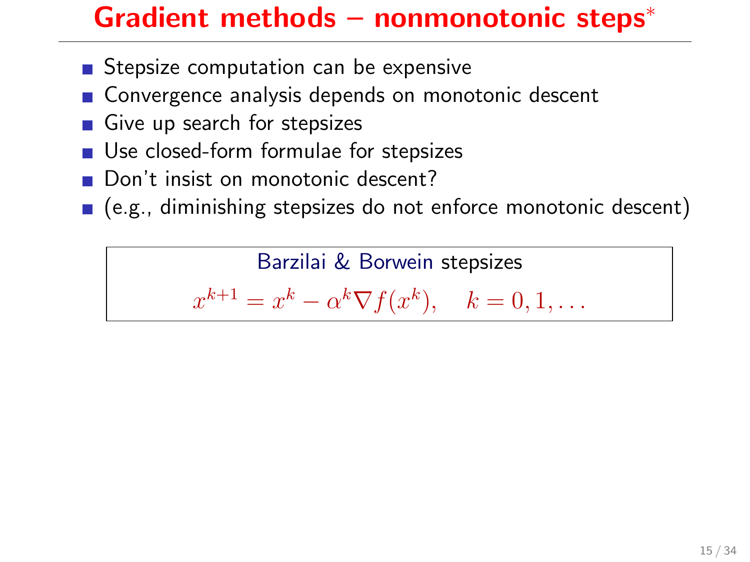# Gradient methods – nonmonotonic steps*

- Stepsize computation can be expensive
- Convergence analysis depends on monotonic descent
- Give up search for stepsizes
- Use closed-form formulae for stepsizes
- Don't insist on monotonic descent?
- (e.g., diminishing stepsizes do not enforce monotonic descent)

Barzilai & Borwein stepsizes

$$x^{k+1} = x^k - \alpha^k \nabla f(x^k), \quad k = 0, 1, \ldots$$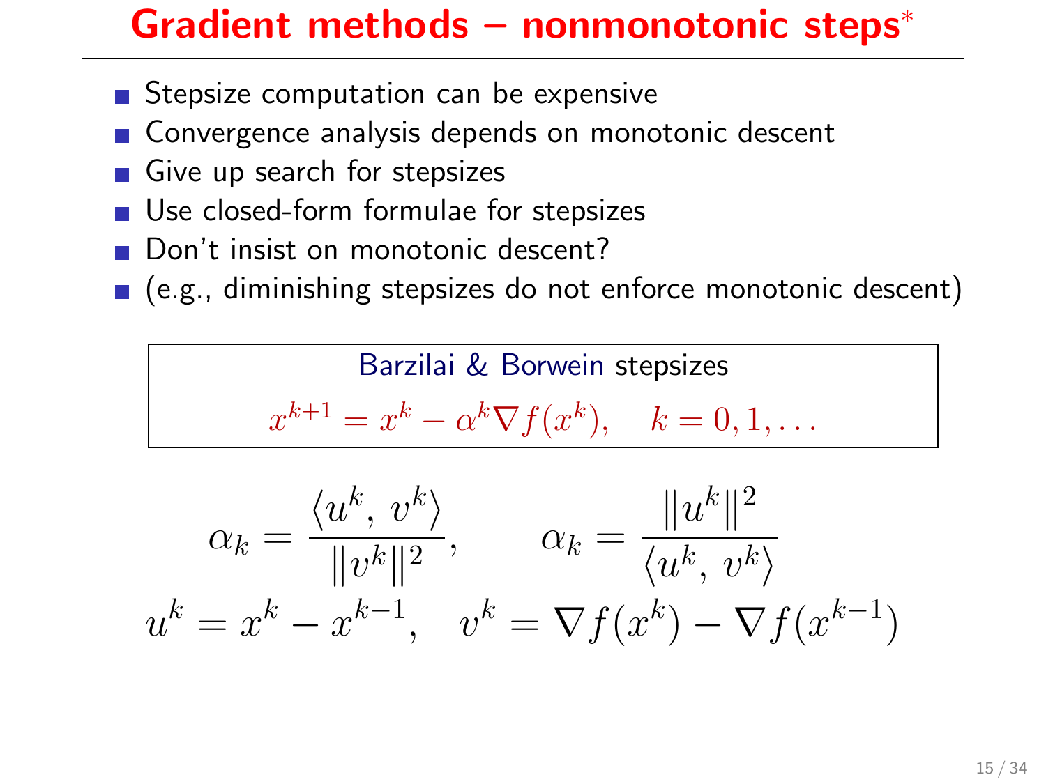# Gradient methods – nonmonotonic steps*

- Stepsize computation can be expensive
- Convergence analysis depends on monotonic descent
- Give up search for stepsizes
- Use closed-form formulae for stepsizes
- Don't insist on monotonic descent?
- (e.g., diminishing stepsizes do not enforce monotonic descent)

**Barzilai & Borwein stepsizes**

$$x^{k+1} = x^k - \alpha^k \nabla f(x^k), \quad k = 0, 1, \ldots$$

$$\alpha_k = \frac{\langle u^k,\, v^k \rangle}{\|v^k\|^2}, \qquad \alpha_k = \frac{\|u^k\|^2}{\langle u^k,\, v^k \rangle}$$

$$u^k = x^k - x^{k-1}, \quad v^k = \nabla f(x^k) - \nabla f(x^{k-1})$$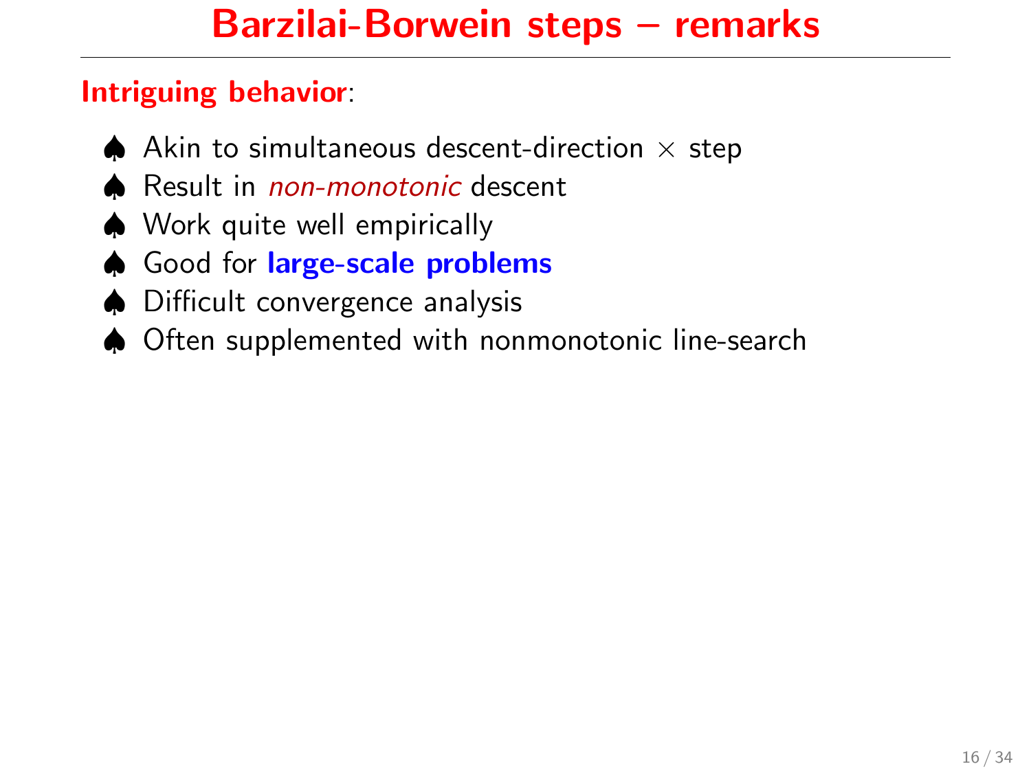# Barzilai-Borwein steps – remarks

**Intriguing behavior**:

- ♠ Akin to simultaneous descent-direction $\times$ step
- ♠ Result in *non-monotonic* descent
- ♠ Work quite well empirically
- ♠ Good for **large-scale problems**
- ♠ Difficult convergence analysis
- ♠ Often supplemented with nonmonotonic line-search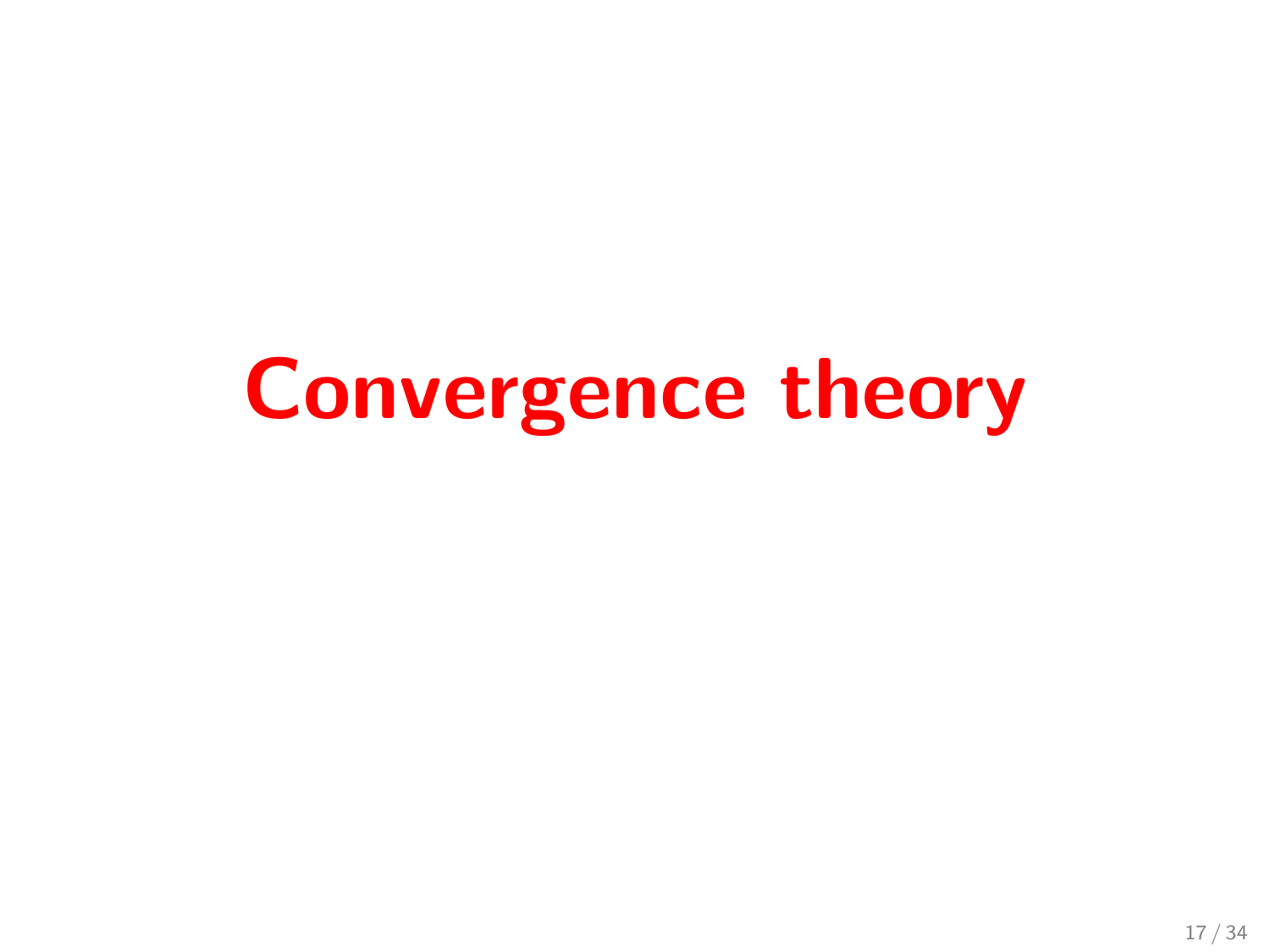# Convergence theory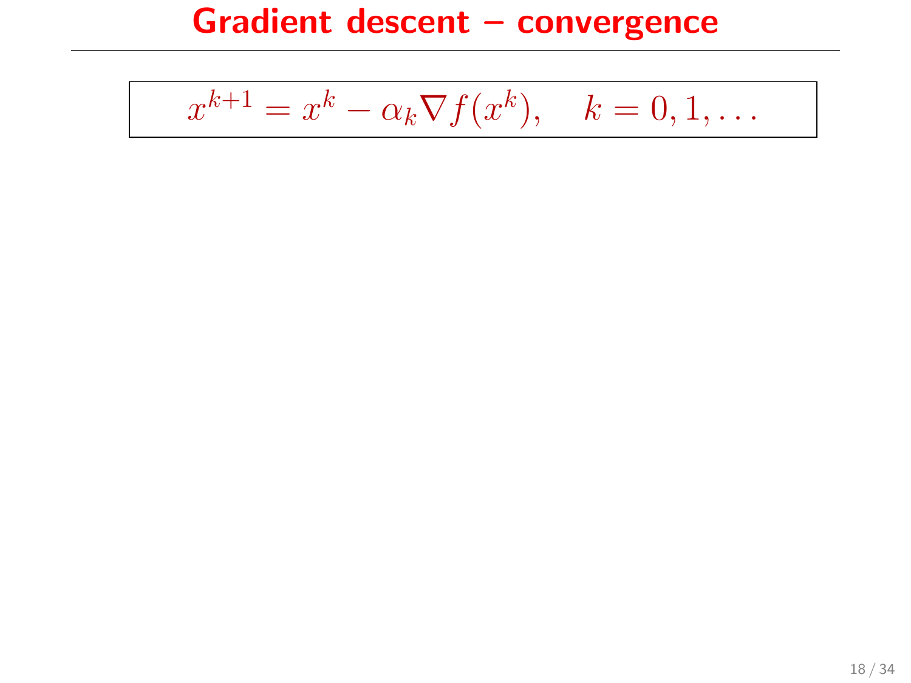# Gradient descent – convergence

$$x^{k+1} = x^k - \alpha_k \nabla f(x^k), \quad k = 0, 1, \ldots$$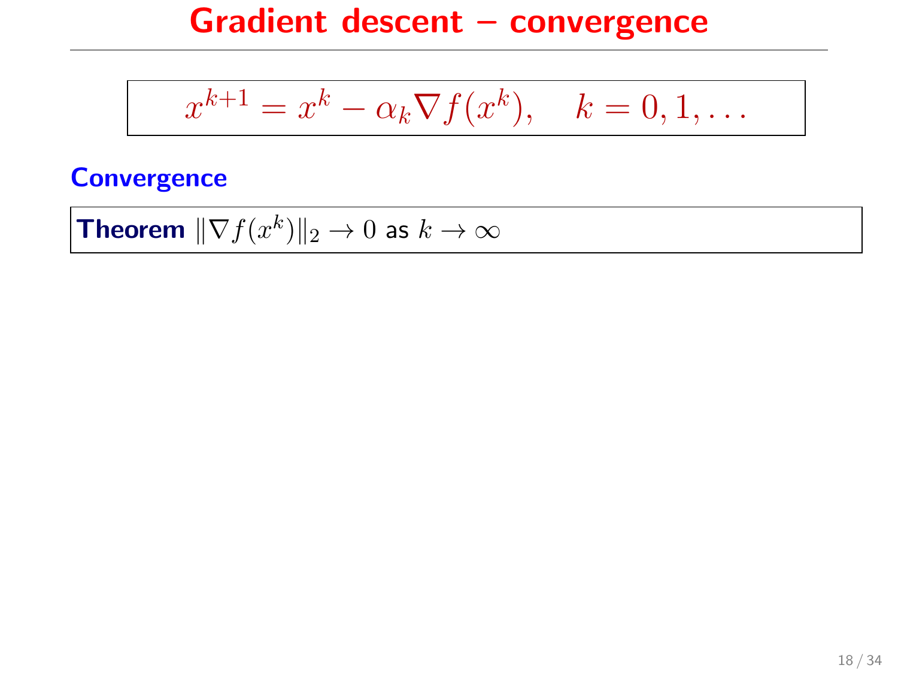# Gradient descent – convergence

$$x^{k+1} = x^k - \alpha_k \nabla f(x^k), \quad k = 0, 1, \ldots$$

## Convergence

**Theorem** $\|\nabla f(x^k)\|_2 \to 0$ as $k \to \infty$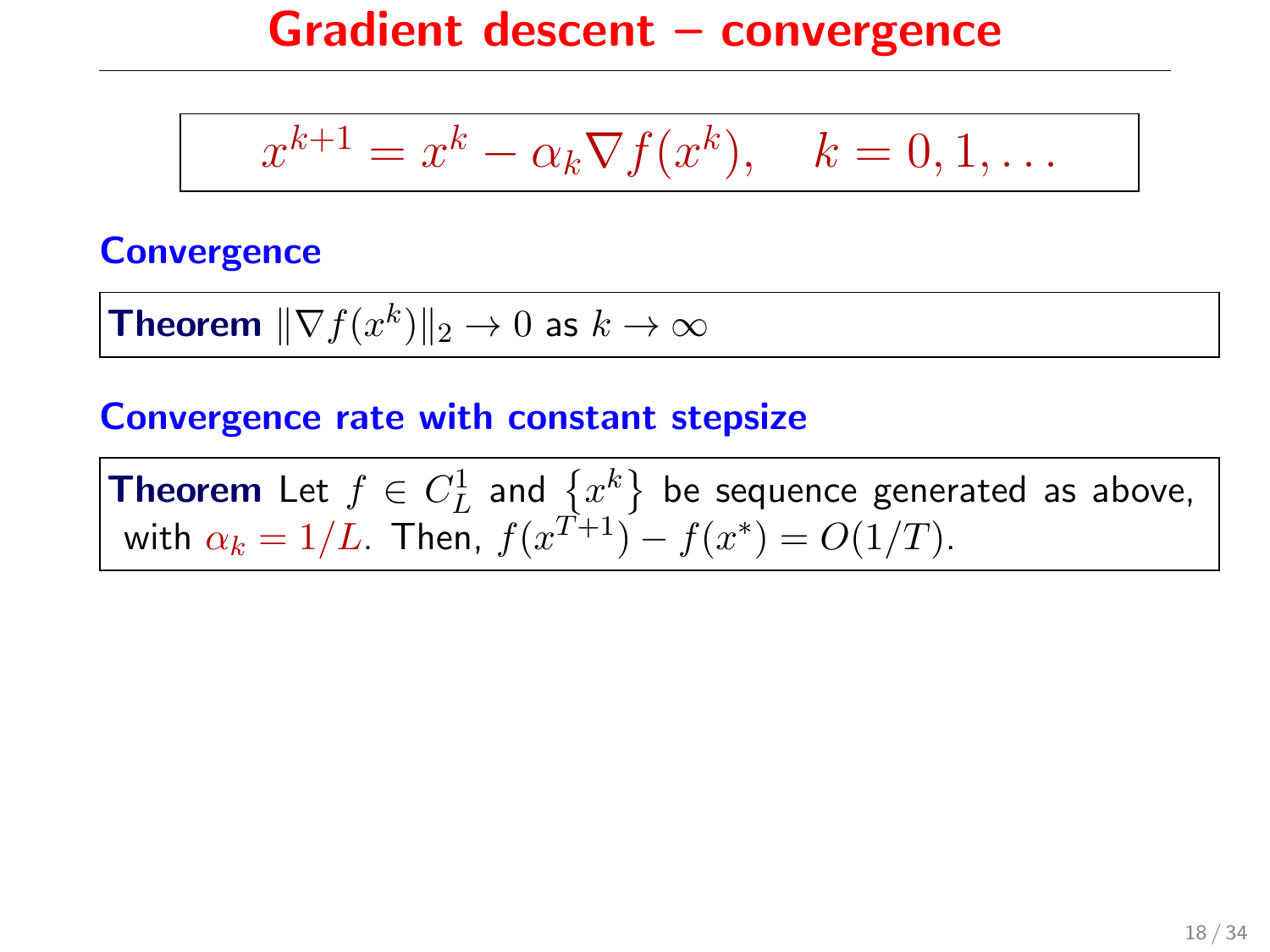# Gradient descent – convergence

$$x^{k+1} = x^k - \alpha_k \nabla f(x^k), \quad k = 0, 1, \ldots$$

## Convergence

**Theorem** $\|\nabla f(x^k)\|_2 \to 0$ as $k \to \infty$

## Convergence rate with constant stepsize

**Theorem** Let $f \in C_L^1$ and $\{x^k\}$ be sequence generated as above, with $\alpha_k = 1/L$. Then, $f(x^{T+1}) - f(x^*) = O(1/T)$.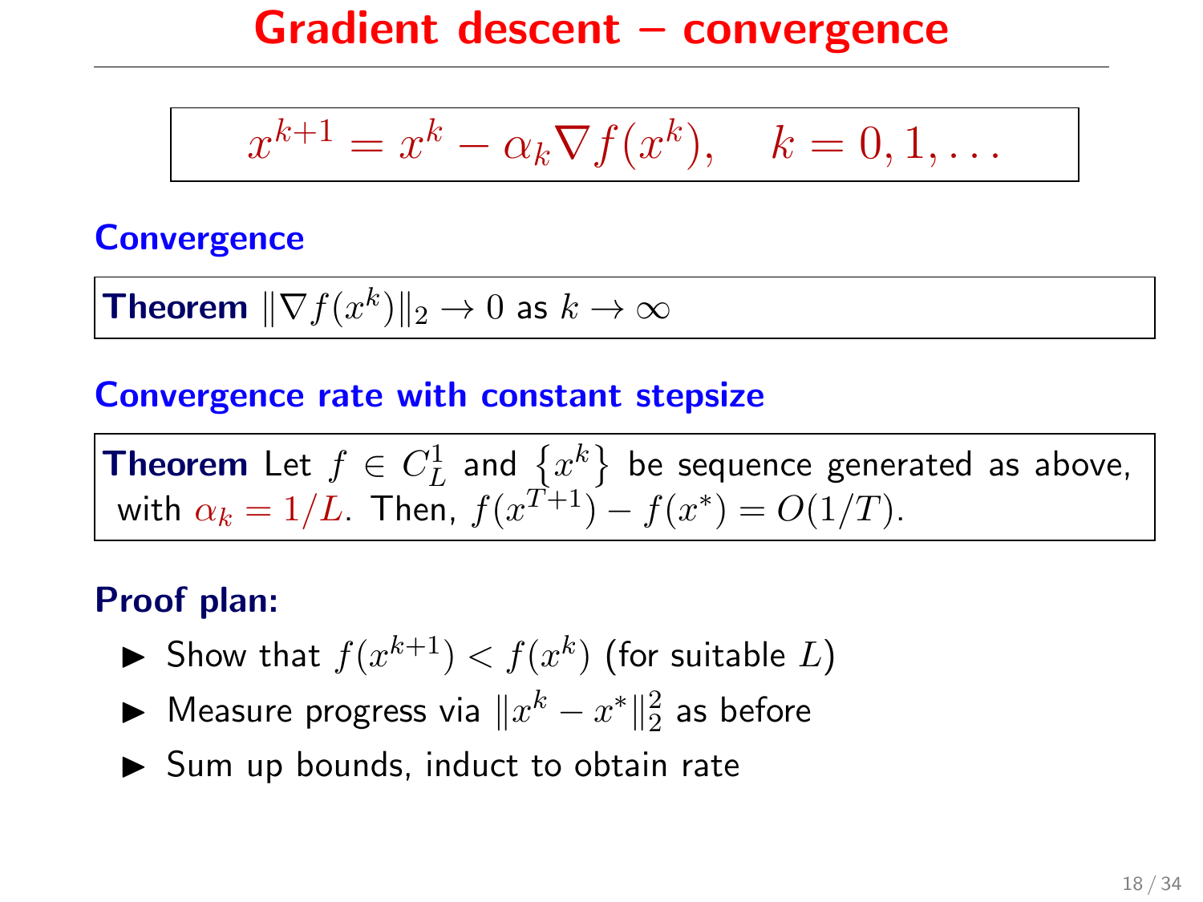# Gradient descent – convergence

$$x^{k+1} = x^k - \alpha_k \nabla f(x^k), \quad k = 0, 1, \ldots$$

## Convergence

**Theorem** $\|\nabla f(x^k)\|_2 \to 0$ as $k \to \infty$

## Convergence rate with constant stepsize

**Theorem** Let $f \in C_L^1$ and $\{x^k\}$ be sequence generated as above, with $\alpha_k = 1/L$. Then, $f(x^{T+1}) - f(x^*) = O(1/T)$.

**Proof plan:**

- Show that $f(x^{k+1}) < f(x^k)$ (for suitable $L$)
- Measure progress via $\|x^k - x^*\|_2^2$ as before
- Sum up bounds, induct to obtain rate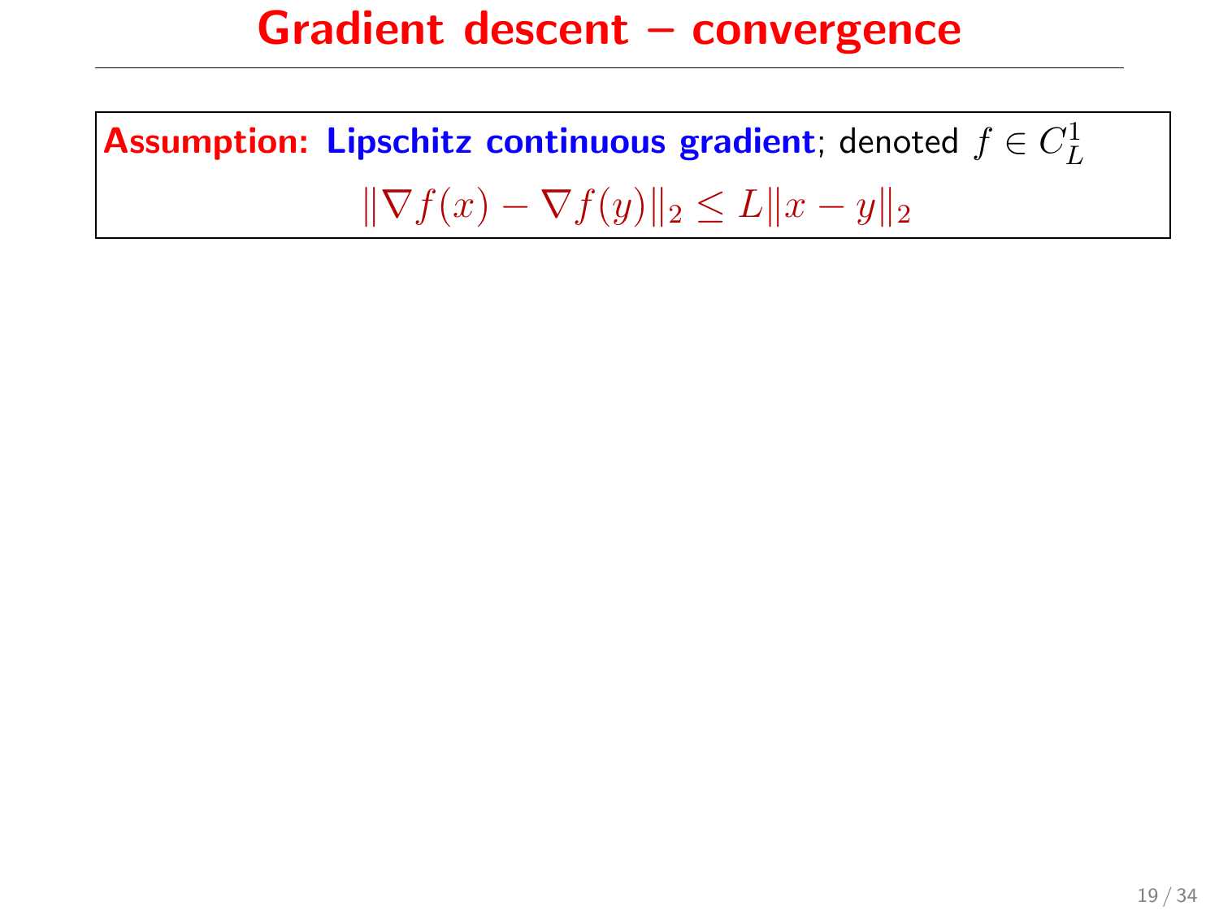# Gradient descent – convergence

**Assumption: Lipschitz continuous gradient**; denoted $f \in C_L^1$

$$\|\nabla f(x) - \nabla f(y)\|_2 \leq L\|x - y\|_2$$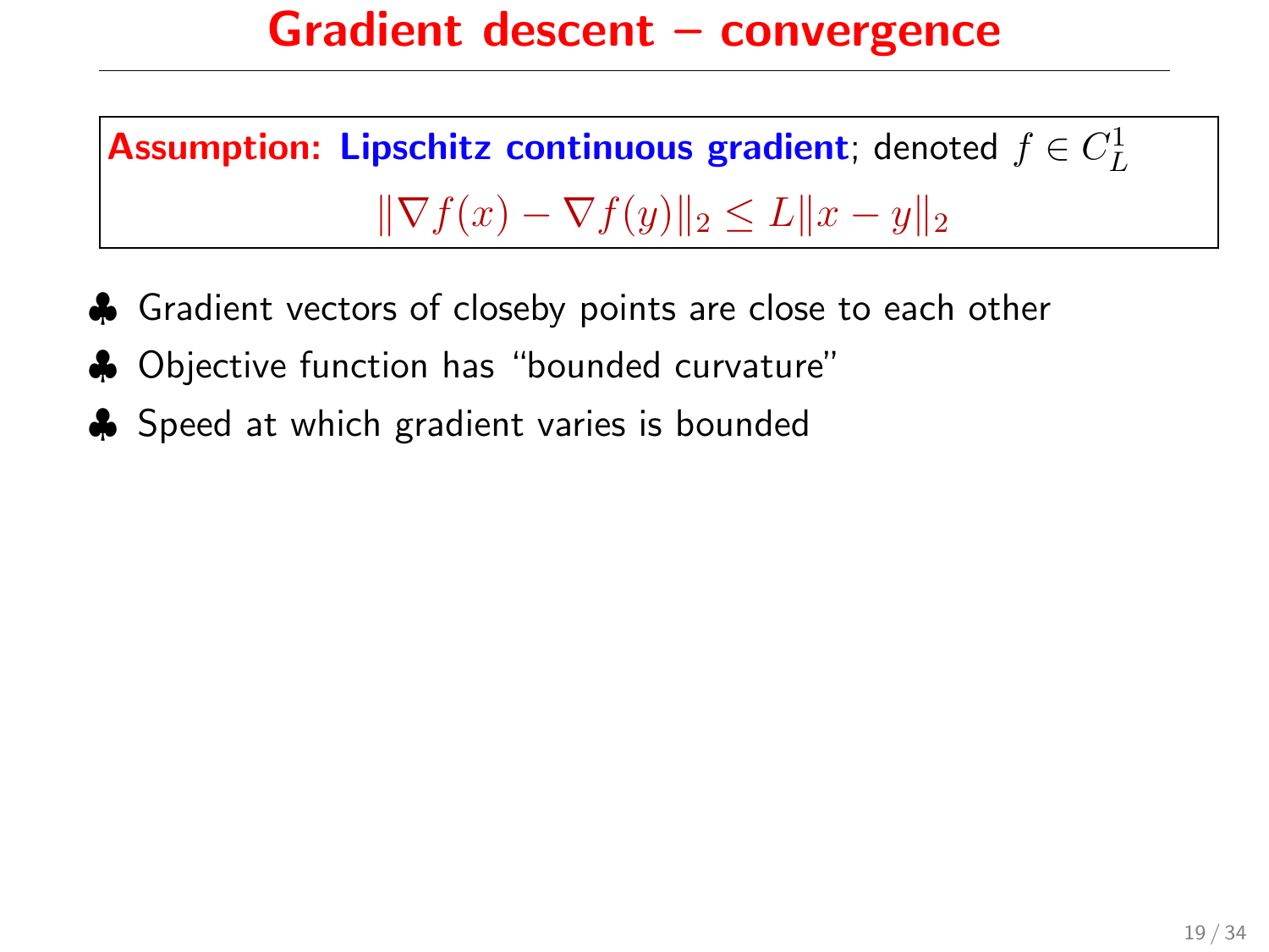# Gradient descent – convergence

**Assumption: Lipschitz continuous gradient**; denoted $f \in C_L^1$

$$\|\nabla f(x) - \nabla f(y)\|_2 \leq L\|x - y\|_2$$

- ♣ Gradient vectors of closeby points are close to each other
- ♣ Objective function has "bounded curvature"
- ♣ Speed at which gradient varies is bounded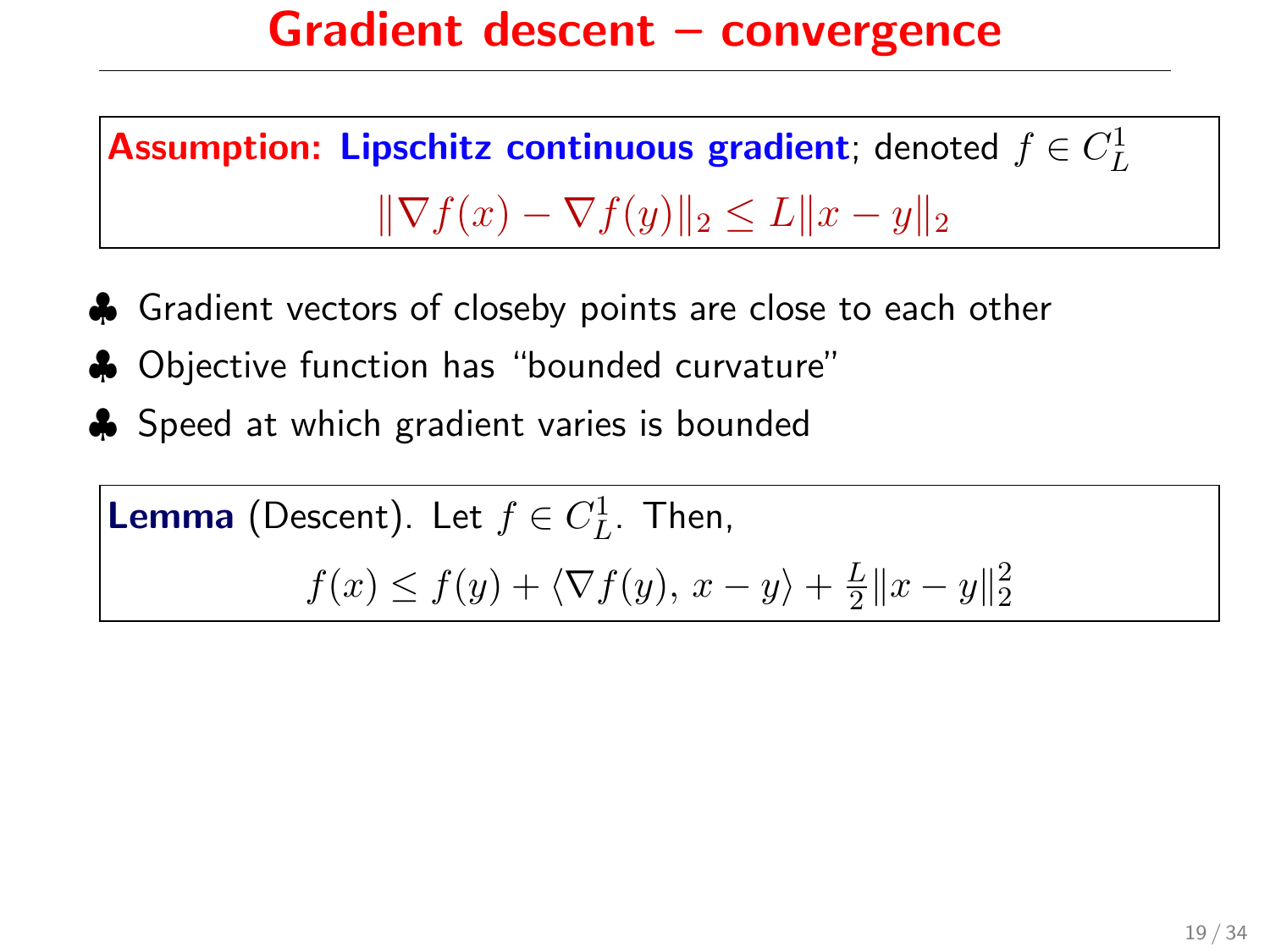# Gradient descent – convergence

**Assumption: Lipschitz continuous gradient**; denoted $f \in C_L^1$

$$\|\nabla f(x) - \nabla f(y)\|_2 \leq L\|x - y\|_2$$

- ♣ Gradient vectors of closeby points are close to each other
- ♣ Objective function has "bounded curvature"
- ♣ Speed at which gradient varies is bounded

**Lemma** (Descent). Let $f \in C_L^1$. Then,

$$f(x) \leq f(y) + \langle \nabla f(y), x - y \rangle + \frac{L}{2}\|x - y\|_2^2$$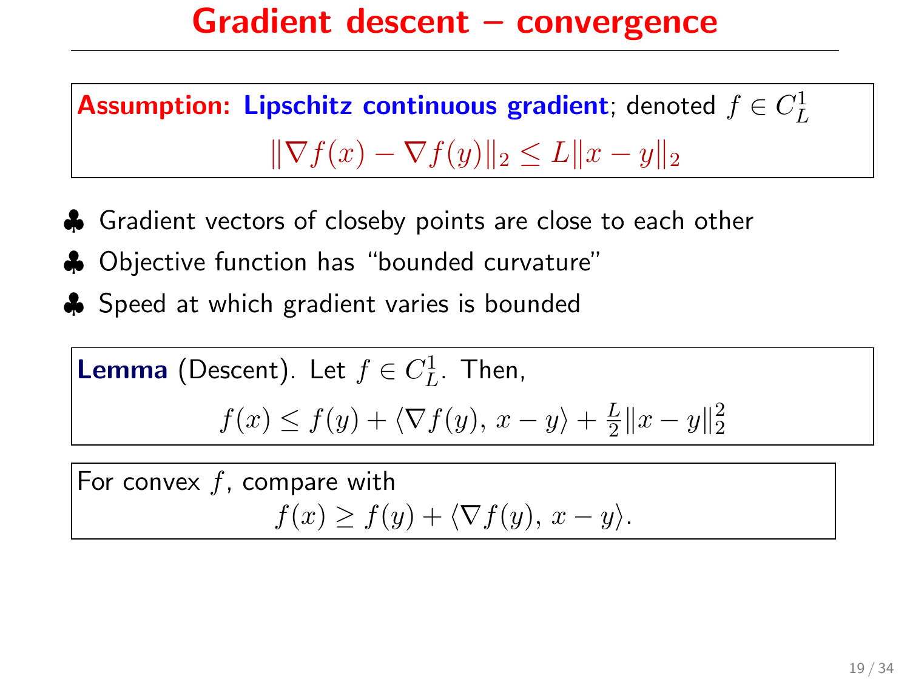# Gradient descent – convergence

**Assumption: Lipschitz continuous gradient**; denoted $f \in C_L^1$

$$\|\nabla f(x) - \nabla f(y)\|_2 \leq L\|x - y\|_2$$

- ♣ Gradient vectors of closeby points are close to each other
- ♣ Objective function has "bounded curvature"
- ♣ Speed at which gradient varies is bounded

**Lemma** (Descent). Let $f \in C_L^1$. Then,

$$f(x) \leq f(y) + \langle \nabla f(y),\, x - y \rangle + \frac{L}{2}\|x - y\|_2^2$$

For convex $f$, compare with

$$f(x) \geq f(y) + \langle \nabla f(y),\, x - y \rangle.$$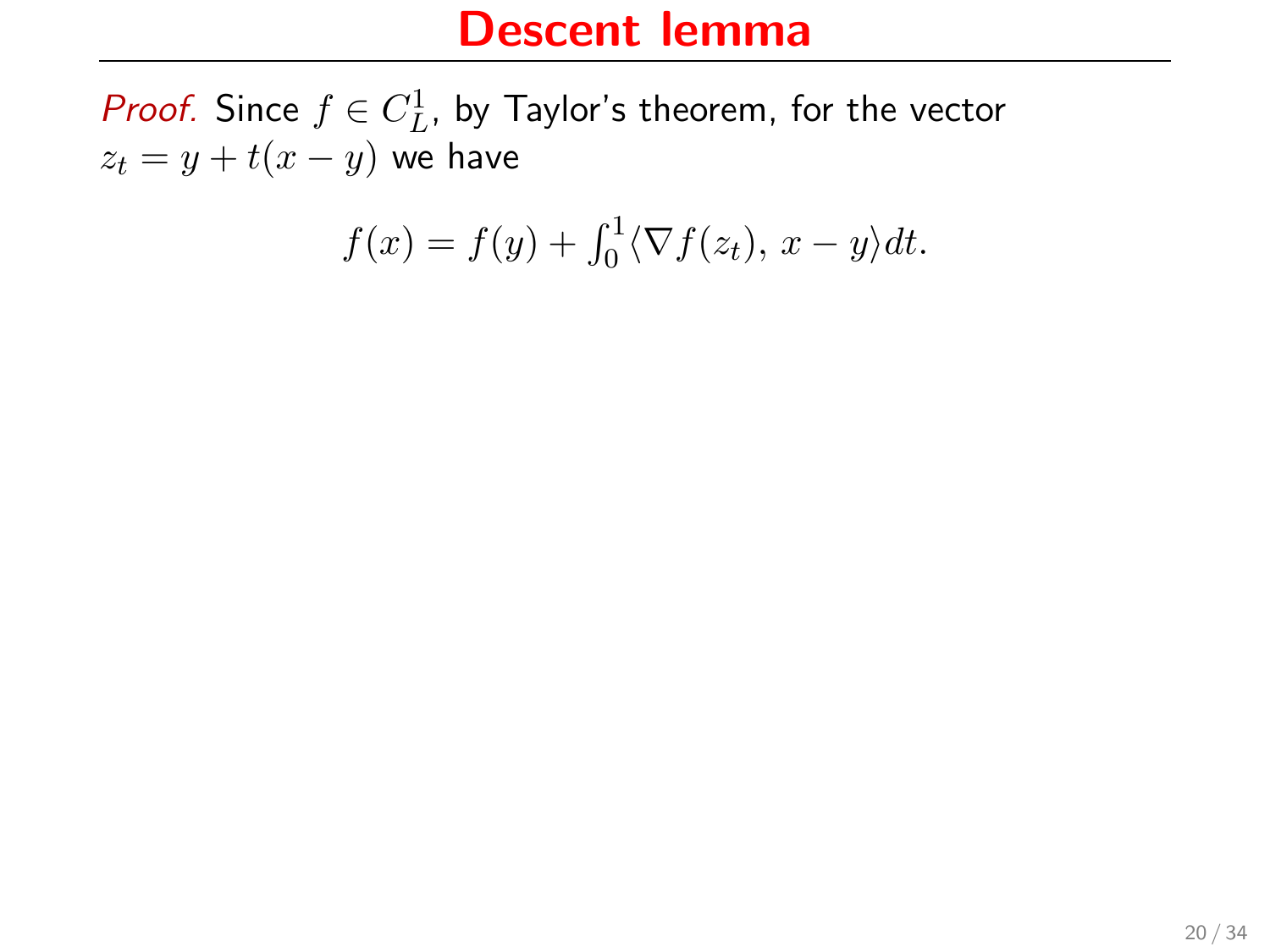# Descent lemma

*Proof.* Since $f \in C_L^1$, by Taylor's theorem, for the vector $z_t = y + t(x - y)$ we have

$$f(x) = f(y) + \int_0^1 \langle \nabla f(z_t),\, x - y \rangle dt.$$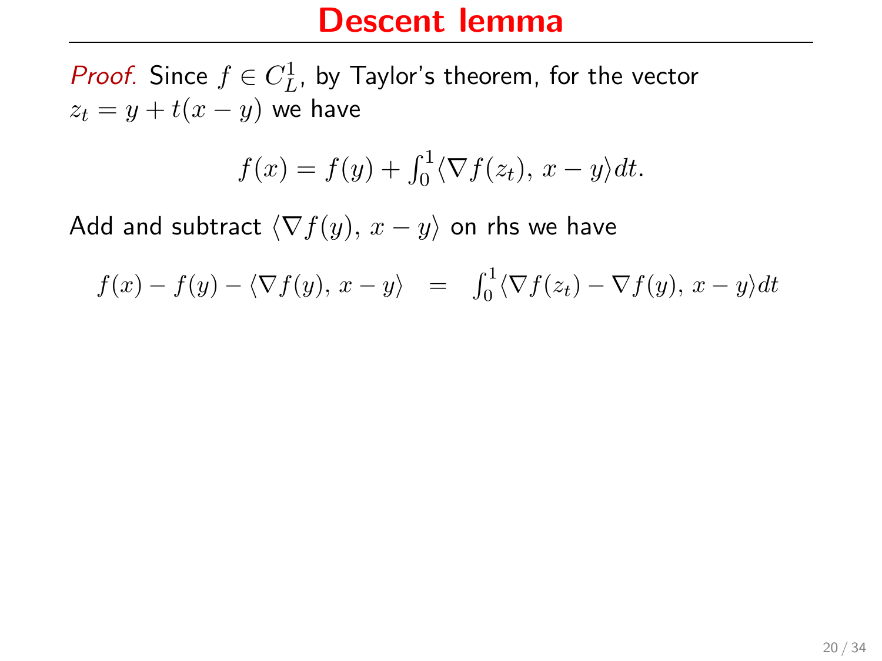# Descent lemma

*Proof.* Since $f \in C_L^1$, by Taylor's theorem, for the vector $z_t = y + t(x - y)$ we have

$$f(x) = f(y) + \int_0^1 \langle \nabla f(z_t),\, x - y \rangle dt.$$

Add and subtract $\langle \nabla f(y),\, x - y \rangle$ on rhs we have

$$f(x) - f(y) - \langle \nabla f(y),\, x - y \rangle \quad = \quad \int_0^1 \langle \nabla f(z_t) - \nabla f(y),\, x - y \rangle dt$$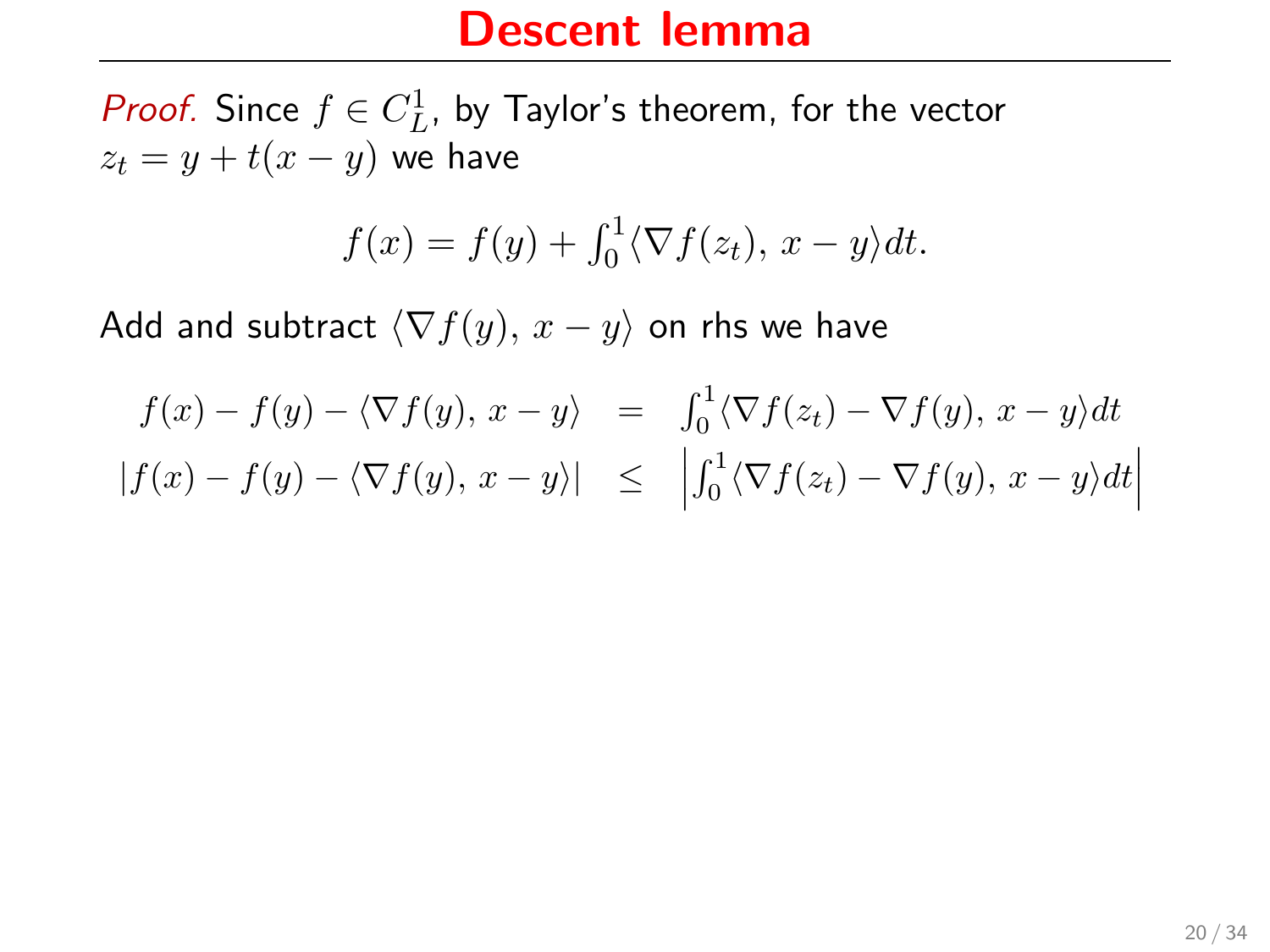# Descent lemma

*Proof.* Since $f \in C_L^1$, by Taylor's theorem, for the vector $z_t = y + t(x - y)$ we have

$$f(x) = f(y) + \int_0^1 \langle \nabla f(z_t),\, x - y \rangle dt.$$

Add and subtract $\langle \nabla f(y),\, x - y \rangle$ on rhs we have

$$\begin{aligned} f(x) - f(y) - \langle \nabla f(y),\, x - y \rangle &= \int_0^1 \langle \nabla f(z_t) - \nabla f(y),\, x - y \rangle dt \\ |f(x) - f(y) - \langle \nabla f(y),\, x - y \rangle| &\leq \left| \int_0^1 \langle \nabla f(z_t) - \nabla f(y),\, x - y \rangle dt \right| \end{aligned}$$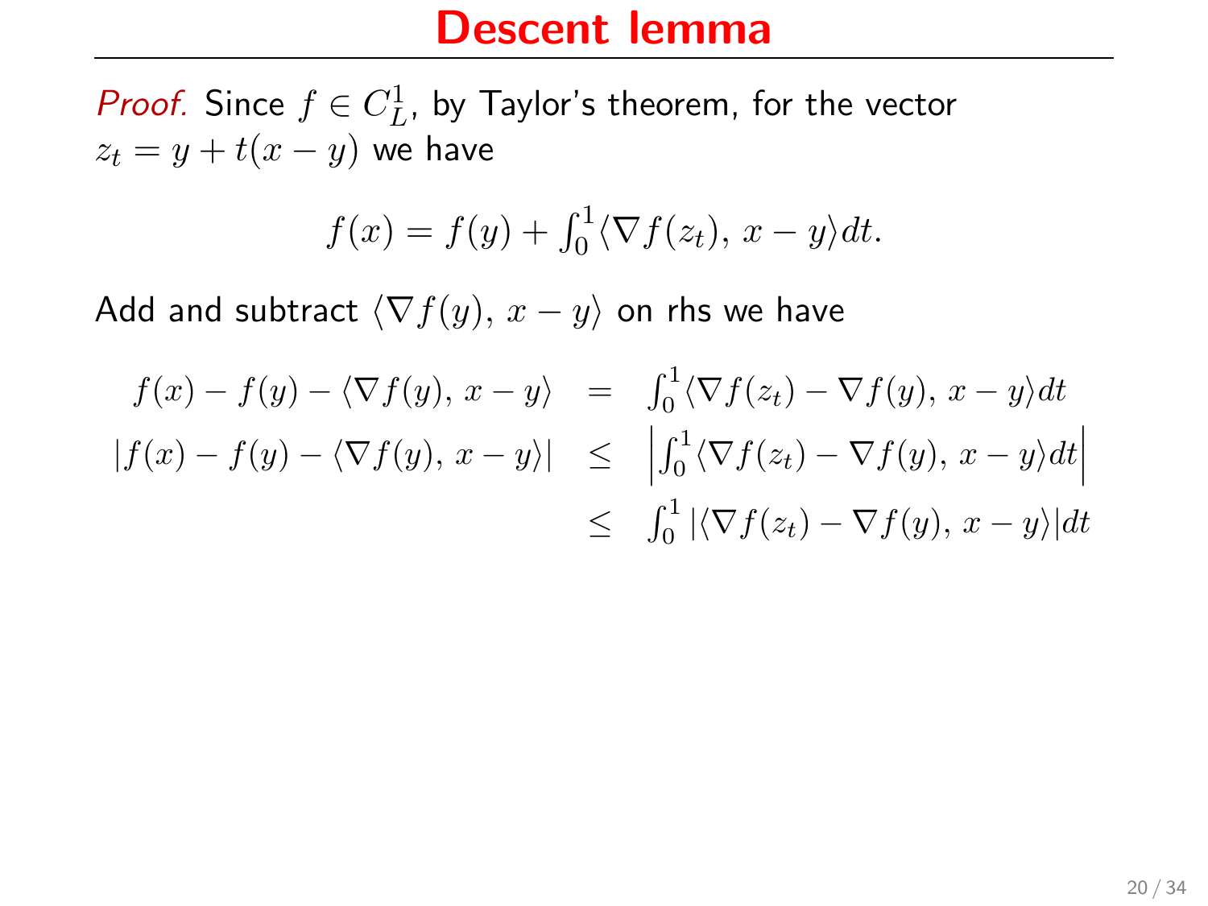# Descent lemma

*Proof.* Since $f \in C_L^1$, by Taylor's theorem, for the vector $z_t = y + t(x - y)$ we have

$$f(x) = f(y) + \int_0^1 \langle \nabla f(z_t),\, x - y \rangle dt.$$

Add and subtract $\langle \nabla f(y),\, x - y \rangle$ on rhs we have

$$\begin{aligned}
f(x) - f(y) - \langle \nabla f(y),\, x - y \rangle &= \int_0^1 \langle \nabla f(z_t) - \nabla f(y),\, x - y \rangle dt \\
|f(x) - f(y) - \langle \nabla f(y),\, x - y \rangle| &\leq \left| \int_0^1 \langle \nabla f(z_t) - \nabla f(y),\, x - y \rangle dt \right| \\
&\leq \int_0^1 |\langle \nabla f(z_t) - \nabla f(y),\, x - y \rangle| dt
\end{aligned}$$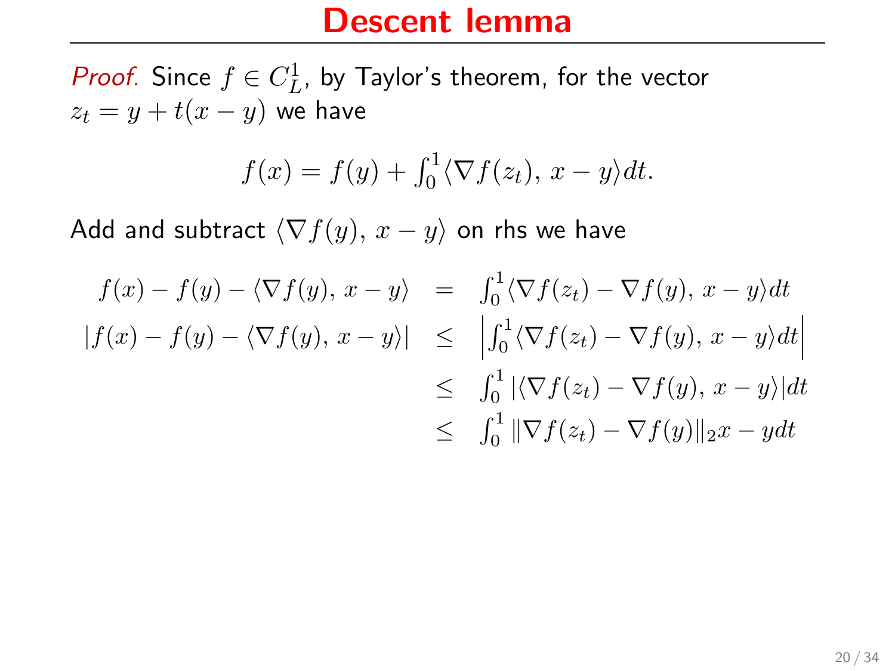# Descent lemma

*Proof.* Since $f \in C_L^1$, by Taylor's theorem, for the vector $z_t = y + t(x - y)$ we have

$$f(x) = f(y) + \int_0^1 \langle \nabla f(z_t), \, x - y \rangle dt.$$

Add and subtract $\langle \nabla f(y), \, x - y \rangle$ on rhs we have

$$\begin{aligned}
f(x) - f(y) - \langle \nabla f(y), \, x - y \rangle &= \int_0^1 \langle \nabla f(z_t) - \nabla f(y), \, x - y \rangle dt \\
|f(x) - f(y) - \langle \nabla f(y), \, x - y \rangle| &\leq \left| \int_0^1 \langle \nabla f(z_t) - \nabla f(y), \, x - y \rangle dt \right| \\
&\leq \int_0^1 |\langle \nabla f(z_t) - \nabla f(y), \, x - y \rangle| dt \\
&\leq \int_0^1 \|\nabla f(z_t) - \nabla f(y)\|_2 x - y dt
\end{aligned}$$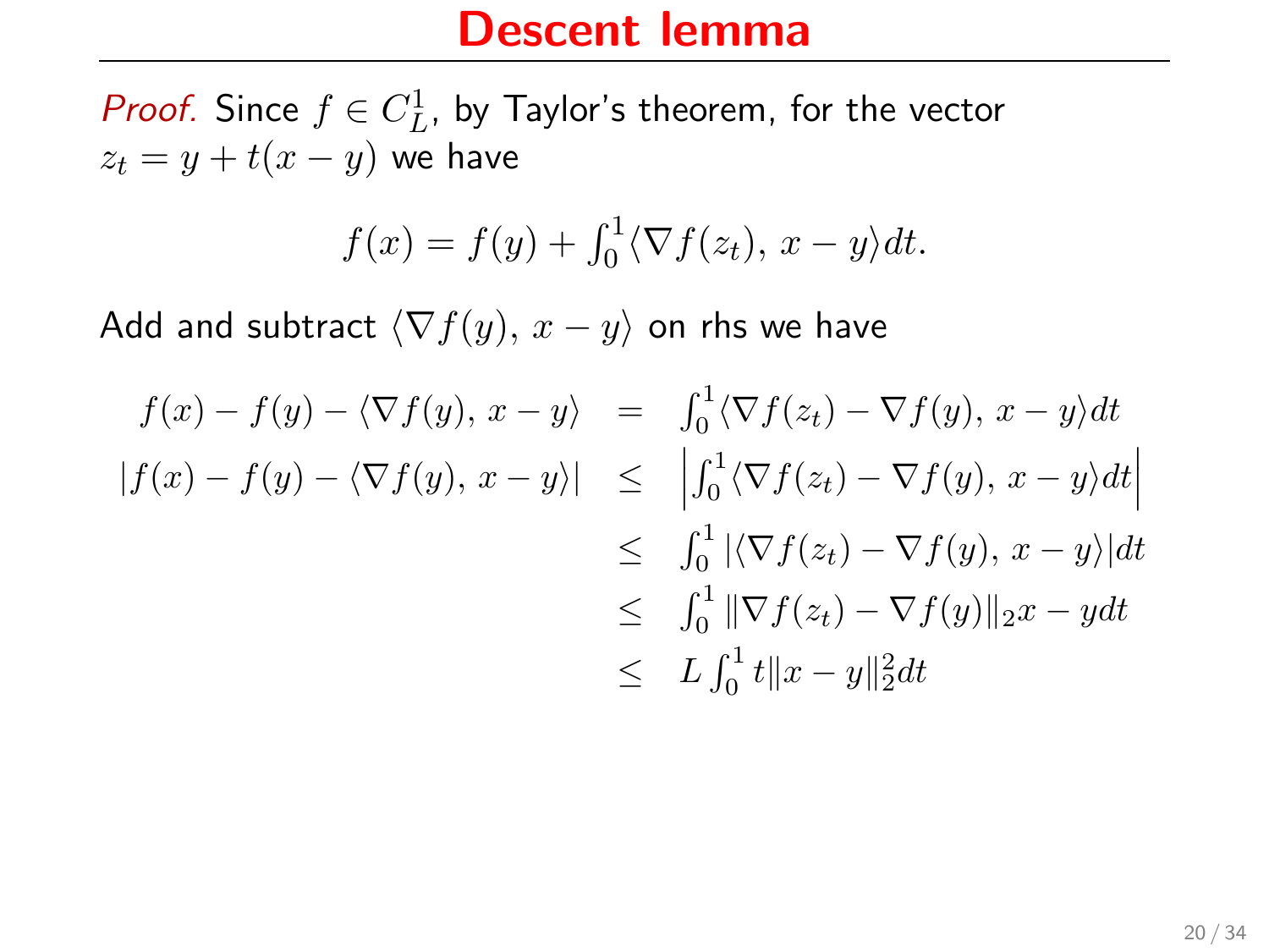# Descent lemma

*Proof.* Since $f \in C_L^1$, by Taylor's theorem, for the vector $z_t = y + t(x - y)$ we have

$$f(x) = f(y) + \int_0^1 \langle \nabla f(z_t),\, x - y \rangle dt.$$

Add and subtract $\langle \nabla f(y),\, x - y \rangle$ on rhs we have

$$
\begin{aligned}
f(x) - f(y) - \langle \nabla f(y),\, x - y \rangle &= \int_0^1 \langle \nabla f(z_t) - \nabla f(y),\, x - y \rangle dt \\
|f(x) - f(y) - \langle \nabla f(y),\, x - y \rangle| &\leq \left| \int_0^1 \langle \nabla f(z_t) - \nabla f(y),\, x - y \rangle dt \right| \\
&\leq \int_0^1 |\langle \nabla f(z_t) - \nabla f(y),\, x - y \rangle| dt \\
&\leq \int_0^1 \|\nabla f(z_t) - \nabla f(y)\|_2 x - y dt \\
&\leq L \int_0^1 t \|x - y\|_2^2 dt
\end{aligned}
$$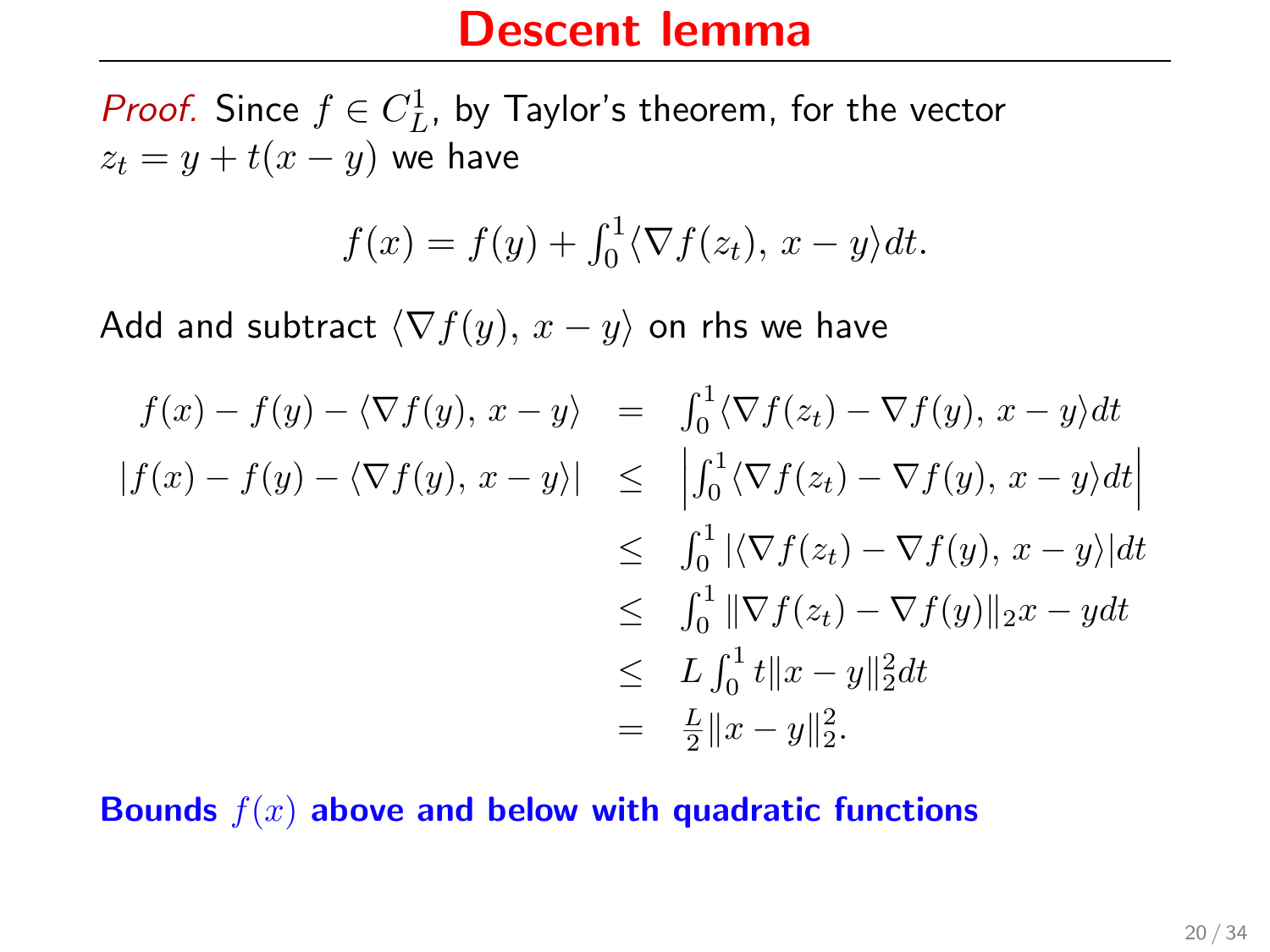# Descent lemma

*Proof.* Since $f \in C_L^1$, by Taylor's theorem, for the vector $z_t = y + t(x - y)$ we have

$$f(x) = f(y) + \int_0^1 \langle \nabla f(z_t),\, x - y \rangle dt.$$

Add and subtract $\langle \nabla f(y),\, x - y \rangle$ on rhs we have

$$\begin{aligned}
f(x) - f(y) - \langle \nabla f(y),\, x - y \rangle &= \int_0^1 \langle \nabla f(z_t) - \nabla f(y),\, x - y \rangle dt \\
|f(x) - f(y) - \langle \nabla f(y),\, x - y \rangle| &\leq \left| \int_0^1 \langle \nabla f(z_t) - \nabla f(y),\, x - y \rangle dt \right| \\
&\leq \int_0^1 |\langle \nabla f(z_t) - \nabla f(y),\, x - y \rangle| dt \\
&\leq \int_0^1 \|\nabla f(z_t) - \nabla f(y)\|_2 x - y dt \\
&\leq L \int_0^1 t \|x - y\|_2^2 dt \\
&= \frac{L}{2} \|x - y\|_2^2.
\end{aligned}$$

**Bounds $f(x)$ above and below with quadratic functions**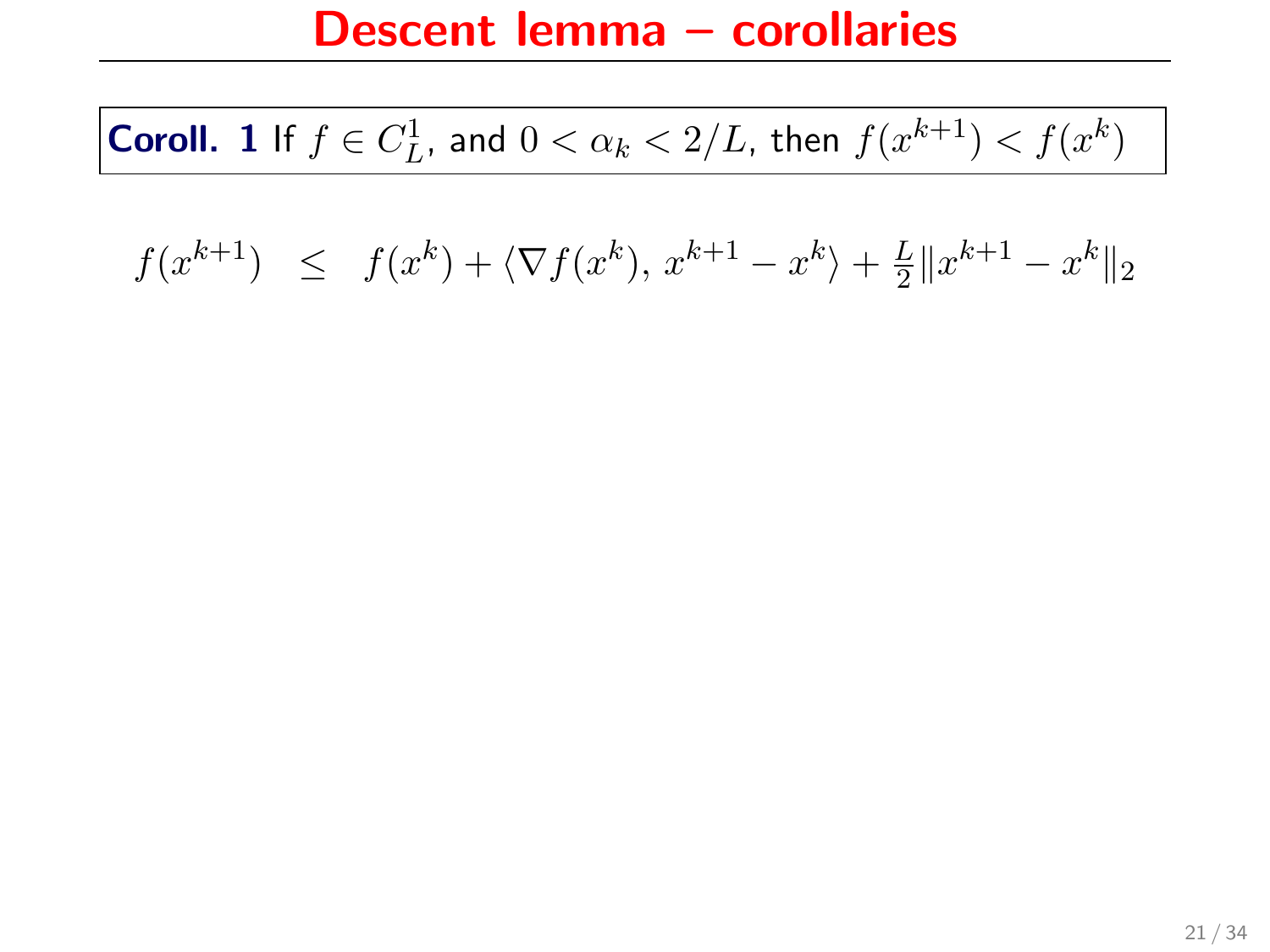# Descent lemma – corollaries

**Coroll. 1** If $f \in C_L^1$, and $0 < \alpha_k < 2/L$, then $f(x^{k+1}) < f(x^k)$

$$f(x^{k+1}) \quad \leq \quad f(x^k) + \langle \nabla f(x^k),\, x^{k+1} - x^k \rangle + \tfrac{L}{2}\|x^{k+1} - x^k\|_2$$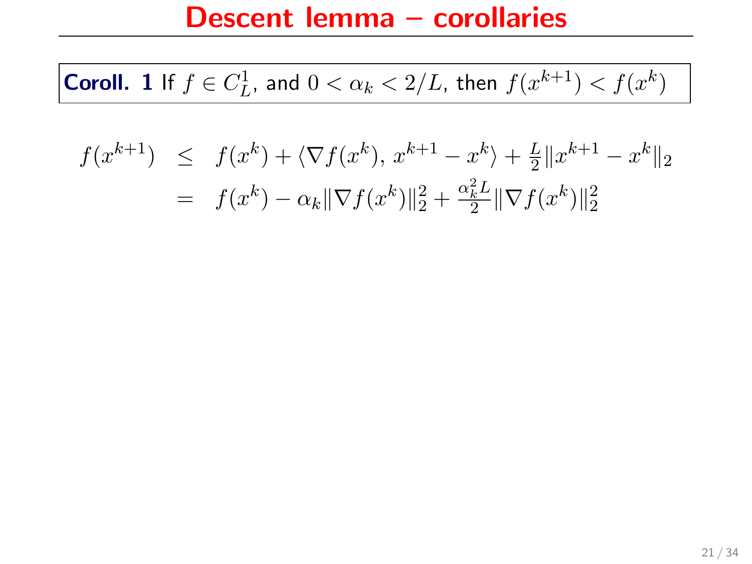# Descent lemma – corollaries

**Coroll. 1** If $f \in C_L^1$, and $0 < \alpha_k < 2/L$, then $f(x^{k+1}) < f(x^k)$

$$
\begin{aligned}
f(x^{k+1}) &\leq f(x^k) + \langle \nabla f(x^k),\, x^{k+1} - x^k \rangle + \tfrac{L}{2}\|x^{k+1} - x^k\|_2 \\
&= f(x^k) - \alpha_k \|\nabla f(x^k)\|_2^2 + \tfrac{\alpha_k^2 L}{2}\|\nabla f(x^k)\|_2^2
\end{aligned}
$$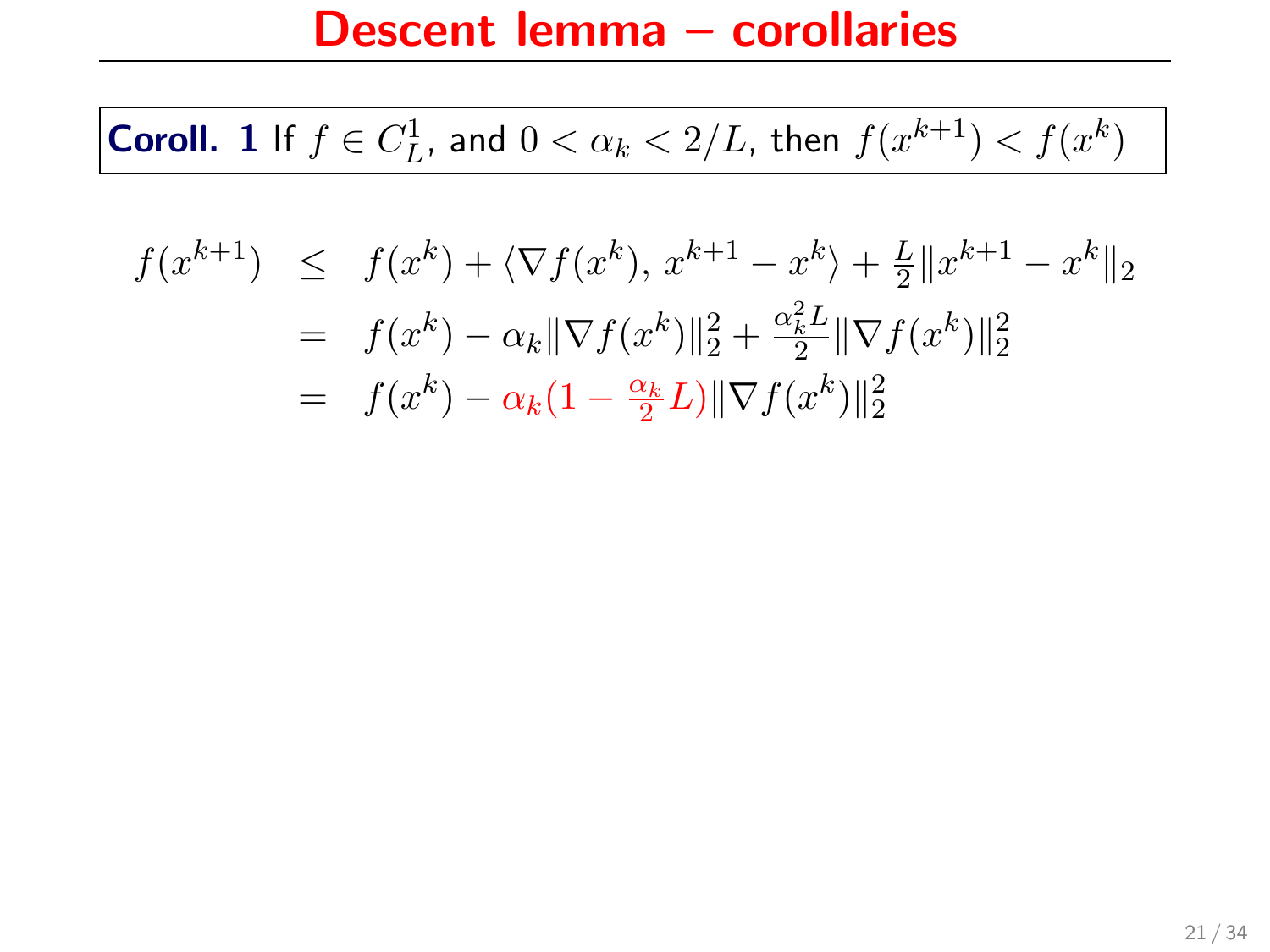# Descent lemma – corollaries

**Coroll. 1** If $f \in C_L^1$, and $0 < \alpha_k < 2/L$, then $f(x^{k+1}) < f(x^k)$

$$
\begin{aligned}
f(x^{k+1}) &\leq f(x^k) + \langle \nabla f(x^k),\, x^{k+1} - x^k \rangle + \tfrac{L}{2}\|x^{k+1} - x^k\|_2 \\
&= f(x^k) - \alpha_k \|\nabla f(x^k)\|_2^2 + \tfrac{\alpha_k^2 L}{2}\|\nabla f(x^k)\|_2^2 \\
&= f(x^k) - \alpha_k(1 - \tfrac{\alpha_k}{2}L)\|\nabla f(x^k)\|_2^2
\end{aligned}
$$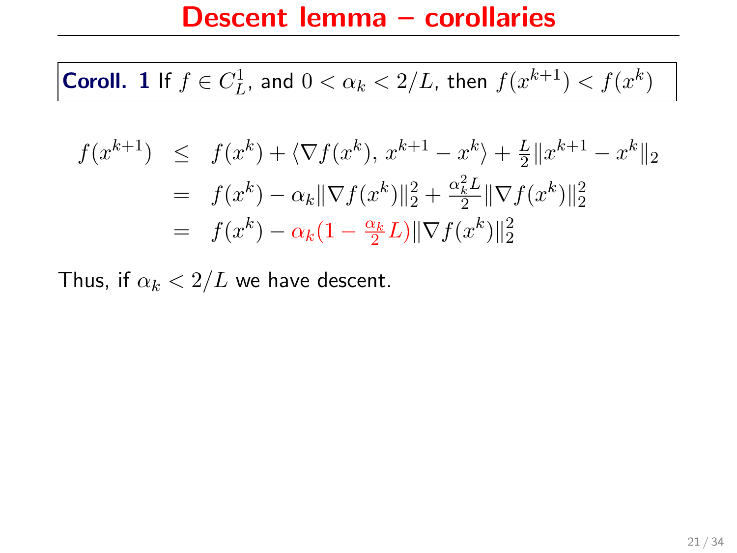# Descent lemma – corollaries

**Coroll. 1** If $f \in C_L^1$, and $0 < \alpha_k < 2/L$, then $f(x^{k+1}) < f(x^k)$

$$
\begin{aligned}
f(x^{k+1}) &\leq f(x^k) + \langle \nabla f(x^k),\, x^{k+1} - x^k \rangle + \tfrac{L}{2}\|x^{k+1} - x^k\|_2 \\
&= f(x^k) - \alpha_k \|\nabla f(x^k)\|_2^2 + \tfrac{\alpha_k^2 L}{2}\|\nabla f(x^k)\|_2^2 \\
&= f(x^k) - \alpha_k(1 - \tfrac{\alpha_k}{2}L)\|\nabla f(x^k)\|_2^2
\end{aligned}
$$

Thus, if $\alpha_k < 2/L$ we have descent.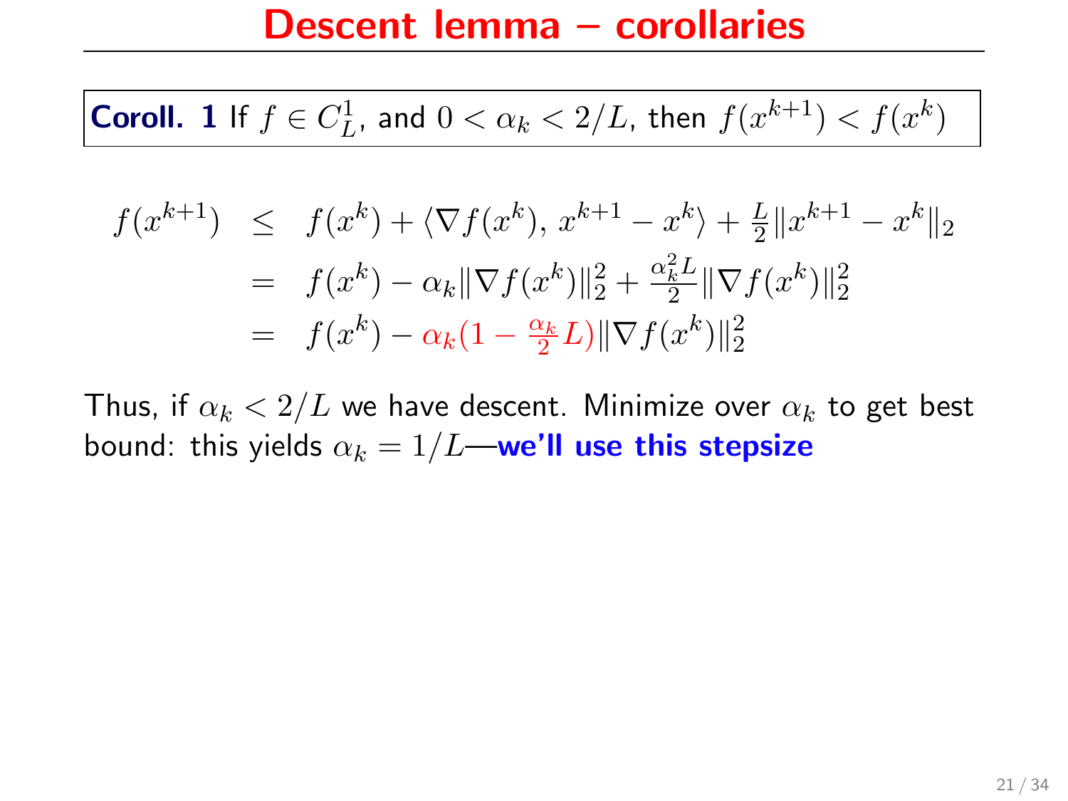# Descent lemma – corollaries

**Coroll. 1** If $f \in C_L^1$, and $0 < \alpha_k < 2/L$, then $f(x^{k+1}) < f(x^k)$

$$
\begin{aligned}
f(x^{k+1}) &\leq f(x^k) + \langle \nabla f(x^k),\, x^{k+1} - x^k \rangle + \tfrac{L}{2}\|x^{k+1} - x^k\|_2 \\
&= f(x^k) - \alpha_k \|\nabla f(x^k)\|_2^2 + \tfrac{\alpha_k^2 L}{2}\|\nabla f(x^k)\|_2^2 \\
&= f(x^k) - \alpha_k(1 - \tfrac{\alpha_k}{2}L)\|\nabla f(x^k)\|_2^2
\end{aligned}
$$

Thus, if $\alpha_k < 2/L$ we have descent. Minimize over $\alpha_k$ to get best bound: this yields $\alpha_k = 1/L$—**we'll use this stepsize**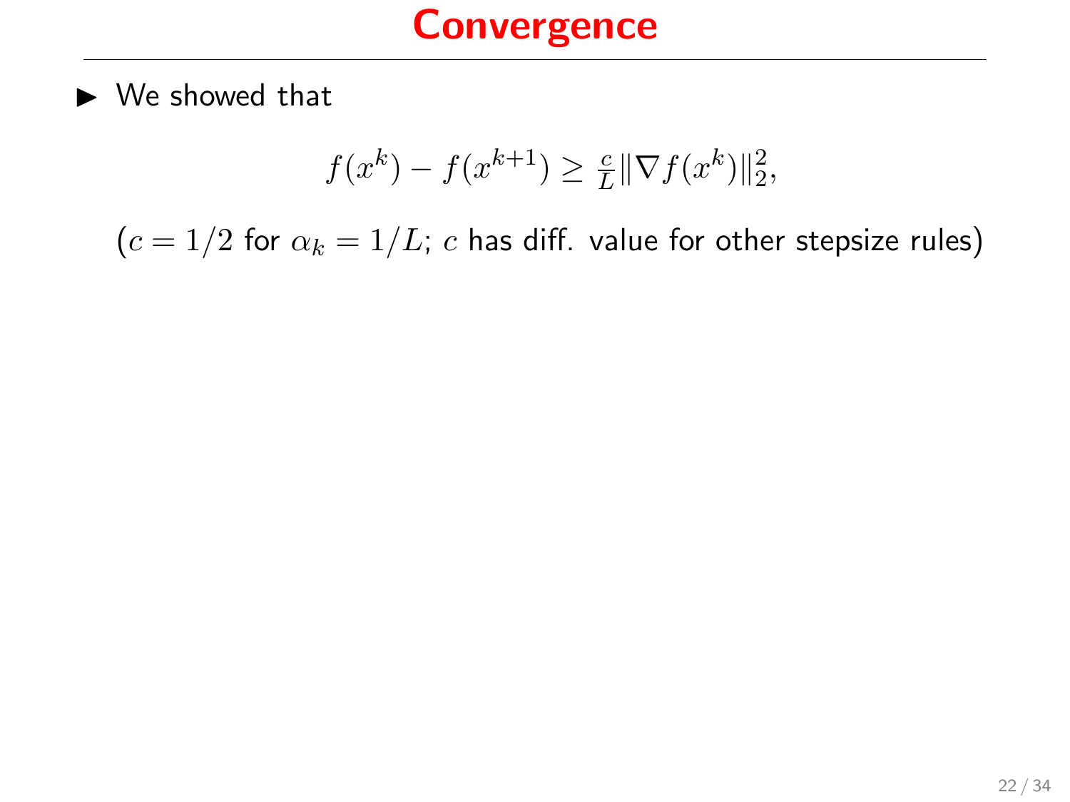# Convergence

- We showed that

$$f(x^k) - f(x^{k+1}) \geq \tfrac{c}{L}\|\nabla f(x^k)\|_2^2,$$

($c = 1/2$ for $\alpha_k = 1/L$; $c$ has diff. value for other stepsize rules)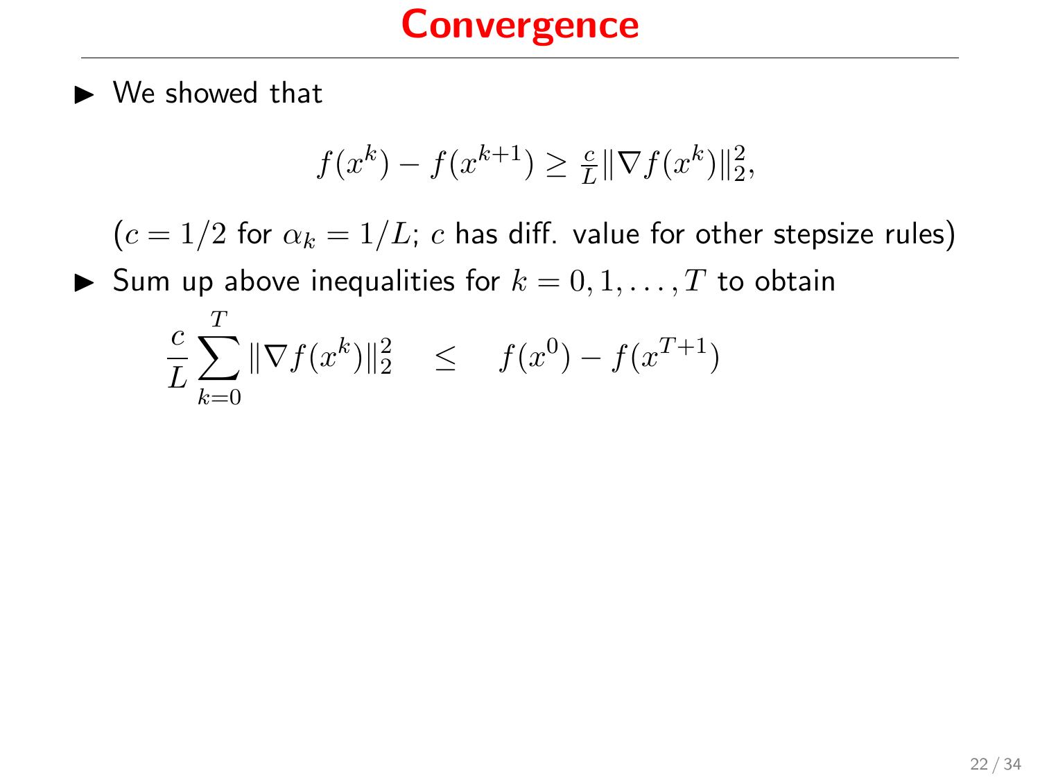# Convergence

- We showed that

$$f(x^k) - f(x^{k+1}) \geq \tfrac{c}{L}\|\nabla f(x^k)\|_2^2,$$

($c = 1/2$ for $\alpha_k = 1/L$; $c$ has diff. value for other stepsize rules)

- Sum up above inequalities for $k = 0, 1, \ldots, T$ to obtain

$$\frac{c}{L}\sum_{k=0}^{T}\|\nabla f(x^k)\|_2^2 \quad \leq \quad f(x^0) - f(x^{T+1})$$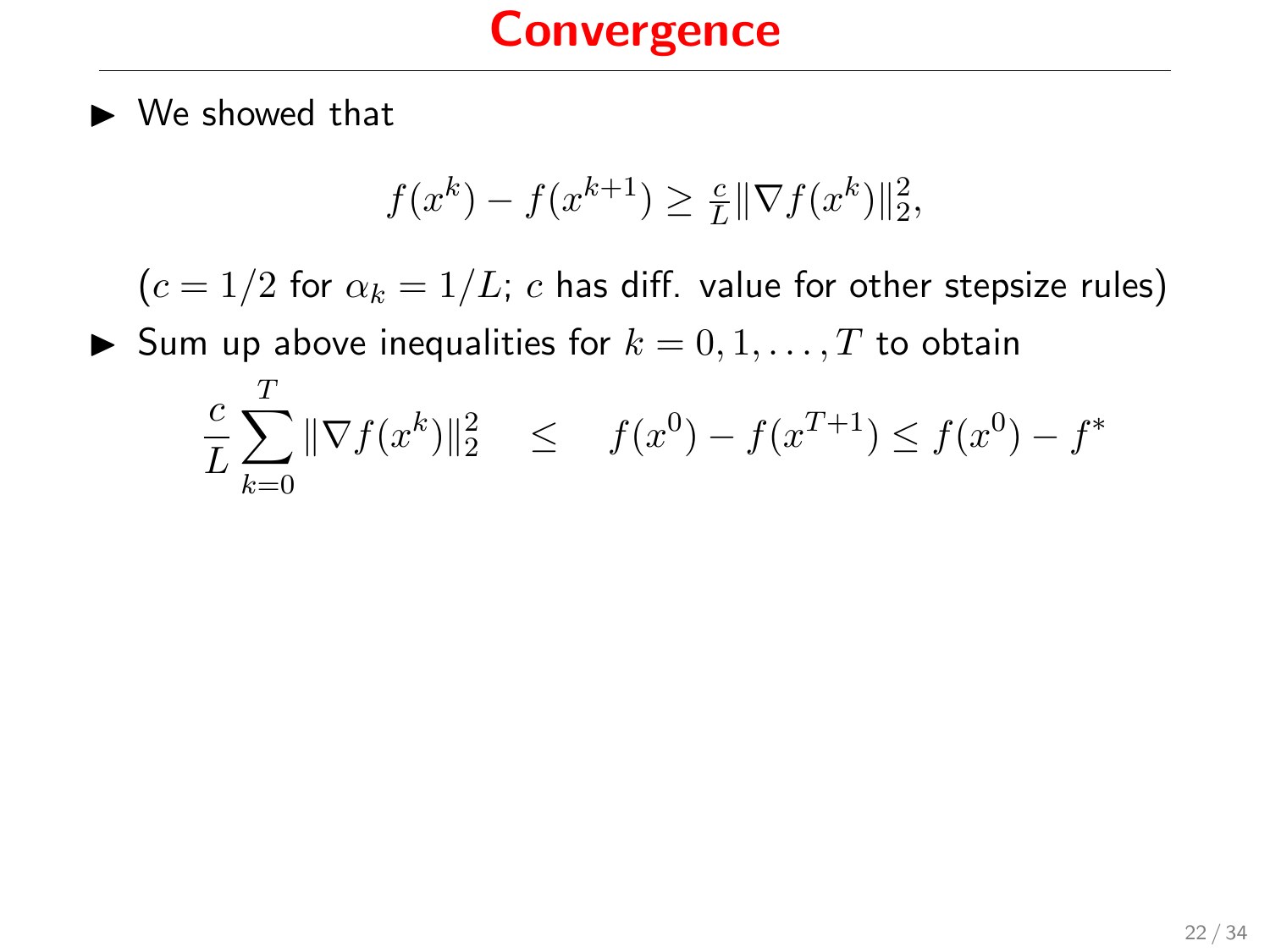# Convergence

- We showed that

$$f(x^k) - f(x^{k+1}) \geq \tfrac{c}{L} \|\nabla f(x^k)\|_2^2,$$

($c = 1/2$ for $\alpha_k = 1/L$; $c$ has diff. value for other stepsize rules)

- Sum up above inequalities for $k = 0, 1, \ldots, T$ to obtain

$$\frac{c}{L} \sum_{k=0}^{T} \|\nabla f(x^k)\|_2^2 \quad \leq \quad f(x^0) - f(x^{T+1}) \leq f(x^0) - f^*$$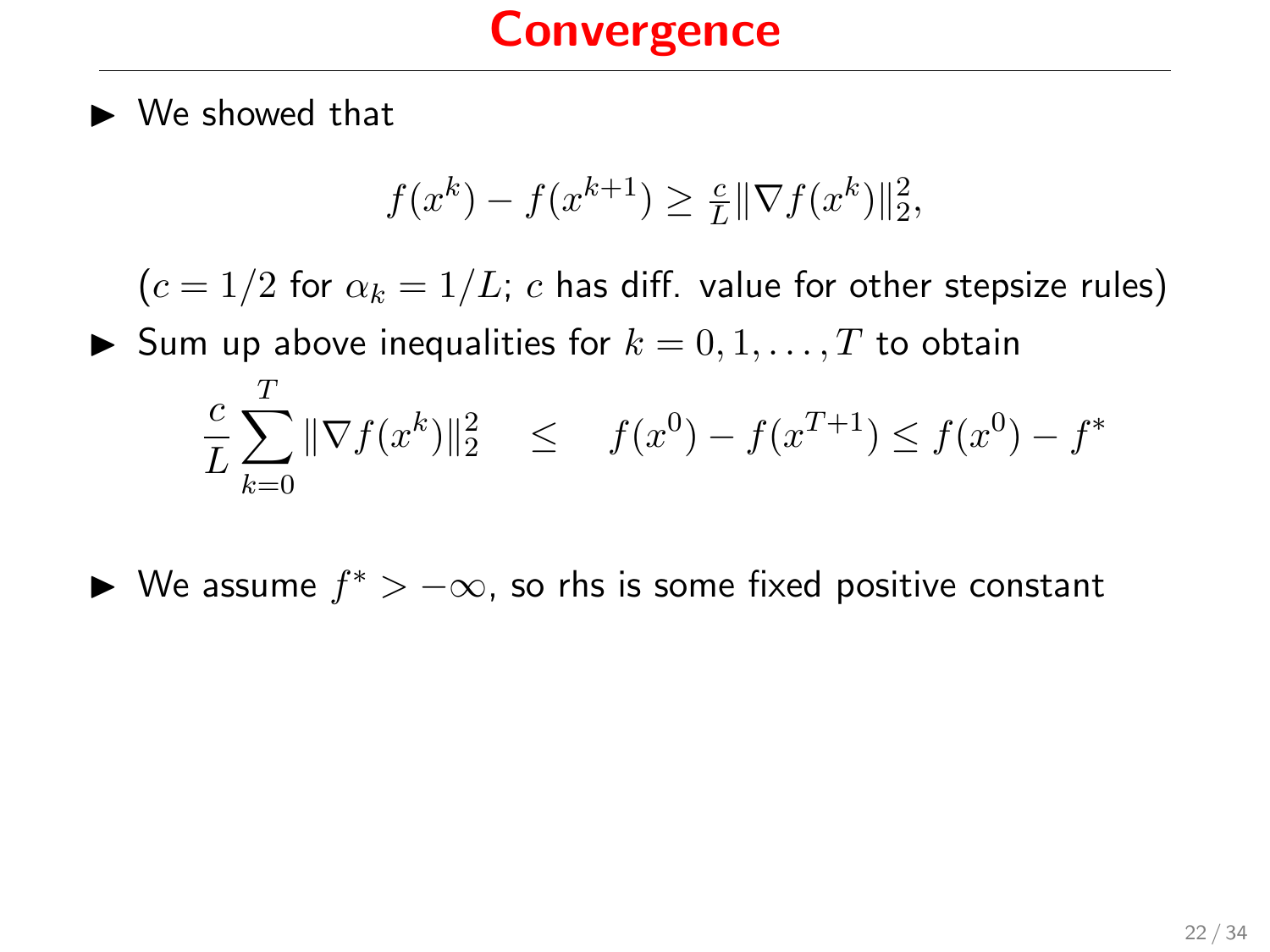# Convergence

- We showed that

$$f(x^k) - f(x^{k+1}) \geq \tfrac{c}{L}\|\nabla f(x^k)\|_2^2,$$

  ($c = 1/2$ for $\alpha_k = 1/L$; $c$ has diff. value for other stepsize rules)

- Sum up above inequalities for $k = 0, 1, \ldots, T$ to obtain

$$\frac{c}{L}\sum_{k=0}^{T}\|\nabla f(x^k)\|_2^2 \quad \leq \quad f(x^0) - f(x^{T+1}) \leq f(x^0) - f^*$$

- We assume $f^* > -\infty$, so rhs is some fixed positive constant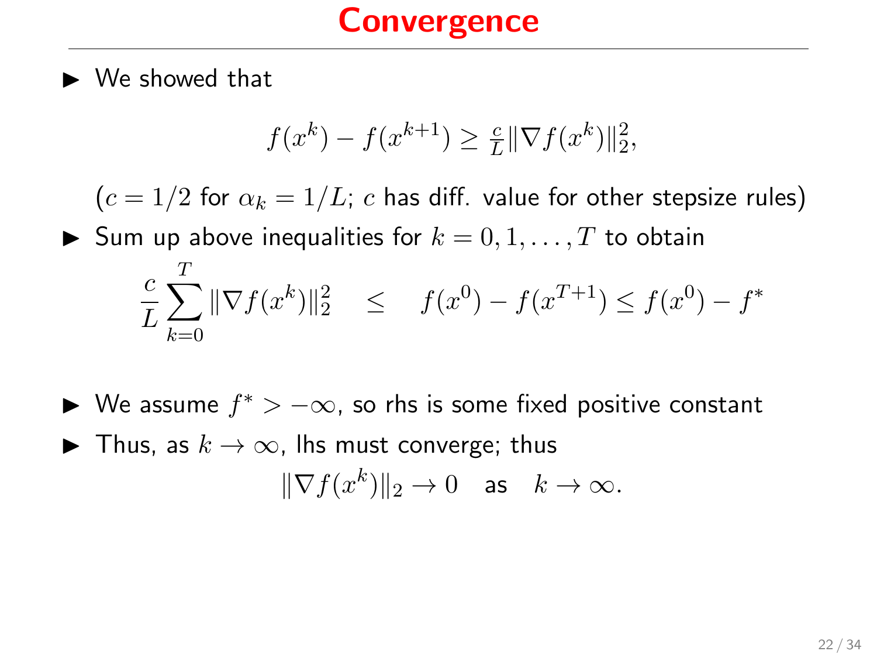# Convergence

- We showed that

$$f(x^k) - f(x^{k+1}) \geq \tfrac{c}{L}\|\nabla f(x^k)\|_2^2,$$

($c = 1/2$ for $\alpha_k = 1/L$; $c$ has diff. value for other stepsize rules)

- Sum up above inequalities for $k = 0, 1, \ldots, T$ to obtain

$$\frac{c}{L}\sum_{k=0}^{T}\|\nabla f(x^k)\|_2^2 \quad \leq \quad f(x^0) - f(x^{T+1}) \leq f(x^0) - f^*$$

- We assume $f^* > -\infty$, so rhs is some fixed positive constant
- Thus, as $k \to \infty$, lhs must converge; thus

$$\|\nabla f(x^k)\|_2 \to 0 \quad \text{as} \quad k \to \infty.$$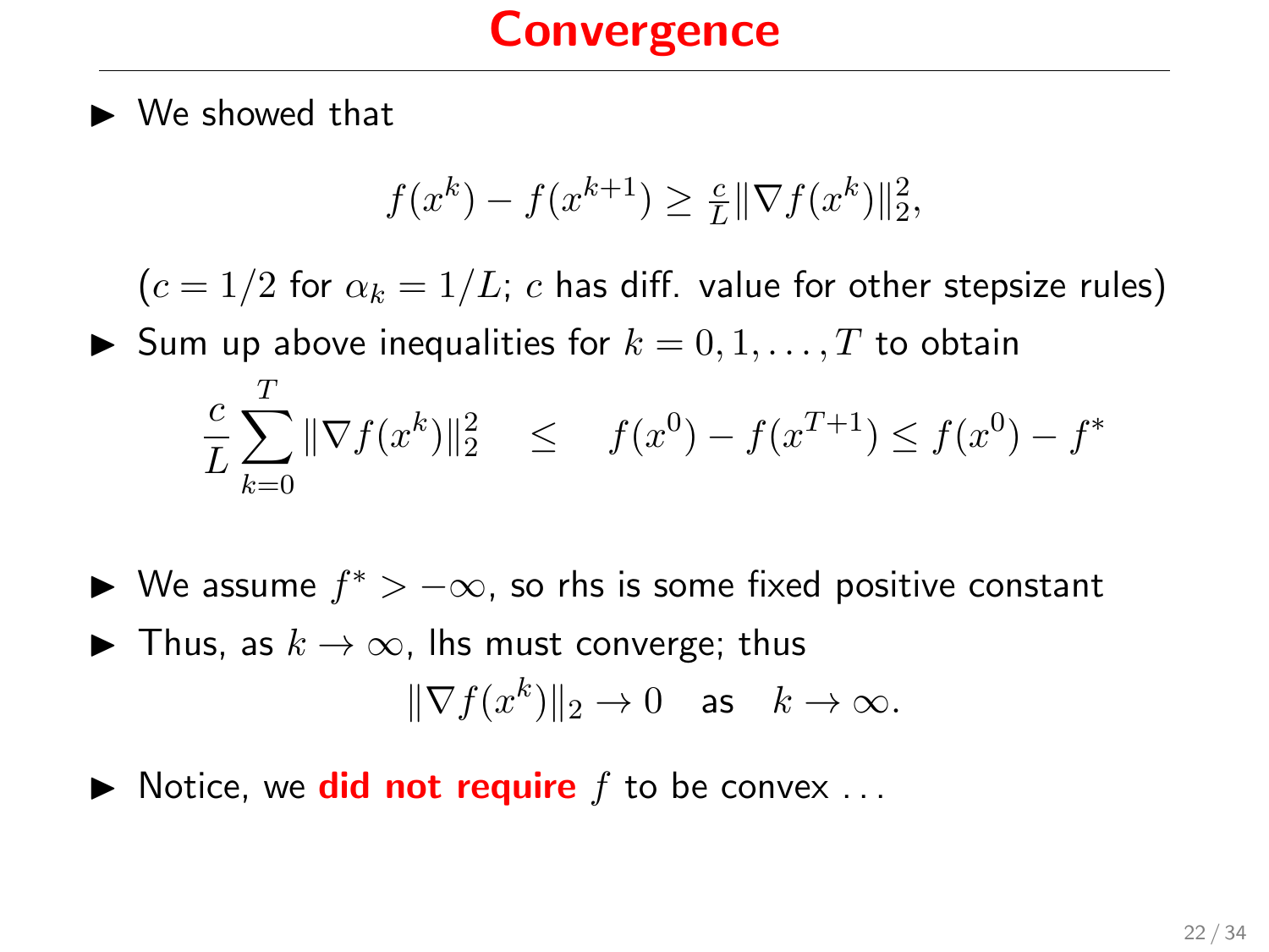# Convergence

- We showed that

$$f(x^k) - f(x^{k+1}) \geq \tfrac{c}{L}\|\nabla f(x^k)\|_2^2,$$

($c = 1/2$ for $\alpha_k = 1/L$; $c$ has diff. value for other stepsize rules)

- Sum up above inequalities for $k = 0, 1, \ldots, T$ to obtain

$$\frac{c}{L}\sum_{k=0}^{T}\|\nabla f(x^k)\|_2^2 \quad \leq \quad f(x^0) - f(x^{T+1}) \leq f(x^0) - f^*$$

- We assume $f^* > -\infty$, so rhs is some fixed positive constant
- Thus, as $k \to \infty$, lhs must converge; thus

$$\|\nabla f(x^k)\|_2 \to 0 \quad \text{as} \quad k \to \infty.$$

- Notice, we **did not require** $f$ to be convex ...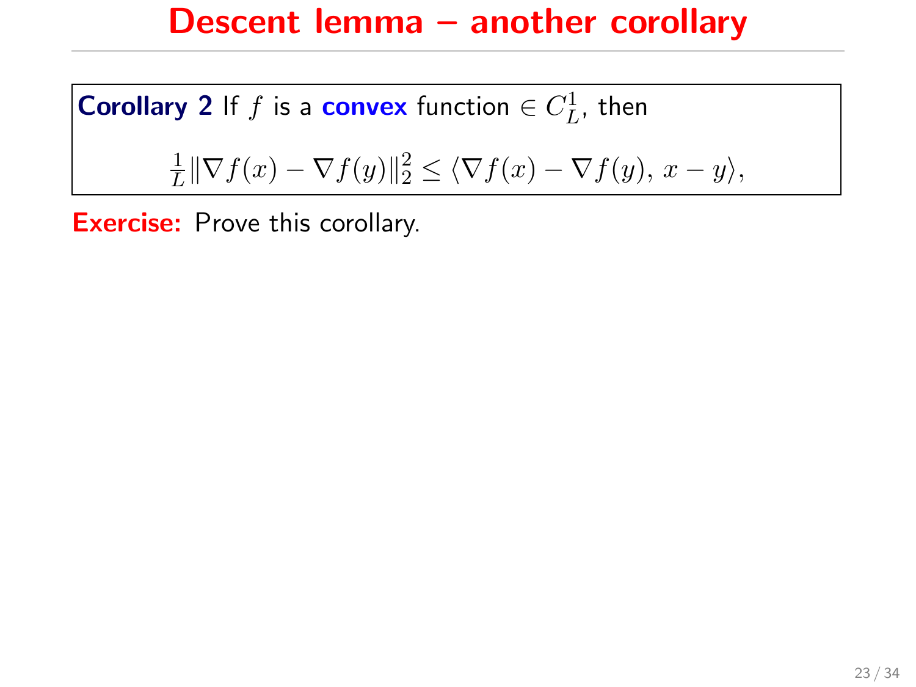# Descent lemma – another corollary

**Corollary 2** If $f$ is a **convex** function $\in C_L^1$, then

$$\frac{1}{L}\|\nabla f(x) - \nabla f(y)\|_2^2 \leq \langle \nabla f(x) - \nabla f(y),\, x - y \rangle,$$

**Exercise:** Prove this corollary.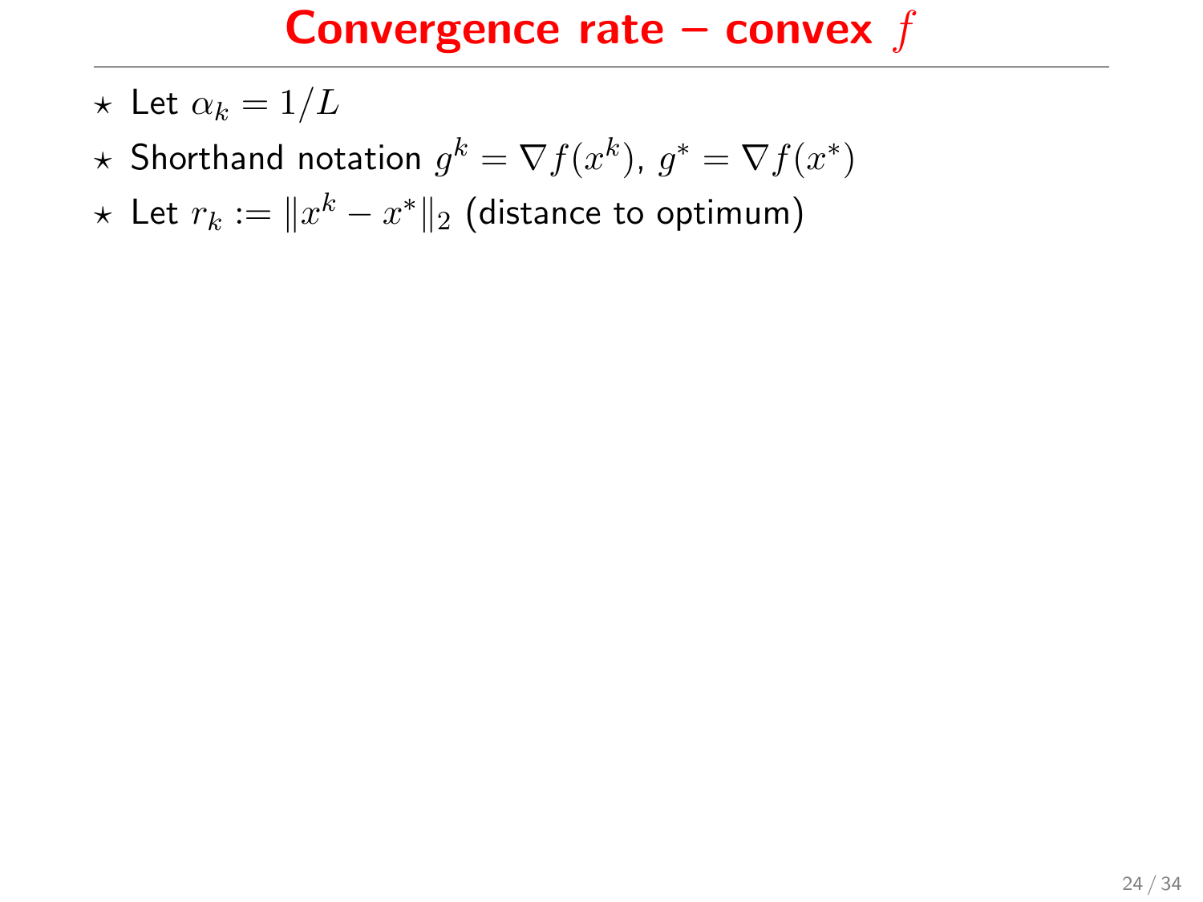# Convergence rate – convex $f$

- ⋆ Let $\alpha_k = 1/L$
- ⋆ Shorthand notation $g^k = \nabla f(x^k)$, $g^* = \nabla f(x^*)$
- ⋆ Let $r_k := \|x^k - x^*\|_2$ (distance to optimum)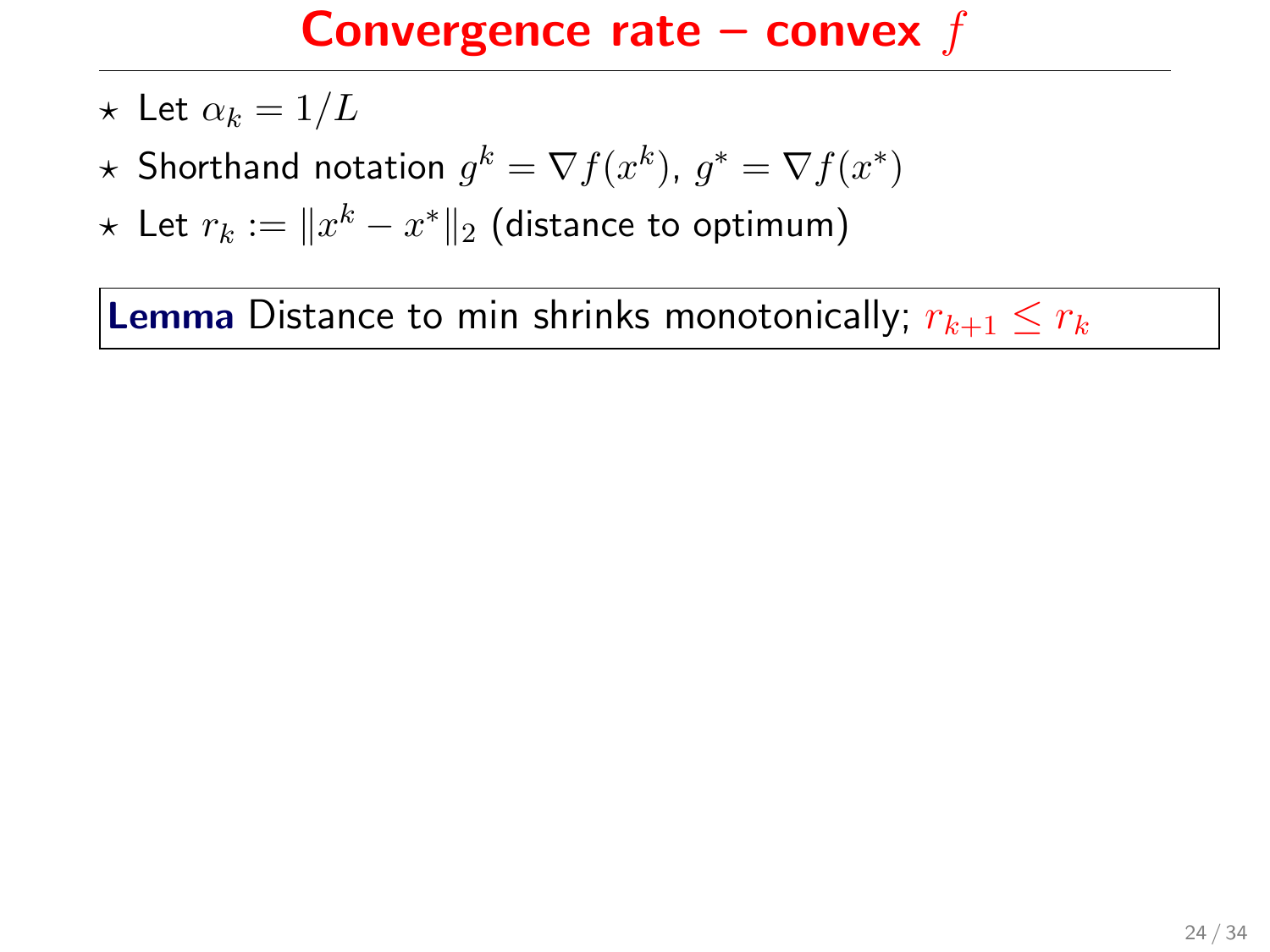# Convergence rate – convex $f$

- ⋆ Let $\alpha_k = 1/L$
- ⋆ Shorthand notation $g^k = \nabla f(x^k)$, $g^* = \nabla f(x^*)$
- ⋆ Let $r_k := \|x^k - x^*\|_2$ (distance to optimum)

**Lemma** Distance to min shrinks monotonically; $r_{k+1} \leq r_k$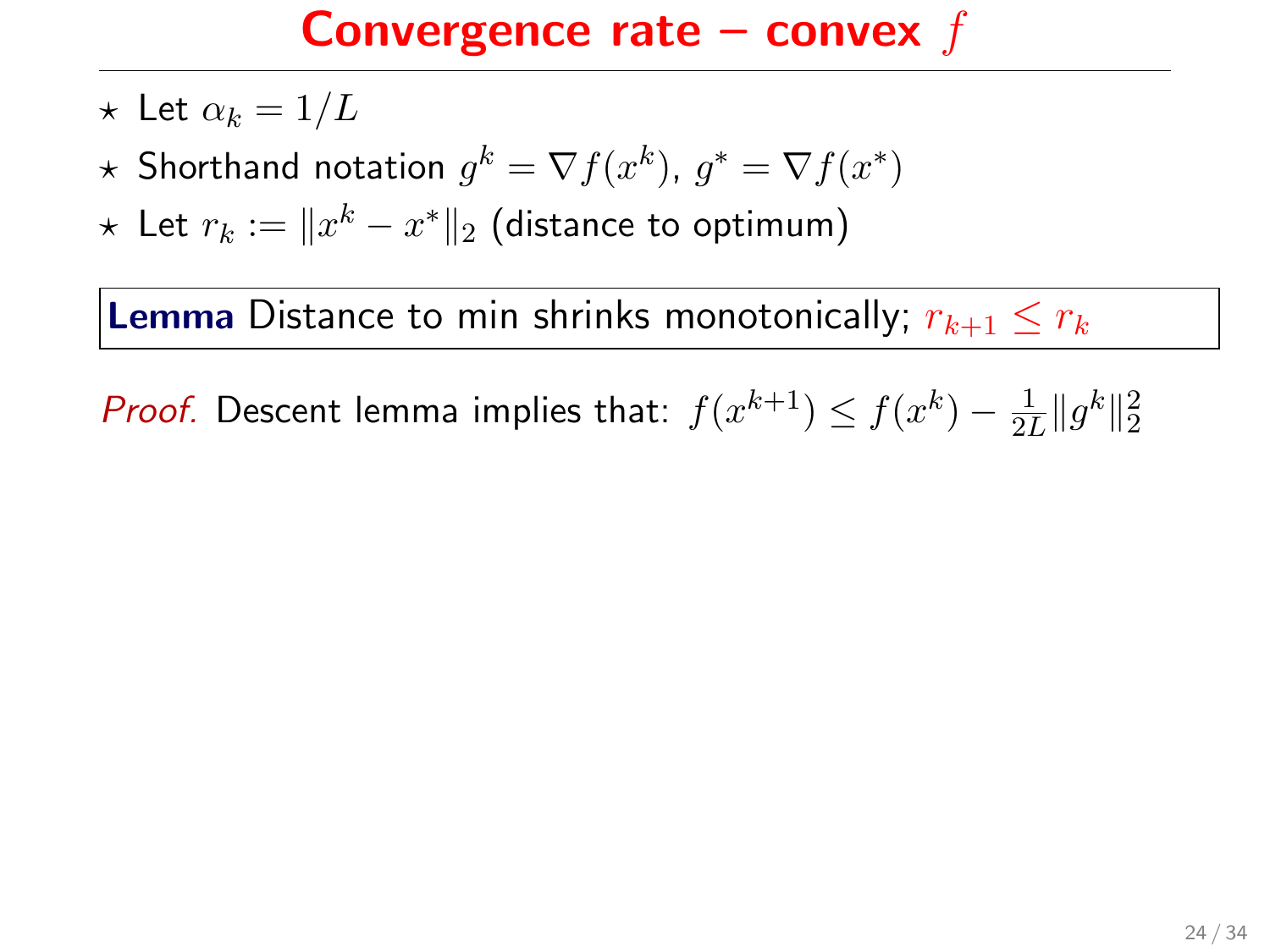# Convergence rate – convex $f$

- ⋆ Let $\alpha_k = 1/L$
- ⋆ Shorthand notation $g^k = \nabla f(x^k)$, $g^* = \nabla f(x^*)$
- ⋆ Let $r_k := \|x^k - x^*\|_2$ (distance to optimum)

**Lemma** Distance to min shrinks monotonically; $r_{k+1} \leq r_k$

*Proof.* Descent lemma implies that: $f(x^{k+1}) \leq f(x^k) - \frac{1}{2L}\|g^k\|_2^2$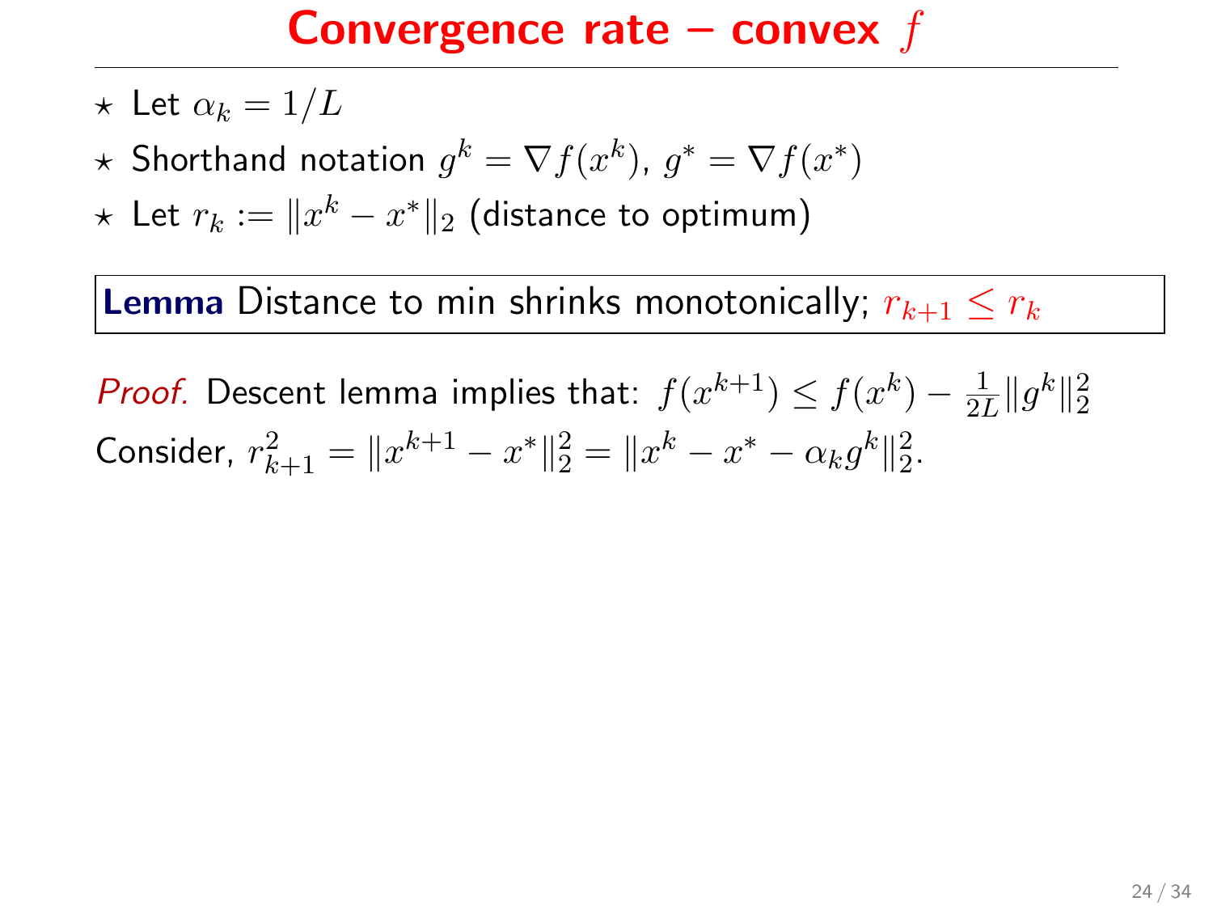# Convergence rate – convex $f$

- $\star$ Let $\alpha_k = 1/L$
- $\star$ Shorthand notation $g^k = \nabla f(x^k)$, $g^* = \nabla f(x^*)$
- $\star$ Let $r_k := \|x^k - x^*\|_2$ (distance to optimum)

**Lemma** Distance to min shrinks monotonically; $r_{k+1} \leq r_k$

*Proof.* Descent lemma implies that: $f(x^{k+1}) \leq f(x^k) - \frac{1}{2L}\|g^k\|_2^2$

Consider, $r_{k+1}^2 = \|x^{k+1} - x^*\|_2^2 = \|x^k - x^* - \alpha_k g^k\|_2^2$.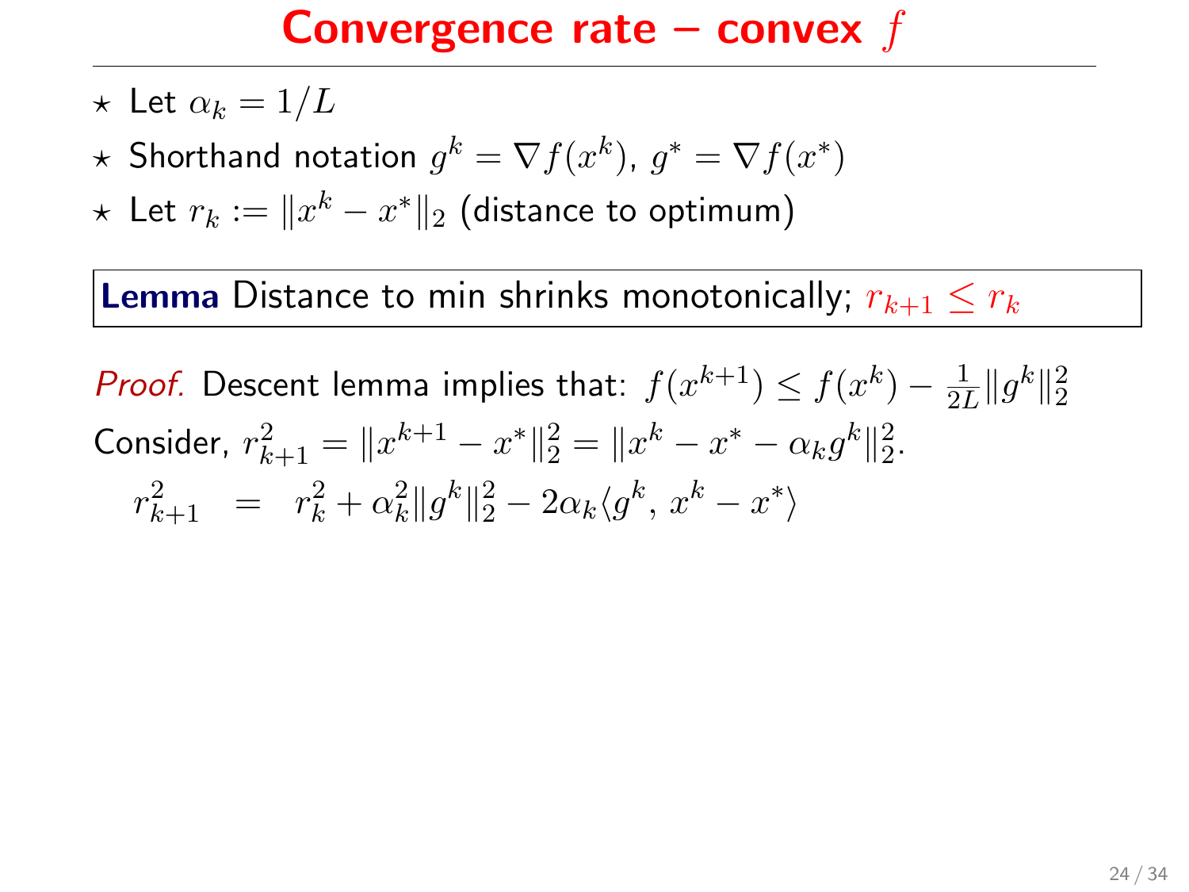# Convergence rate – convex $f$

- ⋆ Let $\alpha_k = 1/L$
- ⋆ Shorthand notation $g^k = \nabla f(x^k)$, $g^* = \nabla f(x^*)$
- ⋆ Let $r_k := \|x^k - x^*\|_2$ (distance to optimum)

**Lemma** Distance to min shrinks monotonically; $r_{k+1} \leq r_k$

*Proof.* Descent lemma implies that: $f(x^{k+1}) \leq f(x^k) - \frac{1}{2L}\|g^k\|_2^2$

Consider, $r_{k+1}^2 = \|x^{k+1} - x^*\|_2^2 = \|x^k - x^* - \alpha_k g^k\|_2^2$.

$$r_{k+1}^2 = r_k^2 + \alpha_k^2 \|g^k\|_2^2 - 2\alpha_k \langle g^k, x^k - x^* \rangle$$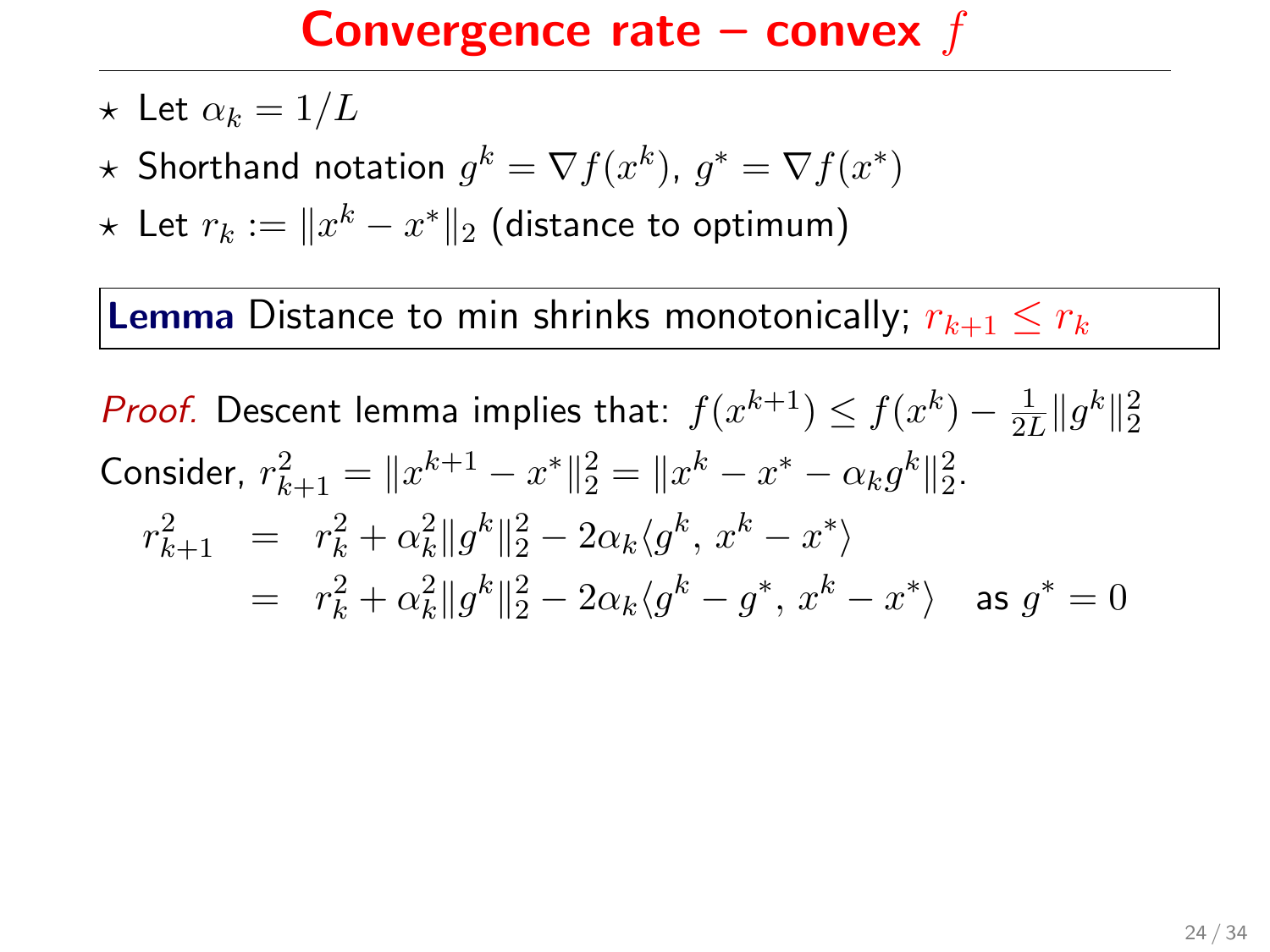# Convergence rate – convex $f$

- ⋆ Let $\alpha_k = 1/L$
- ⋆ Shorthand notation $g^k = \nabla f(x^k)$, $g^* = \nabla f(x^*)$
- ⋆ Let $r_k := \|x^k - x^*\|_2$ (distance to optimum)

**Lemma** Distance to min shrinks monotonically; $r_{k+1} \leq r_k$

*Proof.* Descent lemma implies that: $f(x^{k+1}) \leq f(x^k) - \frac{1}{2L}\|g^k\|_2^2$

Consider, $r_{k+1}^2 = \|x^{k+1} - x^*\|_2^2 = \|x^k - x^* - \alpha_k g^k\|_2^2$.

$$
\begin{aligned}
r_{k+1}^2 &= r_k^2 + \alpha_k^2 \|g^k\|_2^2 - 2\alpha_k \langle g^k, x^k - x^* \rangle \\
&= r_k^2 + \alpha_k^2 \|g^k\|_2^2 - 2\alpha_k \langle g^k - g^*, x^k - x^* \rangle \quad \text{as } g^* = 0
\end{aligned}
$$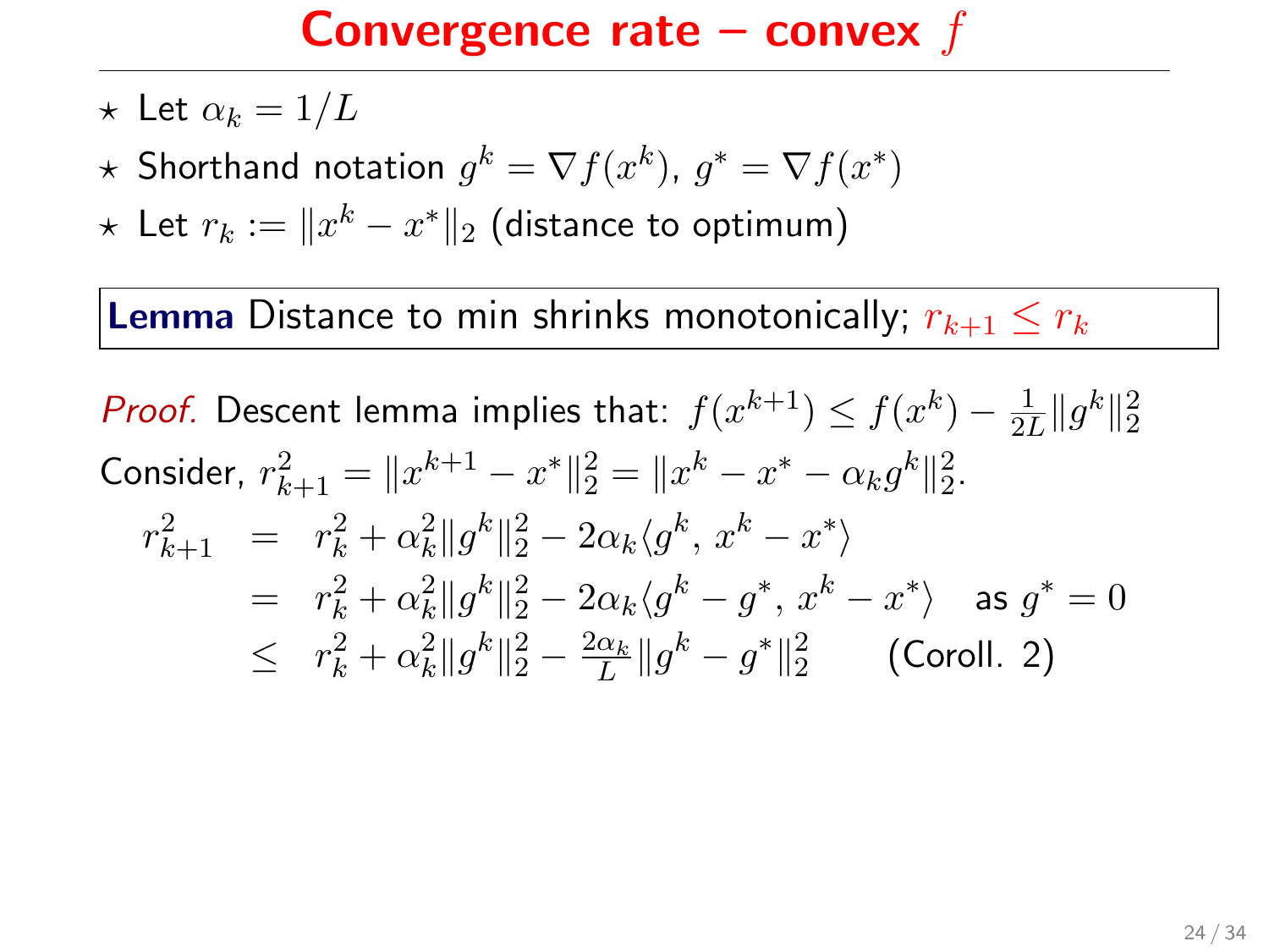# Convergence rate – convex $f$

- ⋆ Let $\alpha_k = 1/L$
- ⋆ Shorthand notation $g^k = \nabla f(x^k)$, $g^* = \nabla f(x^*)$
- ⋆ Let $r_k := \|x^k - x^*\|_2$ (distance to optimum)

**Lemma** Distance to min shrinks monotonically; $r_{k+1} \leq r_k$

*Proof.* Descent lemma implies that: $f(x^{k+1}) \leq f(x^k) - \frac{1}{2L}\|g^k\|_2^2$

Consider, $r_{k+1}^2 = \|x^{k+1} - x^*\|_2^2 = \|x^k - x^* - \alpha_k g^k\|_2^2$.

$$
\begin{aligned}
r_{k+1}^2 &= r_k^2 + \alpha_k^2\|g^k\|_2^2 - 2\alpha_k\langle g^k,\, x^k - x^*\rangle \\
&= r_k^2 + \alpha_k^2\|g^k\|_2^2 - 2\alpha_k\langle g^k - g^*,\, x^k - x^*\rangle \quad \text{as } g^* = 0 \\
&\leq r_k^2 + \alpha_k^2\|g^k\|_2^2 - \tfrac{2\alpha_k}{L}\|g^k - g^*\|_2^2 \qquad \text{(Coroll. 2)}
\end{aligned}
$$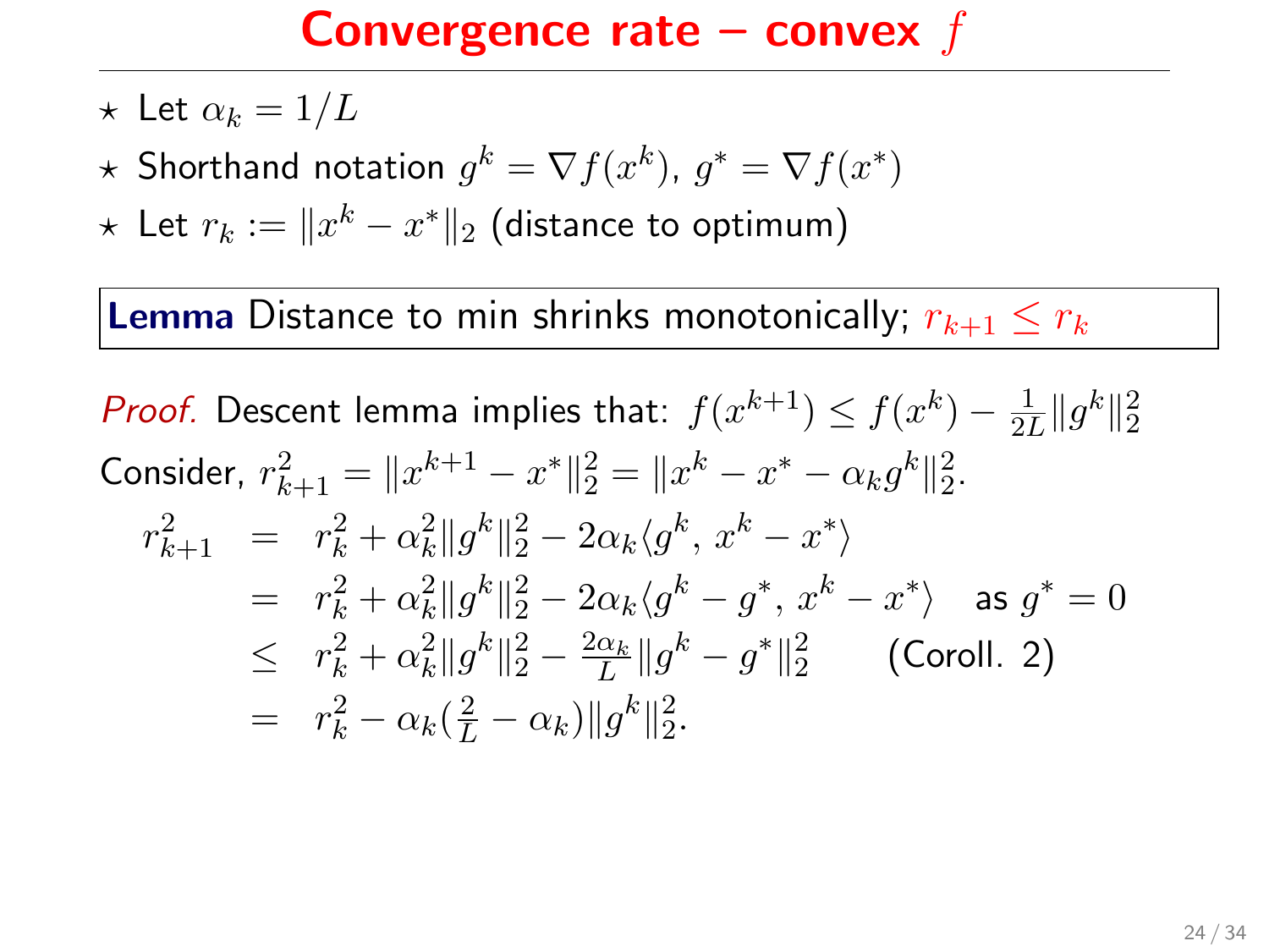# Convergence rate – convex $f$

- ⋆ Let $\alpha_k = 1/L$
- ⋆ Shorthand notation $g^k = \nabla f(x^k)$, $g^* = \nabla f(x^*)$
- ⋆ Let $r_k := \|x^k - x^*\|_2$ (distance to optimum)

**Lemma** Distance to min shrinks monotonically; $r_{k+1} \leq r_k$

*Proof.* Descent lemma implies that: $f(x^{k+1}) \leq f(x^k) - \frac{1}{2L}\|g^k\|_2^2$

Consider, $r_{k+1}^2 = \|x^{k+1} - x^*\|_2^2 = \|x^k - x^* - \alpha_k g^k\|_2^2$.

$$
\begin{aligned}
r_{k+1}^2 &= r_k^2 + \alpha_k^2\|g^k\|_2^2 - 2\alpha_k\langle g^k,\, x^k - x^*\rangle \\
&= r_k^2 + \alpha_k^2\|g^k\|_2^2 - 2\alpha_k\langle g^k - g^*,\, x^k - x^*\rangle \quad \text{as } g^* = 0 \\
&\leq r_k^2 + \alpha_k^2\|g^k\|_2^2 - \tfrac{2\alpha_k}{L}\|g^k - g^*\|_2^2 \qquad \text{(Coroll. 2)} \\
&= r_k^2 - \alpha_k(\tfrac{2}{L} - \alpha_k)\|g^k\|_2^2.
\end{aligned}
$$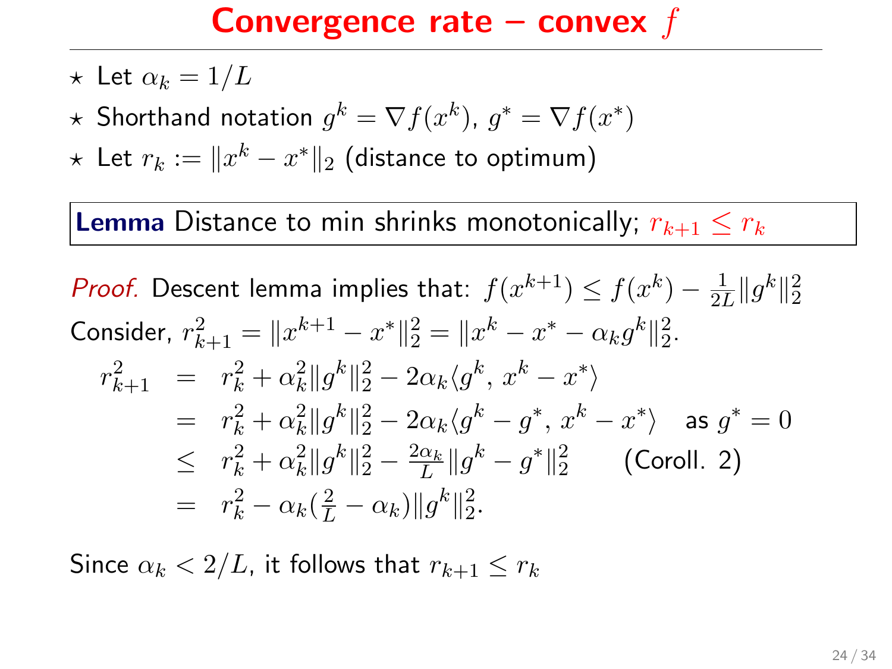# Convergence rate – convex $f$

- ⋆ Let $\alpha_k = 1/L$
- ⋆ Shorthand notation $g^k = \nabla f(x^k)$, $g^* = \nabla f(x^*)$
- ⋆ Let $r_k := \|x^k - x^*\|_2$ (distance to optimum)

**Lemma** Distance to min shrinks monotonically; $r_{k+1} \leq r_k$

*Proof.* Descent lemma implies that: $f(x^{k+1}) \leq f(x^k) - \frac{1}{2L}\|g^k\|_2^2$

Consider, $r_{k+1}^2 = \|x^{k+1} - x^*\|_2^2 = \|x^k - x^* - \alpha_k g^k\|_2^2$.

$$
\begin{aligned}
r_{k+1}^2 &= r_k^2 + \alpha_k^2\|g^k\|_2^2 - 2\alpha_k\langle g^k,\, x^k - x^*\rangle \\
&= r_k^2 + \alpha_k^2\|g^k\|_2^2 - 2\alpha_k\langle g^k - g^*,\, x^k - x^*\rangle \quad \text{as } g^* = 0 \\
&\leq r_k^2 + \alpha_k^2\|g^k\|_2^2 - \tfrac{2\alpha_k}{L}\|g^k - g^*\|_2^2 \qquad \text{(Coroll. 2)} \\
&= r_k^2 - \alpha_k(\tfrac{2}{L} - \alpha_k)\|g^k\|_2^2.
\end{aligned}
$$

Since $\alpha_k < 2/L$, it follows that $r_{k+1} \leq r_k$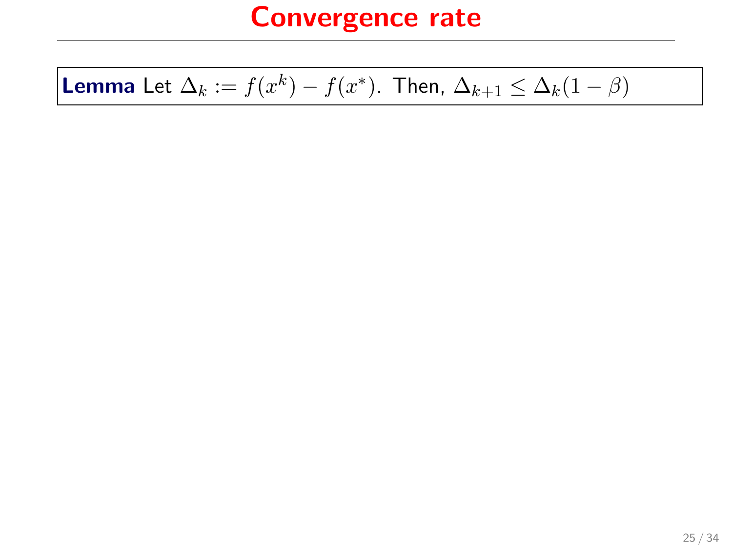# Convergence rate

**Lemma** Let $\Delta_k := f(x^k) - f(x^*)$. Then, $\Delta_{k+1} \leq \Delta_k(1 - \beta)$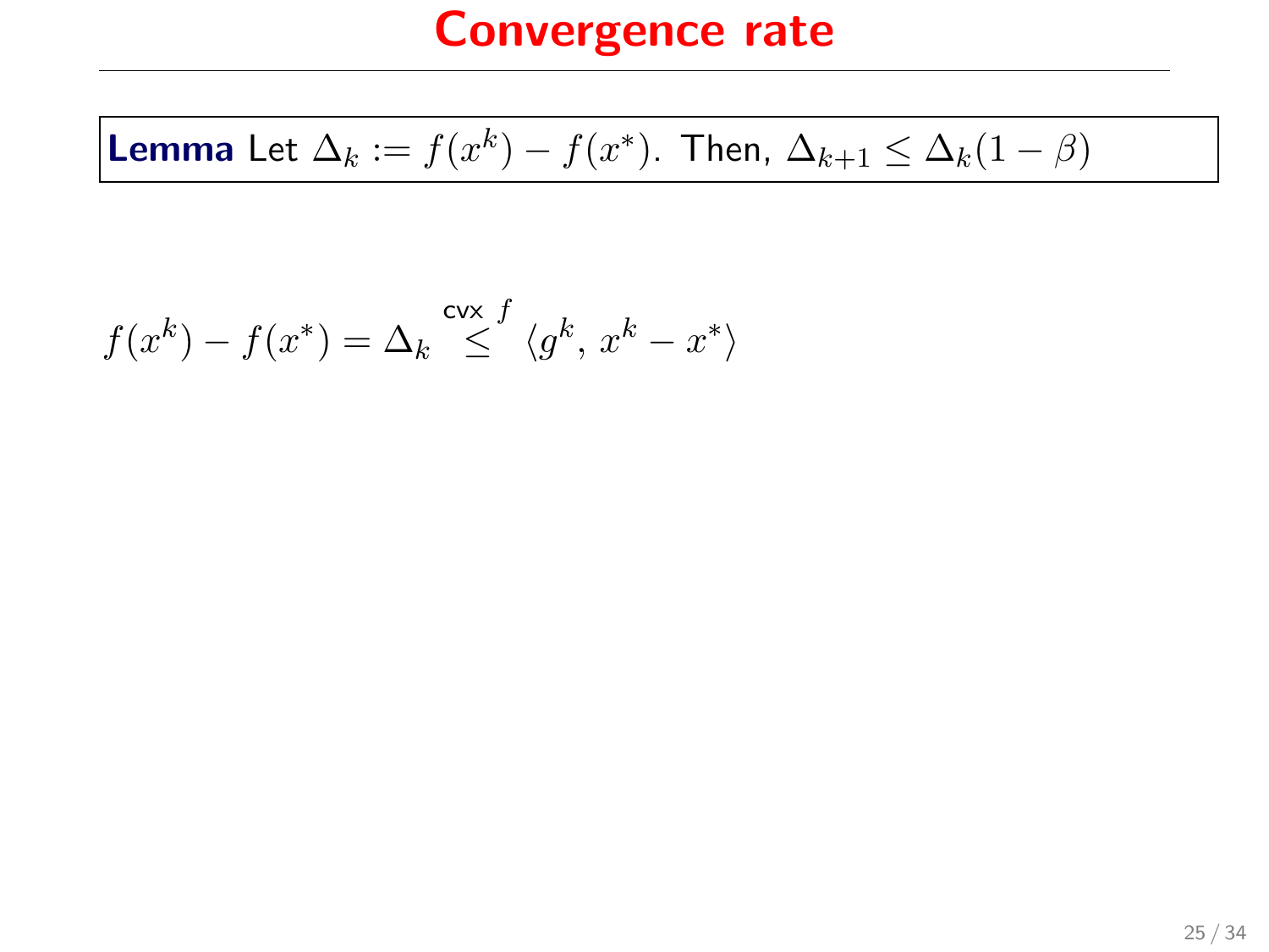# Convergence rate

**Lemma** Let $\Delta_k := f(x^k) - f(x^*)$. Then, $\Delta_{k+1} \leq \Delta_k(1-\beta)$

$$f(x^k) - f(x^*) = \Delta_k \overset{\text{cvx } f}{\leq} \langle g^k,\, x^k - x^* \rangle$$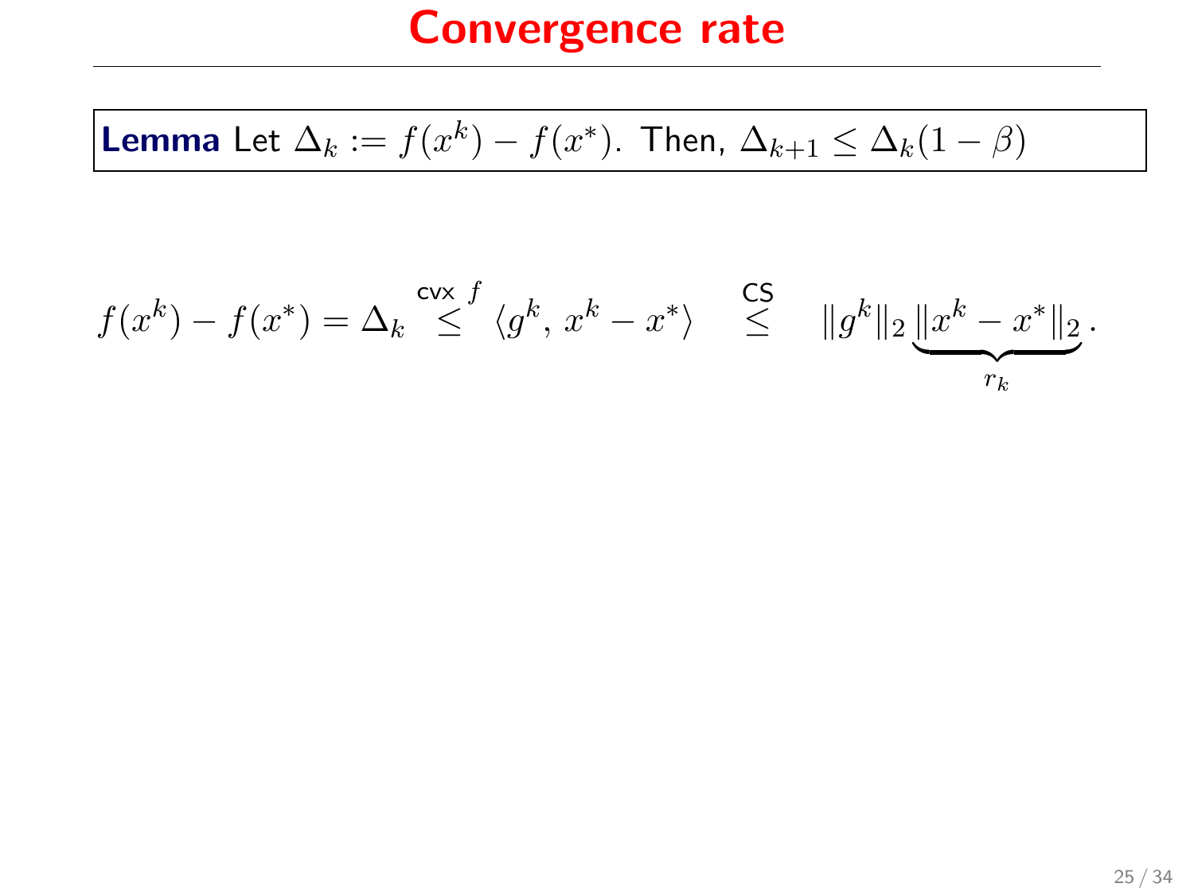# Convergence rate

**Lemma** Let $\Delta_k := f(x^k) - f(x^*)$. Then, $\Delta_{k+1} \leq \Delta_k(1-\beta)$

$$f(x^k) - f(x^*) = \Delta_k \overset{\text{cvx } f}{\leq} \langle g^k,\, x^k - x^* \rangle \quad \overset{\text{CS}}{\leq} \quad \|g^k\|_2 \underbrace{\|x^k - x^*\|_2}_{r_k}.$$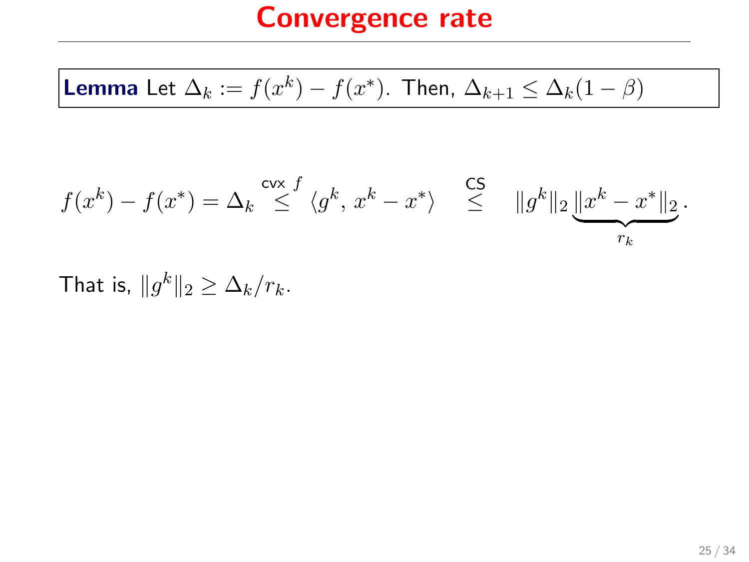# Convergence rate

**Lemma** Let $\Delta_k := f(x^k) - f(x^*)$. Then, $\Delta_{k+1} \leq \Delta_k(1-\beta)$

$$f(x^k) - f(x^*) = \Delta_k \overset{\text{cvx } f}{\leq} \langle g^k,\, x^k - x^* \rangle \quad \overset{\text{CS}}{\leq} \quad \|g^k\|_2 \underbrace{\|x^k - x^*\|_2}_{r_k}.$$

That is, $\|g^k\|_2 \geq \Delta_k / r_k$.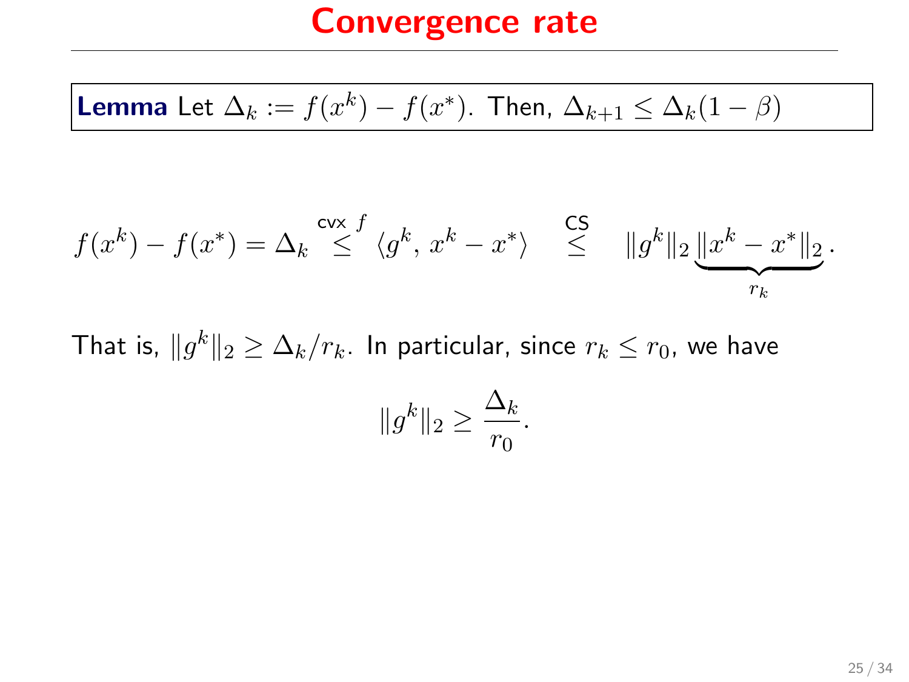# Convergence rate

**Lemma** Let $\Delta_k := f(x^k) - f(x^*)$. Then, $\Delta_{k+1} \leq \Delta_k(1-\beta)$

$$f(x^k) - f(x^*) = \Delta_k \overset{\text{cvx } f}{\leq} \langle g^k, x^k - x^* \rangle \quad \overset{\text{CS}}{\leq} \quad \|g^k\|_2 \underbrace{\|x^k - x^*\|_2}_{r_k}.$$

That is, $\|g^k\|_2 \geq \Delta_k / r_k$. In particular, since $r_k \leq r_0$, we have

$$\|g^k\|_2 \geq \frac{\Delta_k}{r_0}.$$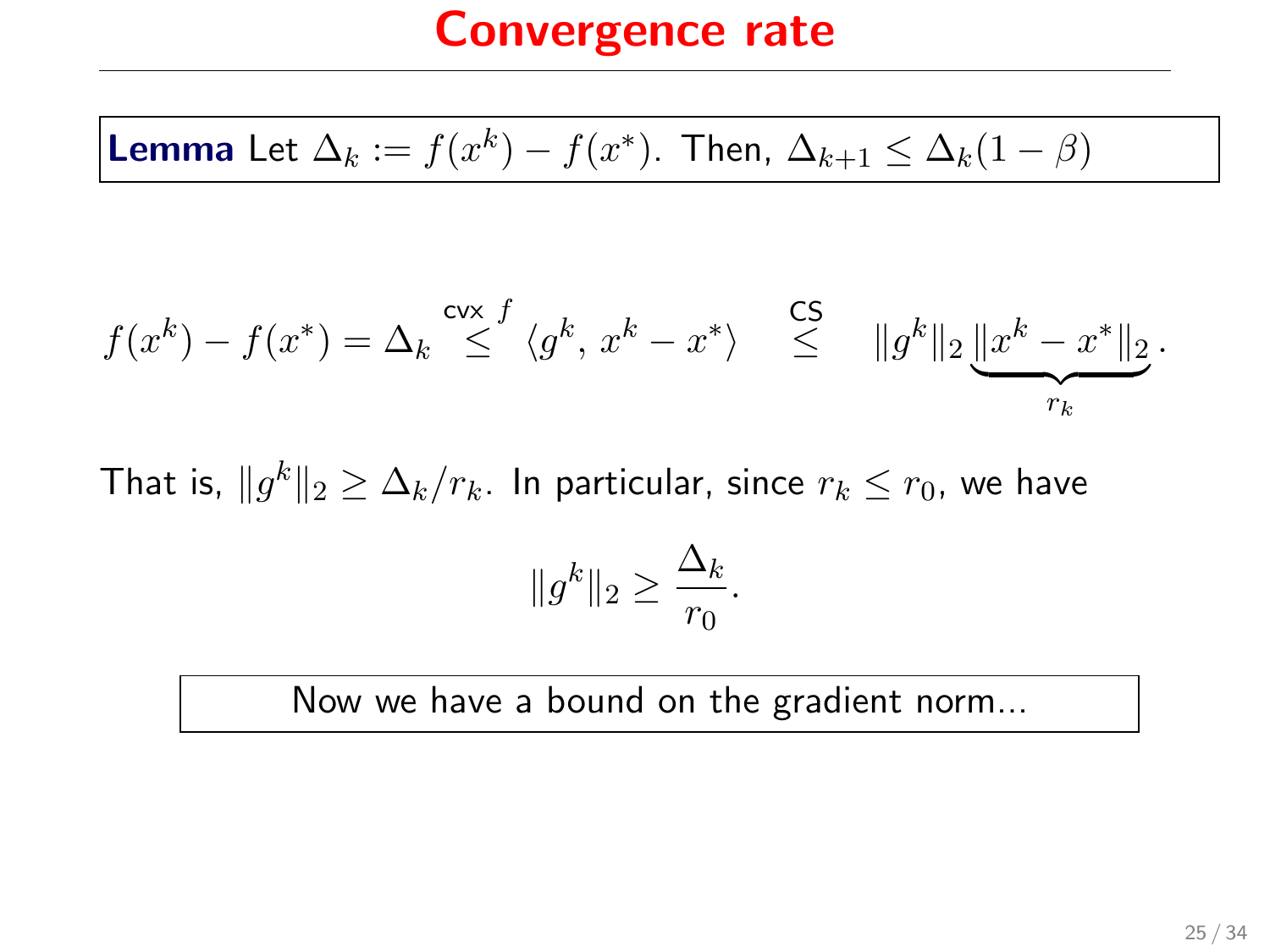# Convergence rate

**Lemma** Let $\Delta_k := f(x^k) - f(x^*)$. Then, $\Delta_{k+1} \leq \Delta_k(1-\beta)$

$$f(x^k) - f(x^*) = \Delta_k \overset{\text{cvx } f}{\leq} \langle g^k,\, x^k - x^* \rangle \quad \overset{\text{CS}}{\leq} \quad \|g^k\|_2 \underbrace{\|x^k - x^*\|_2}_{r_k}.$$

That is, $\|g^k\|_2 \geq \Delta_k / r_k$. In particular, since $r_k \leq r_0$, we have

$$\|g^k\|_2 \geq \frac{\Delta_k}{r_0}.$$

Now we have a bound on the gradient norm...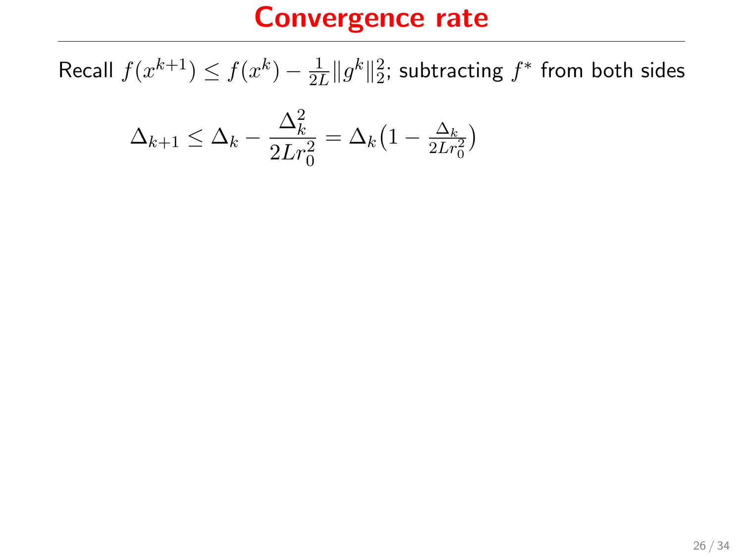# Convergence rate

Recall $f(x^{k+1}) \le f(x^k) - \frac{1}{2L}\|g^k\|_2^2$; subtracting $f^*$ from both sides

$$\Delta_{k+1} \le \Delta_k - \frac{\Delta_k^2}{2Lr_0^2} = \Delta_k\left(1 - \tfrac{\Delta_k}{2Lr_0^2}\right)$$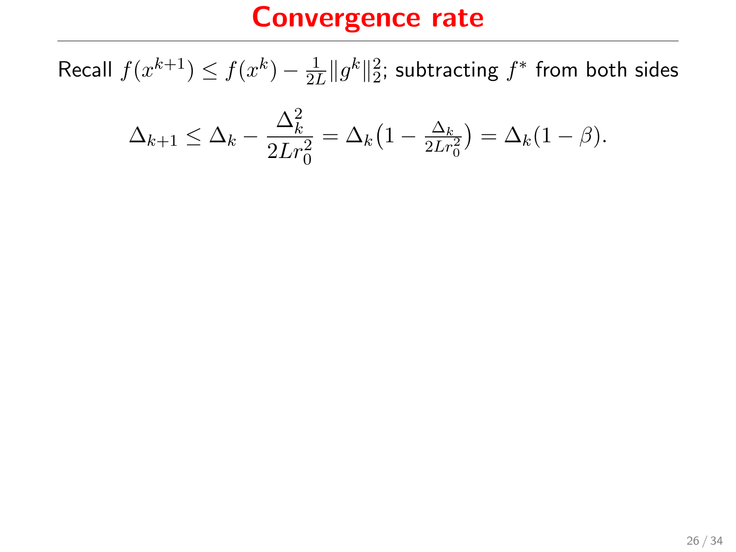# Convergence rate

Recall $f(x^{k+1}) \le f(x^k) - \frac{1}{2L}\|g^k\|_2^2$; subtracting $f^*$ from both sides

$$\Delta_{k+1} \le \Delta_k - \frac{\Delta_k^2}{2Lr_0^2} = \Delta_k\big(1 - \tfrac{\Delta_k}{2Lr_0^2}\big) = \Delta_k(1-\beta).$$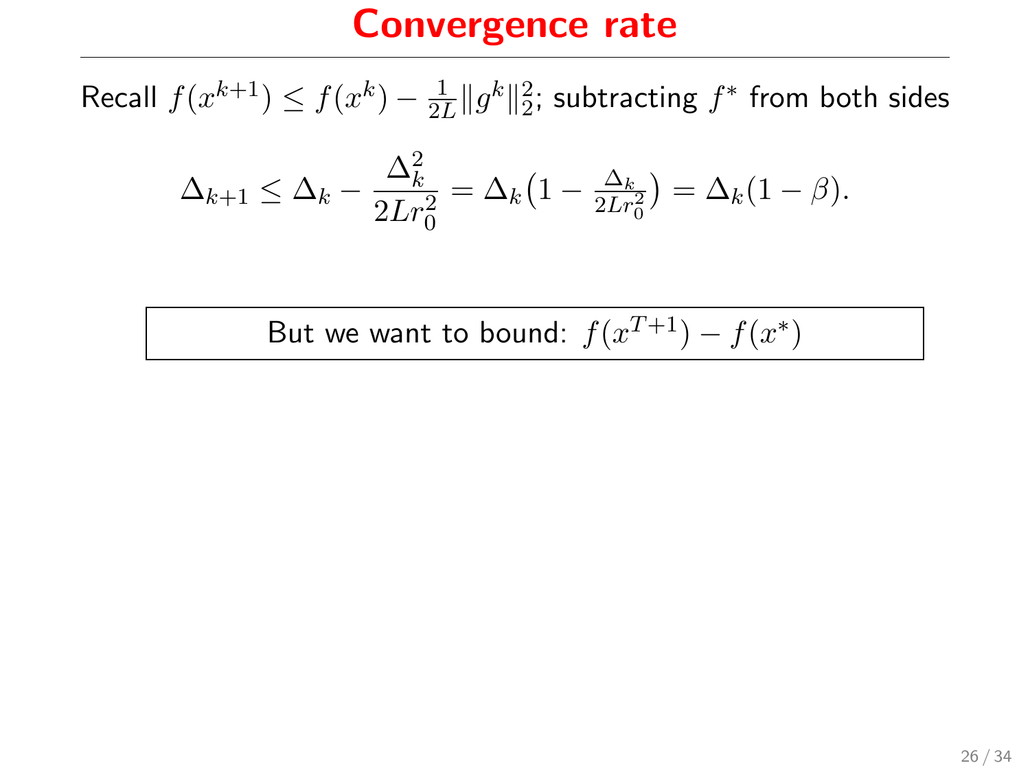# Convergence rate

Recall $f(x^{k+1}) \leq f(x^k) - \frac{1}{2L}\|g^k\|_2^2$; subtracting $f^*$ from both sides

$$\Delta_{k+1} \leq \Delta_k - \frac{\Delta_k^2}{2Lr_0^2} = \Delta_k\big(1 - \tfrac{\Delta_k}{2Lr_0^2}\big) = \Delta_k(1-\beta).$$

But we want to bound: $f(x^{T+1}) - f(x^*)$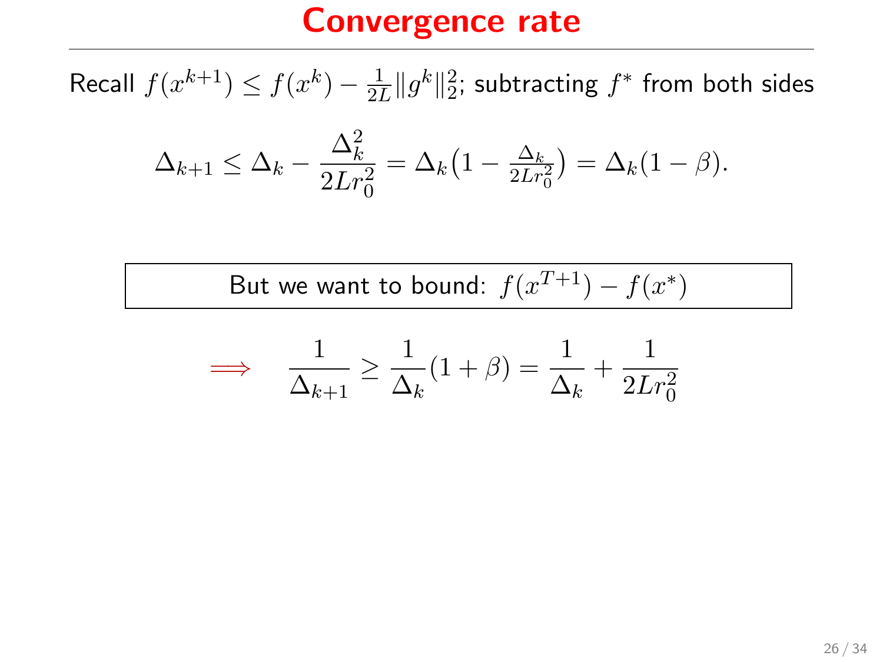# Convergence rate

Recall $f(x^{k+1}) \leq f(x^k) - \frac{1}{2L}\|g^k\|_2^2$; subtracting $f^*$ from both sides

$$\Delta_{k+1} \leq \Delta_k - \frac{\Delta_k^2}{2Lr_0^2} = \Delta_k\big(1 - \tfrac{\Delta_k}{2Lr_0^2}\big) = \Delta_k(1-\beta).$$

But we want to bound: $f(x^{T+1}) - f(x^*)$

$$\implies \quad \frac{1}{\Delta_{k+1}} \geq \frac{1}{\Delta_k}(1+\beta) = \frac{1}{\Delta_k} + \frac{1}{2Lr_0^2}$$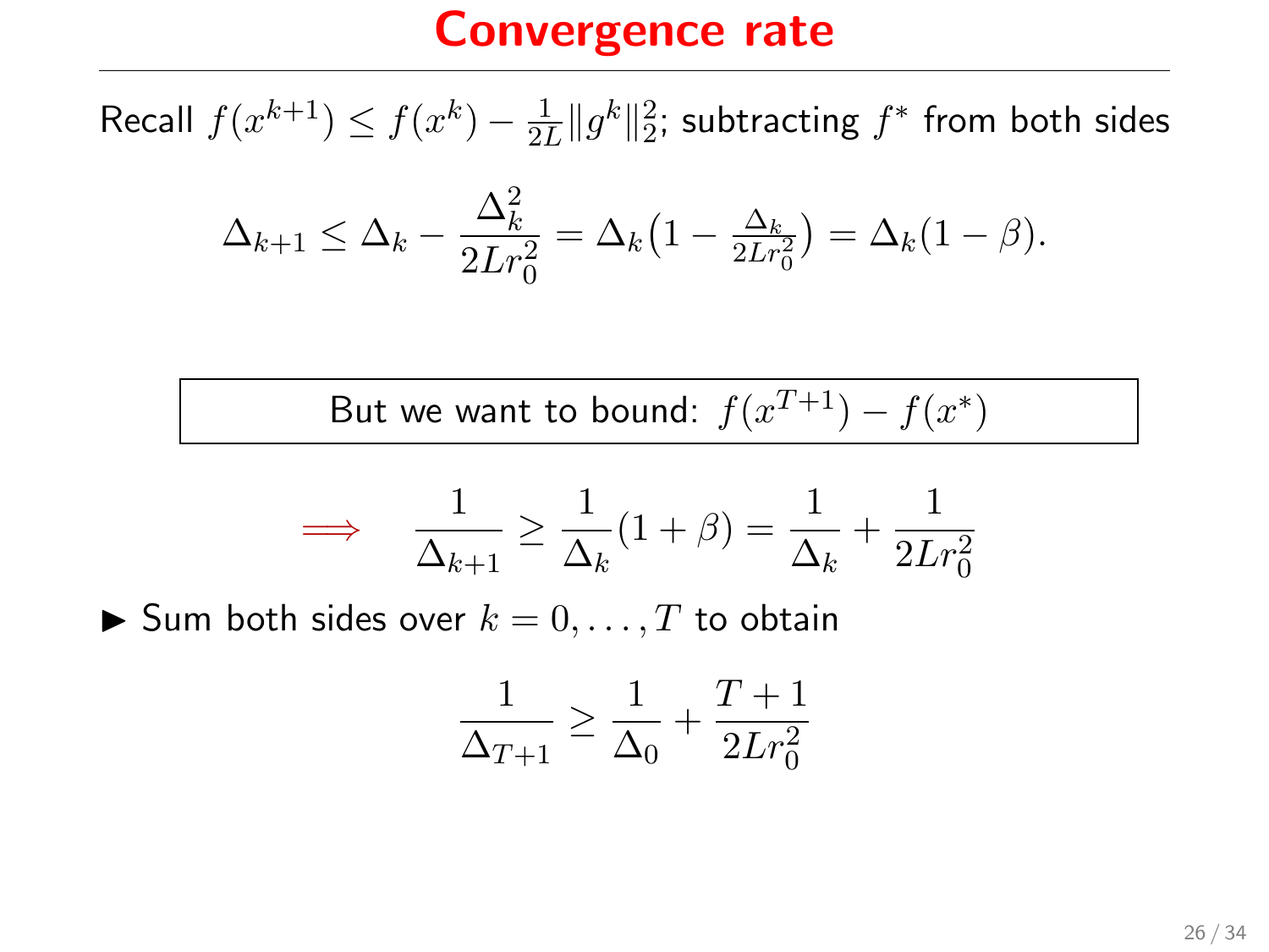# Convergence rate

Recall $f(x^{k+1}) \leq f(x^k) - \frac{1}{2L}\|g^k\|_2^2$; subtracting $f^*$ from both sides

$$\Delta_{k+1} \leq \Delta_k - \frac{\Delta_k^2}{2Lr_0^2} = \Delta_k\big(1 - \tfrac{\Delta_k}{2Lr_0^2}\big) = \Delta_k(1-\beta).$$

But we want to bound: $f(x^{T+1}) - f(x^*)$

$$\implies \quad \frac{1}{\Delta_{k+1}} \geq \frac{1}{\Delta_k}(1+\beta) = \frac{1}{\Delta_k} + \frac{1}{2Lr_0^2}$$

- Sum both sides over $k = 0, \ldots, T$ to obtain

$$\frac{1}{\Delta_{T+1}} \geq \frac{1}{\Delta_0} + \frac{T+1}{2Lr_0^2}$$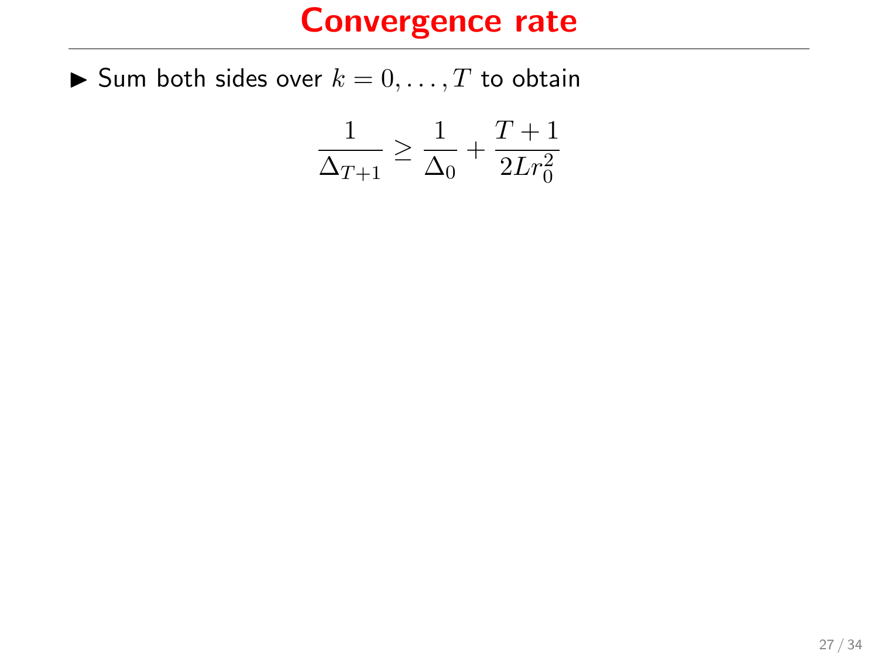# Convergence rate

- Sum both sides over $k = 0, \ldots, T$ to obtain

$$\frac{1}{\Delta_{T+1}} \geq \frac{1}{\Delta_0} + \frac{T+1}{2Lr_0^2}$$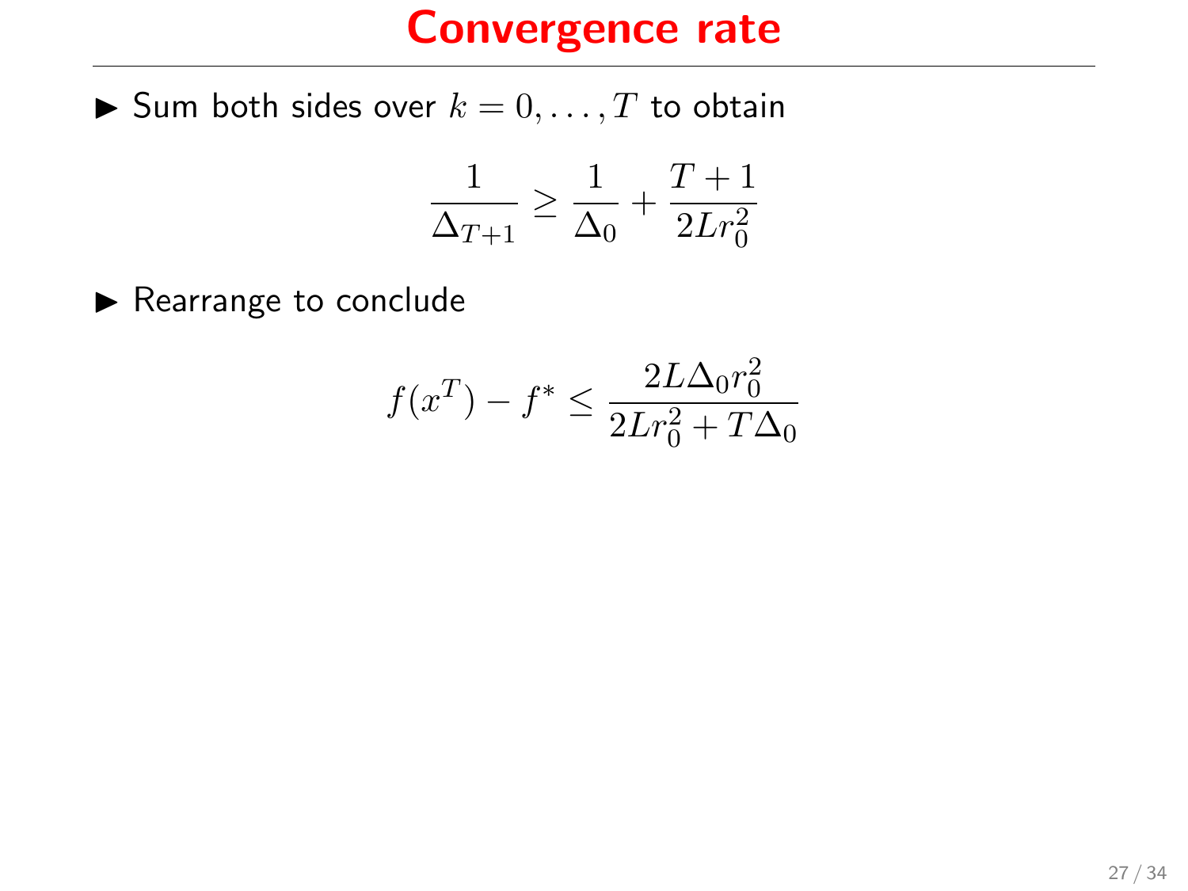# Convergence rate

- Sum both sides over $k = 0, \ldots, T$ to obtain

$$\frac{1}{\Delta_{T+1}} \geq \frac{1}{\Delta_0} + \frac{T+1}{2Lr_0^2}$$

- Rearrange to conclude

$$f(x^T) - f^* \leq \frac{2L\Delta_0 r_0^2}{2Lr_0^2 + T\Delta_0}$$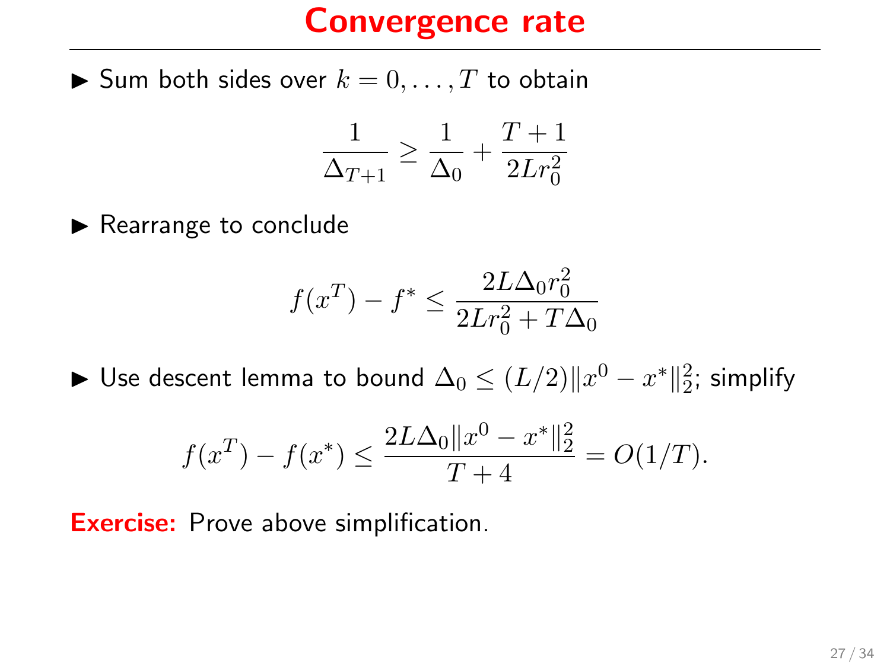# Convergence rate

- Sum both sides over $k = 0, \ldots, T$ to obtain

$$\frac{1}{\Delta_{T+1}} \geq \frac{1}{\Delta_0} + \frac{T+1}{2Lr_0^2}$$

- Rearrange to conclude

$$f(x^T) - f^* \leq \frac{2L\Delta_0 r_0^2}{2Lr_0^2 + T\Delta_0}$$

- Use descent lemma to bound $\Delta_0 \leq (L/2)\|x^0 - x^*\|_2^2$; simplify

$$f(x^T) - f(x^*) \leq \frac{2L\Delta_0\|x^0 - x^*\|_2^2}{T+4} = O(1/T).$$

**Exercise:** Prove above simplification.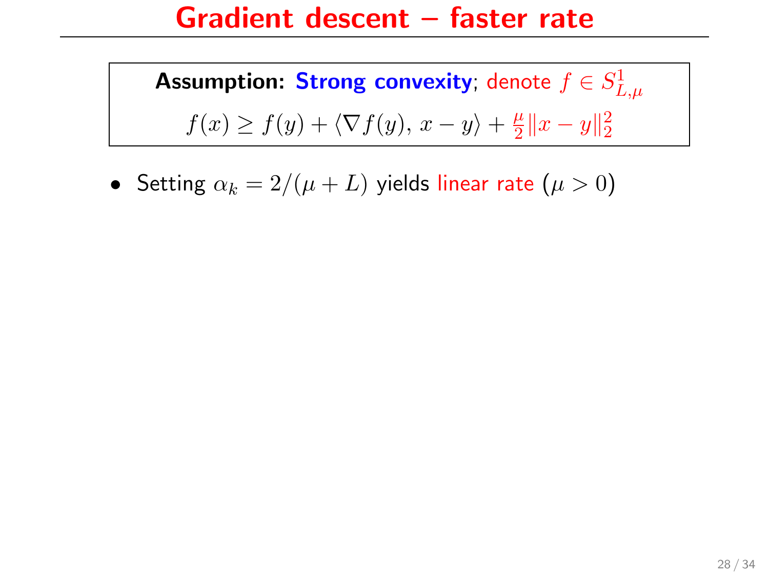# Gradient descent – faster rate

**Assumption:** **Strong convexity**; denote $f \in S^1_{L,\mu}$

$$f(x) \geq f(y) + \langle \nabla f(y),\, x - y \rangle + \frac{\mu}{2}\|x - y\|_2^2$$

- Setting $\alpha_k = 2/(\mu + L)$ yields linear rate ($\mu > 0$)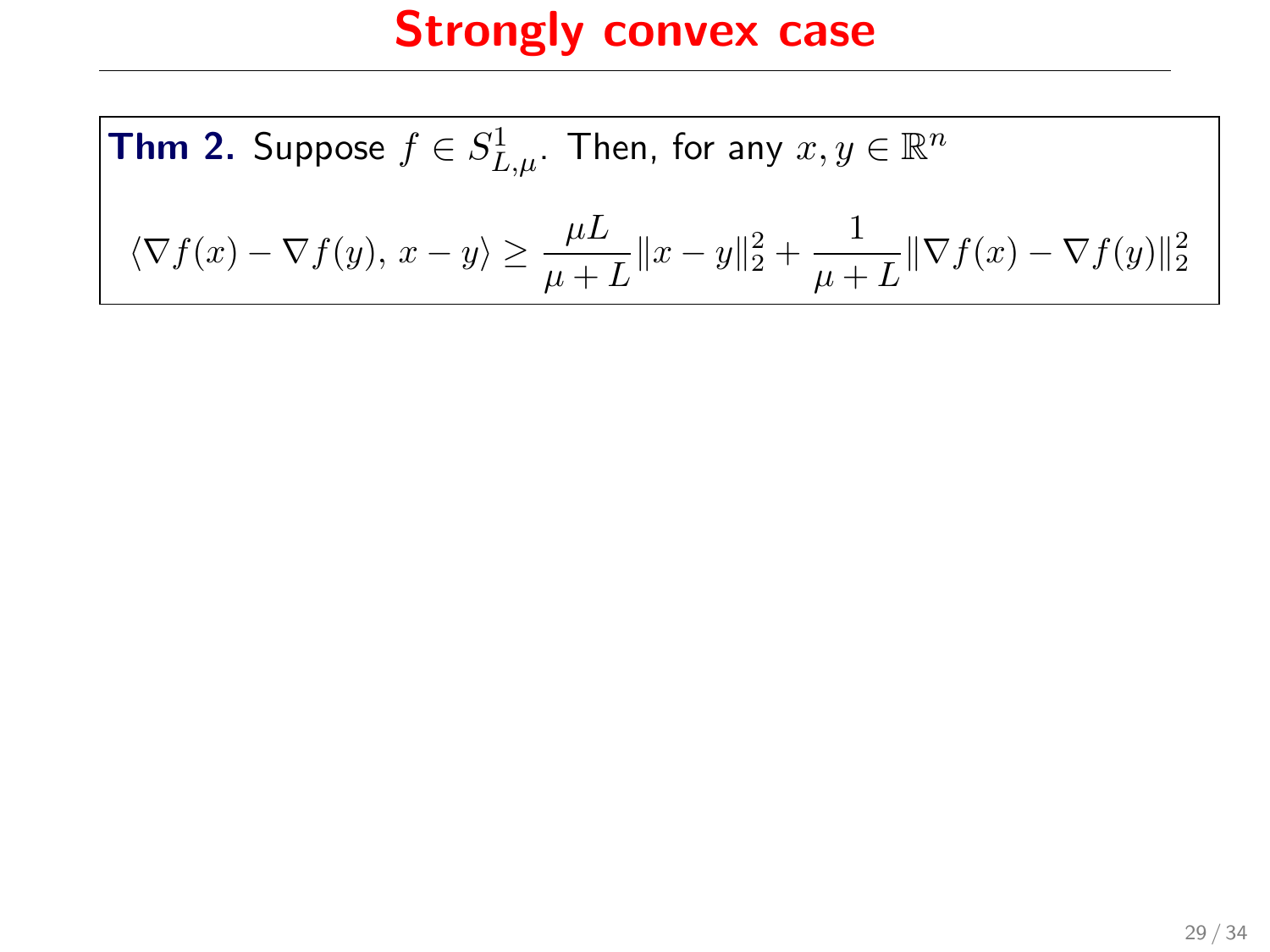# Strongly convex case

**Thm 2.** Suppose $f \in S^1_{L,\mu}$. Then, for any $x, y \in \mathbb{R}^n$

$$\langle \nabla f(x) - \nabla f(y),\, x - y \rangle \geq \frac{\mu L}{\mu + L} \|x - y\|_2^2 + \frac{1}{\mu + L} \|\nabla f(x) - \nabla f(y)\|_2^2$$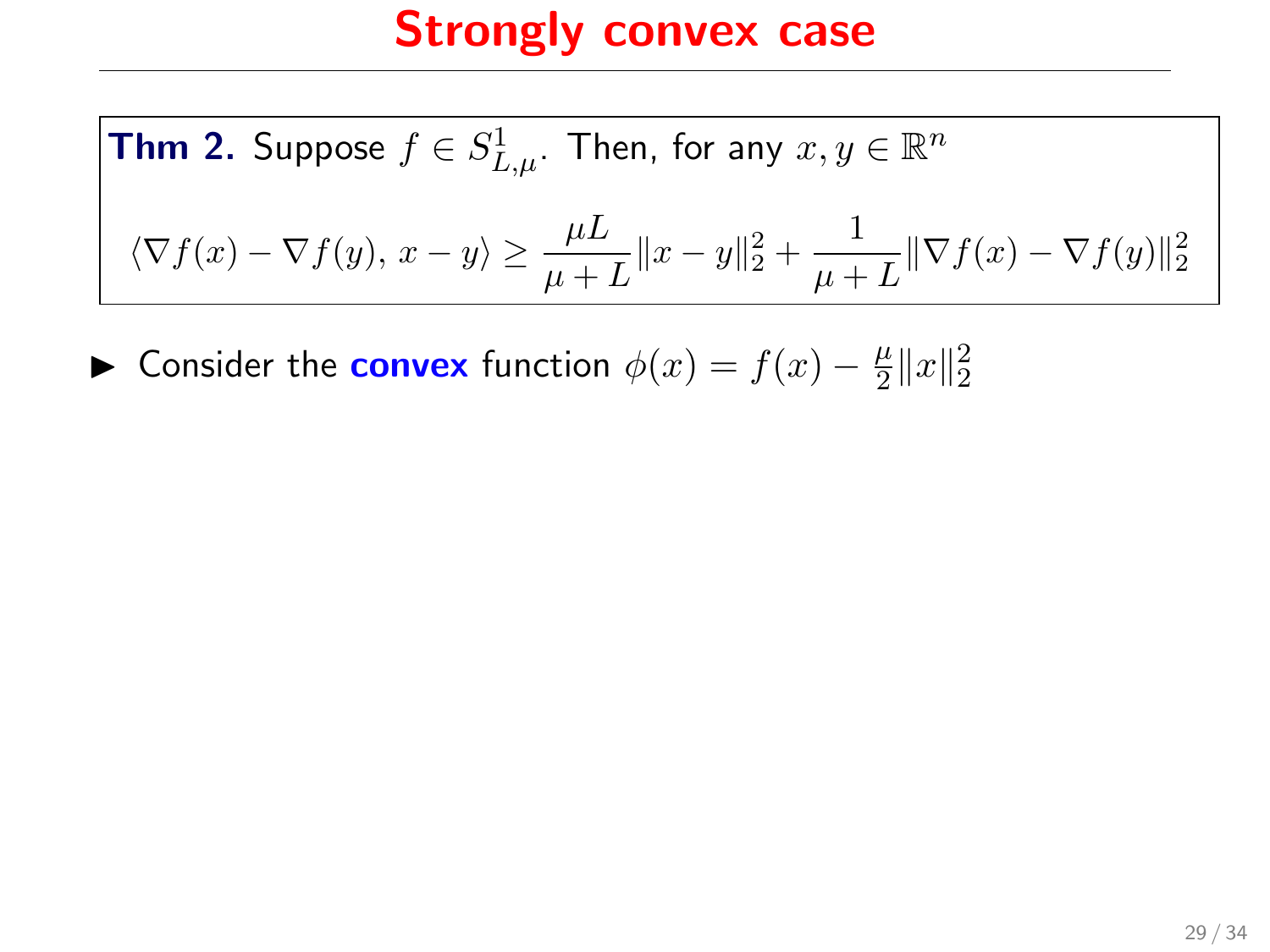# Strongly convex case

**Thm 2.** Suppose $f \in S^1_{L,\mu}$. Then, for any $x, y \in \mathbb{R}^n$

$$\langle \nabla f(x) - \nabla f(y), \, x - y \rangle \geq \frac{\mu L}{\mu + L} \|x - y\|_2^2 + \frac{1}{\mu + L} \|\nabla f(x) - \nabla f(y)\|_2^2$$

- Consider the **convex** function $\phi(x) = f(x) - \frac{\mu}{2}\|x\|_2^2$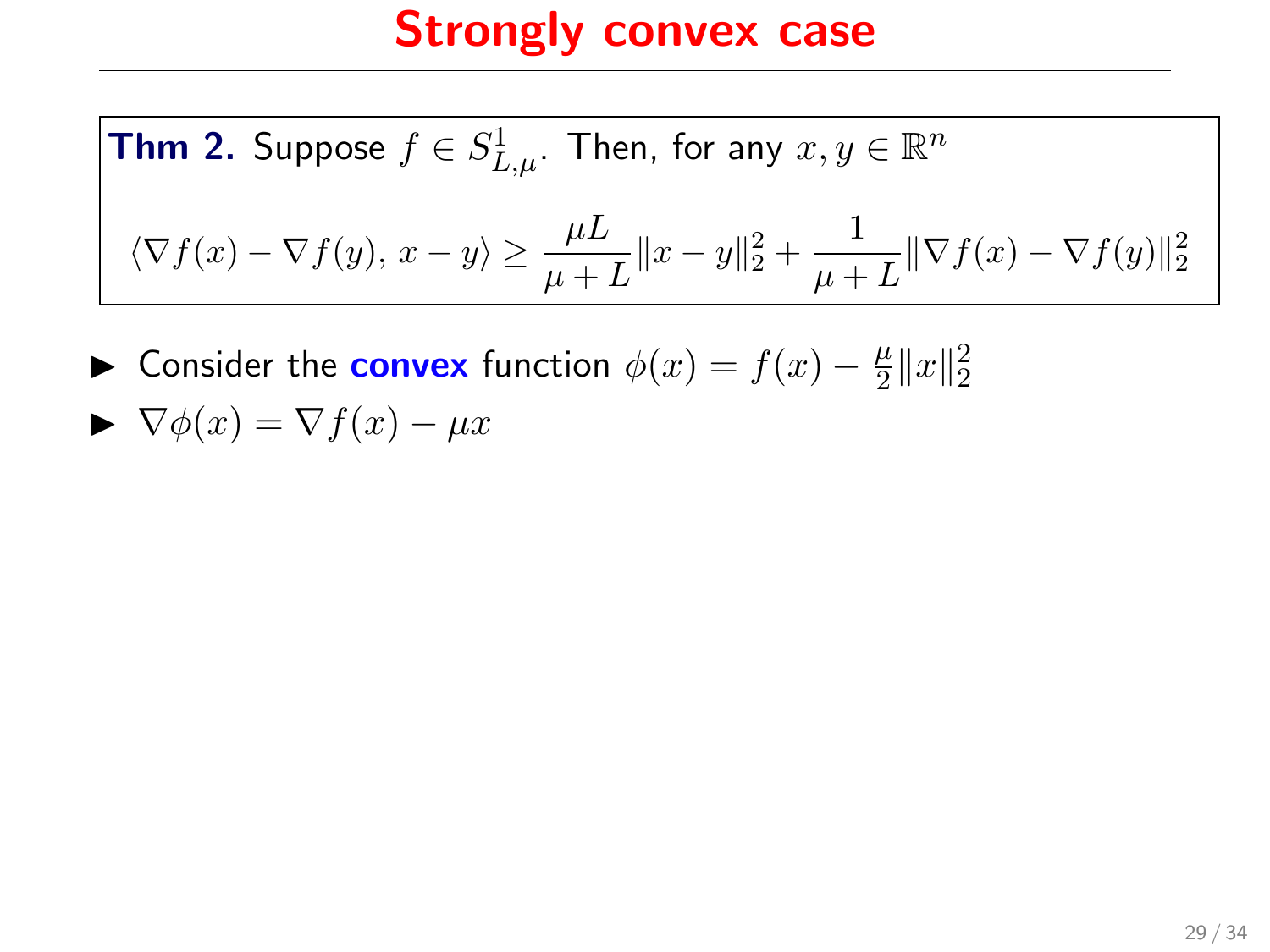# Strongly convex case

**Thm 2.** Suppose $f \in S^1_{L,\mu}$. Then, for any $x, y \in \mathbb{R}^n$

$$\langle \nabla f(x) - \nabla f(y), \, x - y \rangle \geq \frac{\mu L}{\mu + L} \|x - y\|_2^2 + \frac{1}{\mu + L} \|\nabla f(x) - \nabla f(y)\|_2^2$$

- Consider the **convex** function $\phi(x) = f(x) - \frac{\mu}{2}\|x\|_2^2$
- $\nabla \phi(x) = \nabla f(x) - \mu x$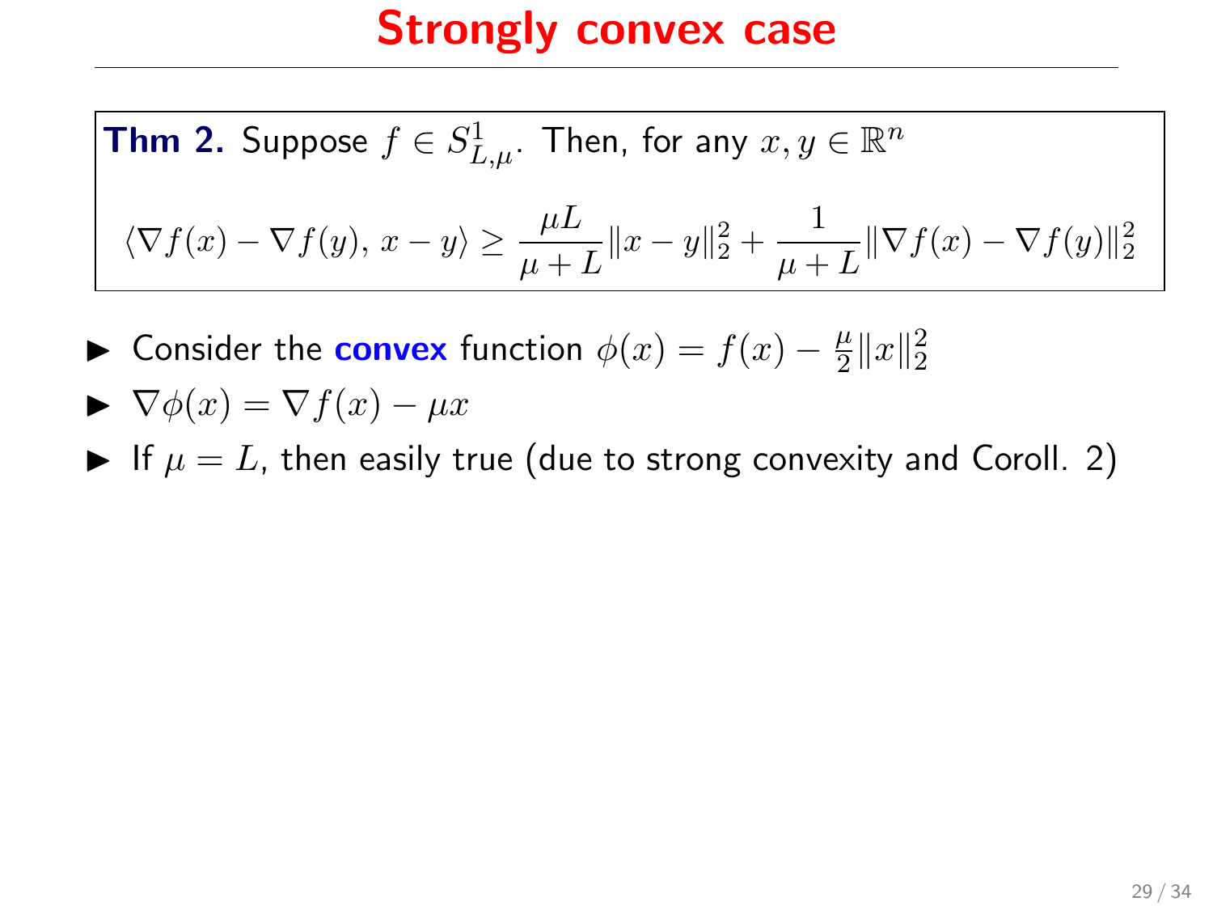# Strongly convex case

**Thm 2.** Suppose $f \in S^1_{L,\mu}$. Then, for any $x, y \in \mathbb{R}^n$

$$\langle \nabla f(x) - \nabla f(y),\, x - y \rangle \geq \frac{\mu L}{\mu + L}\|x - y\|_2^2 + \frac{1}{\mu + L}\|\nabla f(x) - \nabla f(y)\|_2^2$$

- Consider the **convex** function $\phi(x) = f(x) - \frac{\mu}{2}\|x\|_2^2$
- $\nabla \phi(x) = \nabla f(x) - \mu x$
- If $\mu = L$, then easily true (due to strong convexity and Coroll. 2)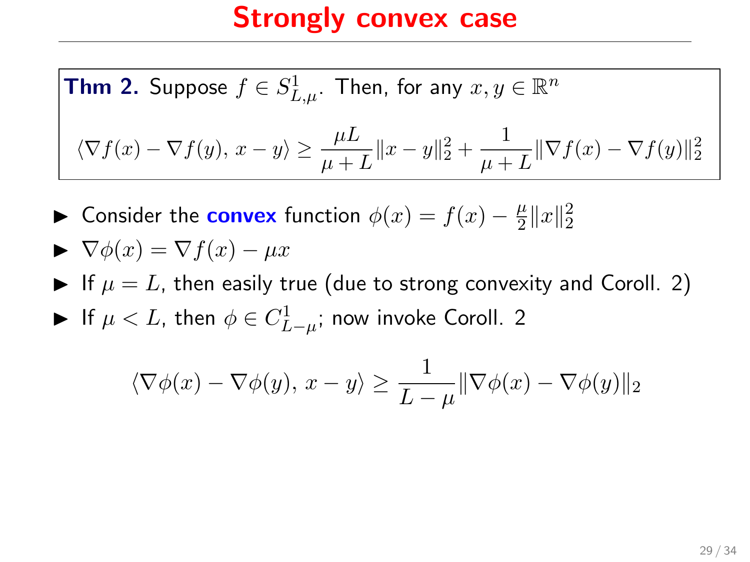# Strongly convex case

**Thm 2.** Suppose $f \in S^1_{L,\mu}$. Then, for any $x, y \in \mathbb{R}^n$

$$\langle \nabla f(x) - \nabla f(y),\, x - y \rangle \geq \frac{\mu L}{\mu + L}\|x - y\|_2^2 + \frac{1}{\mu + L}\|\nabla f(x) - \nabla f(y)\|_2^2$$

- Consider the **convex** function $\phi(x) = f(x) - \frac{\mu}{2}\|x\|_2^2$
- $\nabla \phi(x) = \nabla f(x) - \mu x$
- If $\mu = L$, then easily true (due to strong convexity and Coroll. 2)
- If $\mu < L$, then $\phi \in C^1_{L-\mu}$; now invoke Coroll. 2

$$\langle \nabla \phi(x) - \nabla \phi(y),\, x - y \rangle \geq \frac{1}{L - \mu}\|\nabla \phi(x) - \nabla \phi(y)\|_2$$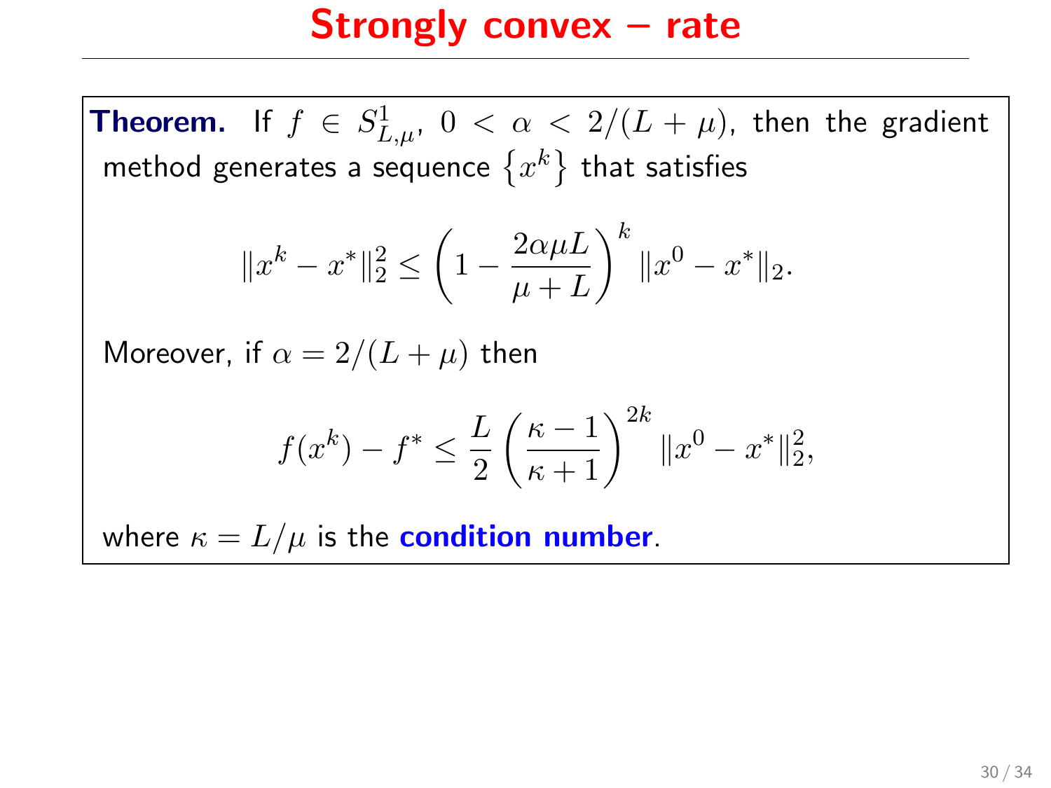# Strongly convex – rate

**Theorem.** If $f \in S^1_{L,\mu}$, $0 < \alpha < 2/(L+\mu)$, then the gradient method generates a sequence $\{x^k\}$ that satisfies

$$\|x^k - x^*\|_2^2 \leq \left(1 - \frac{2\alpha\mu L}{\mu + L}\right)^k \|x^0 - x^*\|_2.$$

Moreover, if $\alpha = 2/(L+\mu)$ then

$$f(x^k) - f^* \leq \frac{L}{2}\left(\frac{\kappa - 1}{\kappa + 1}\right)^{2k} \|x^0 - x^*\|_2^2,$$

where $\kappa = L/\mu$ is the **condition number**.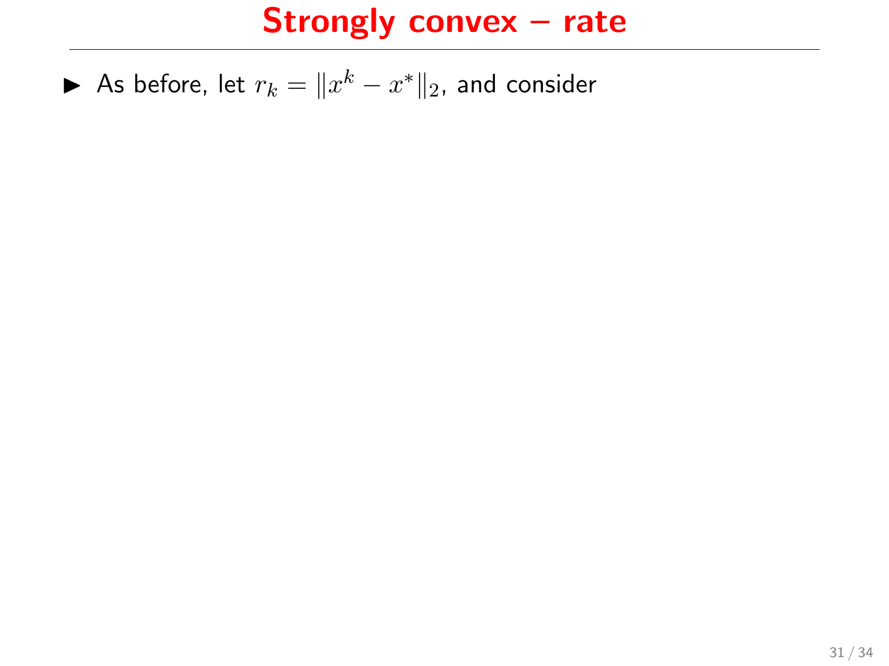# Strongly convex – rate

- As before, let $r_k = \|x^k - x^*\|_2$, and consider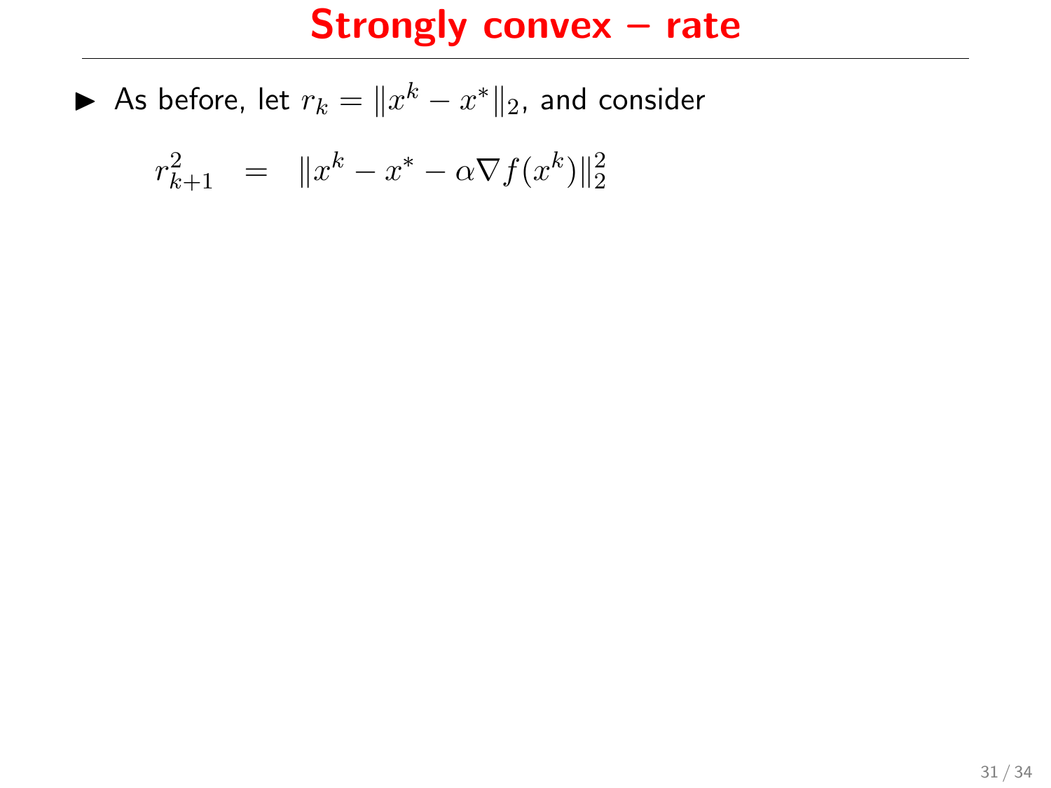# Strongly convex – rate

- As before, let $r_k = \|x^k - x^*\|_2$, and consider

$$r_{k+1}^2 \;\; = \;\; \|x^k - x^* - \alpha \nabla f(x^k)\|_2^2$$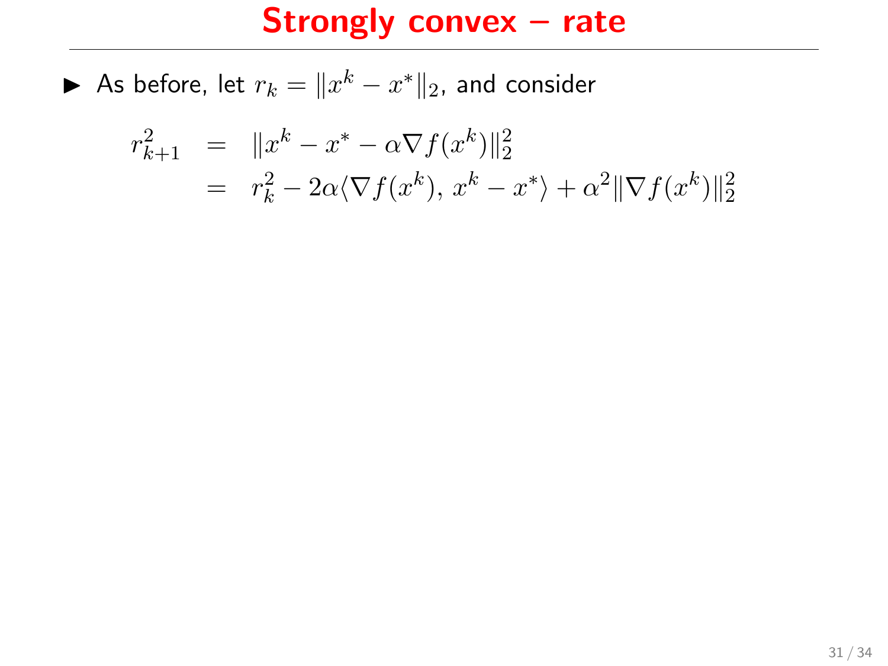# Strongly convex – rate

- As before, let $r_k = \|x^k - x^*\|_2$, and consider

$$
\begin{aligned}
r_{k+1}^2 &= \|x^k - x^* - \alpha \nabla f(x^k)\|_2^2 \\
&= r_k^2 - 2\alpha \langle \nabla f(x^k),\, x^k - x^* \rangle + \alpha^2 \|\nabla f(x^k)\|_2^2
\end{aligned}
$$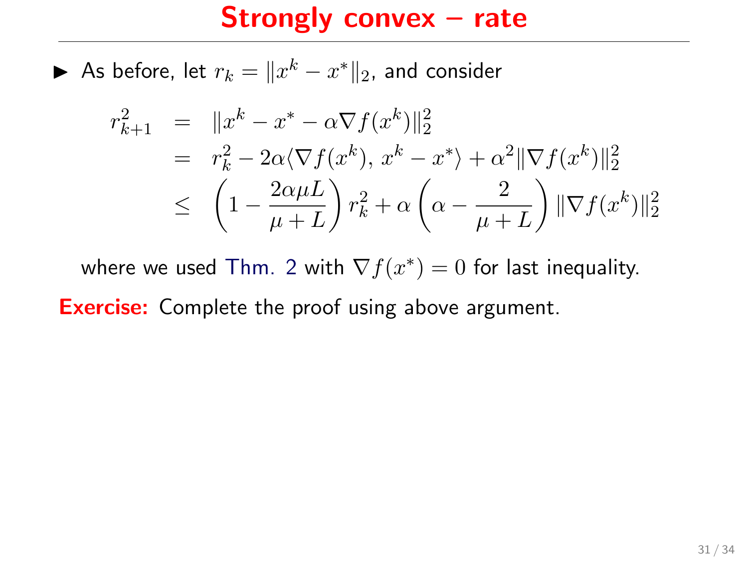# Strongly convex – rate

- As before, let $r_k = \|x^k - x^*\|_2$, and consider

$$
\begin{aligned}
r_{k+1}^2 &= \|x^k - x^* - \alpha \nabla f(x^k)\|_2^2 \\
&= r_k^2 - 2\alpha \langle \nabla f(x^k),\, x^k - x^* \rangle + \alpha^2 \|\nabla f(x^k)\|_2^2 \\
&\le \left(1 - \frac{2\alpha\mu L}{\mu + L}\right) r_k^2 + \alpha \left(\alpha - \frac{2}{\mu + L}\right) \|\nabla f(x^k)\|_2^2
\end{aligned}
$$

where we used Thm. 2 with $\nabla f(x^*) = 0$ for last inequality.

**Exercise:** Complete the proof using above argument.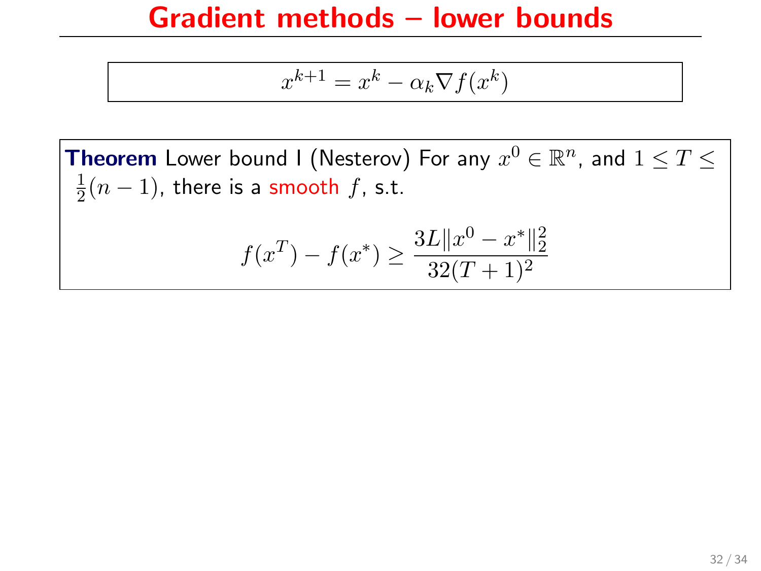# Gradient methods – lower bounds

$$x^{k+1} = x^k - \alpha_k \nabla f(x^k)$$

**Theorem** Lower bound I (Nesterov) For any $x^0 \in \mathbb{R}^n$, and $1 \leq T \leq \frac{1}{2}(n-1)$, there is a smooth $f$, s.t.

$$f(x^T) - f(x^*) \geq \frac{3L\|x^0 - x^*\|_2^2}{32(T+1)^2}$$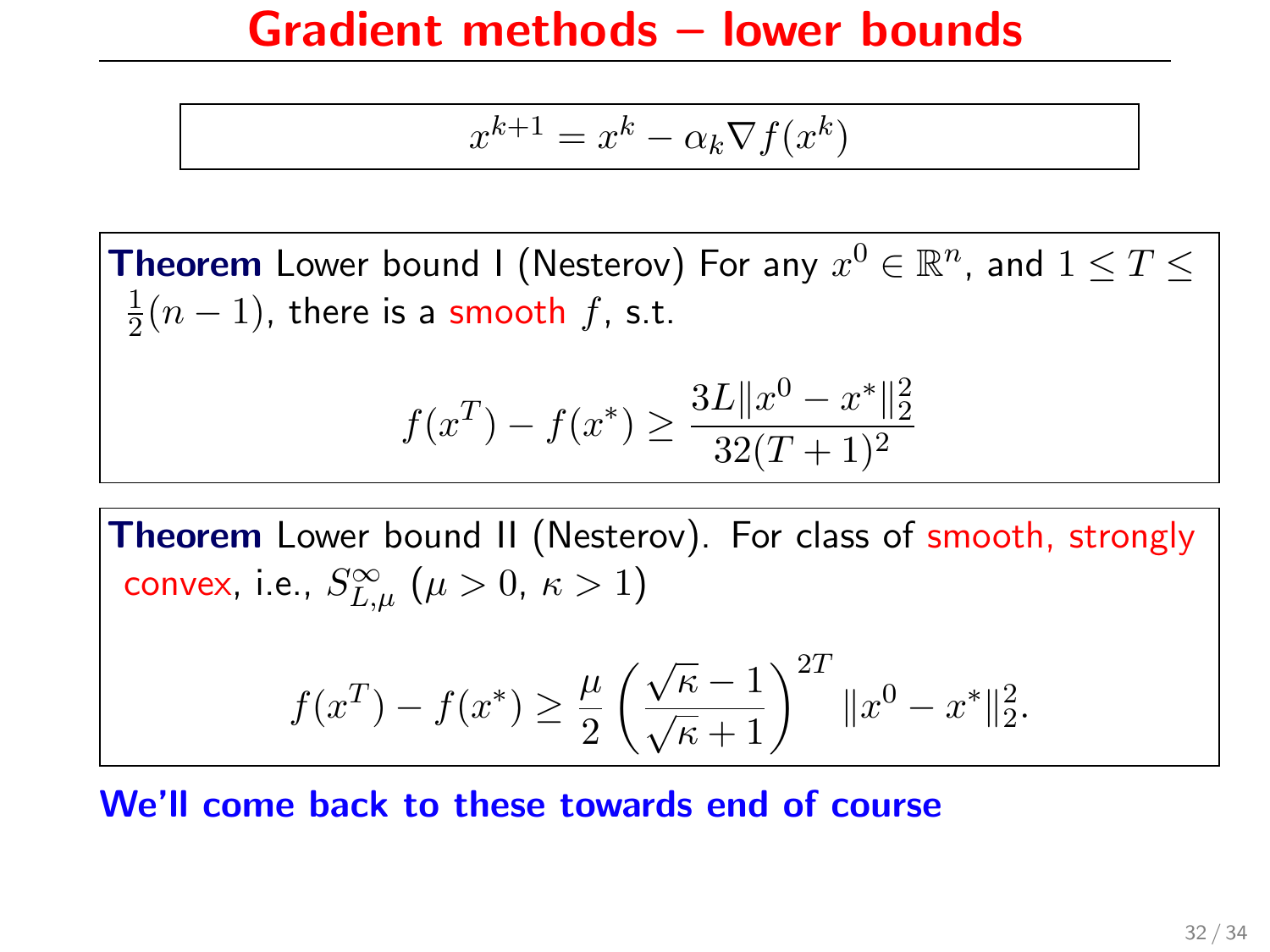# Gradient methods – lower bounds

$$x^{k+1} = x^k - \alpha_k \nabla f(x^k)$$

**Theorem** Lower bound I (Nesterov) For any $x^0 \in \mathbb{R}^n$, and $1 \leq T \leq \frac{1}{2}(n-1)$, there is a smooth $f$, s.t.

$$f(x^T) - f(x^*) \geq \frac{3L\|x^0 - x^*\|_2^2}{32(T+1)^2}$$

**Theorem** Lower bound II (Nesterov). For class of smooth, strongly convex, i.e., $S_{L,\mu}^{\infty}$ ($\mu > 0$, $\kappa > 1$)

$$f(x^T) - f(x^*) \geq \frac{\mu}{2}\left(\frac{\sqrt{\kappa}-1}{\sqrt{\kappa}+1}\right)^{2T} \|x^0 - x^*\|_2^2.$$

**We'll come back to these towards end of course**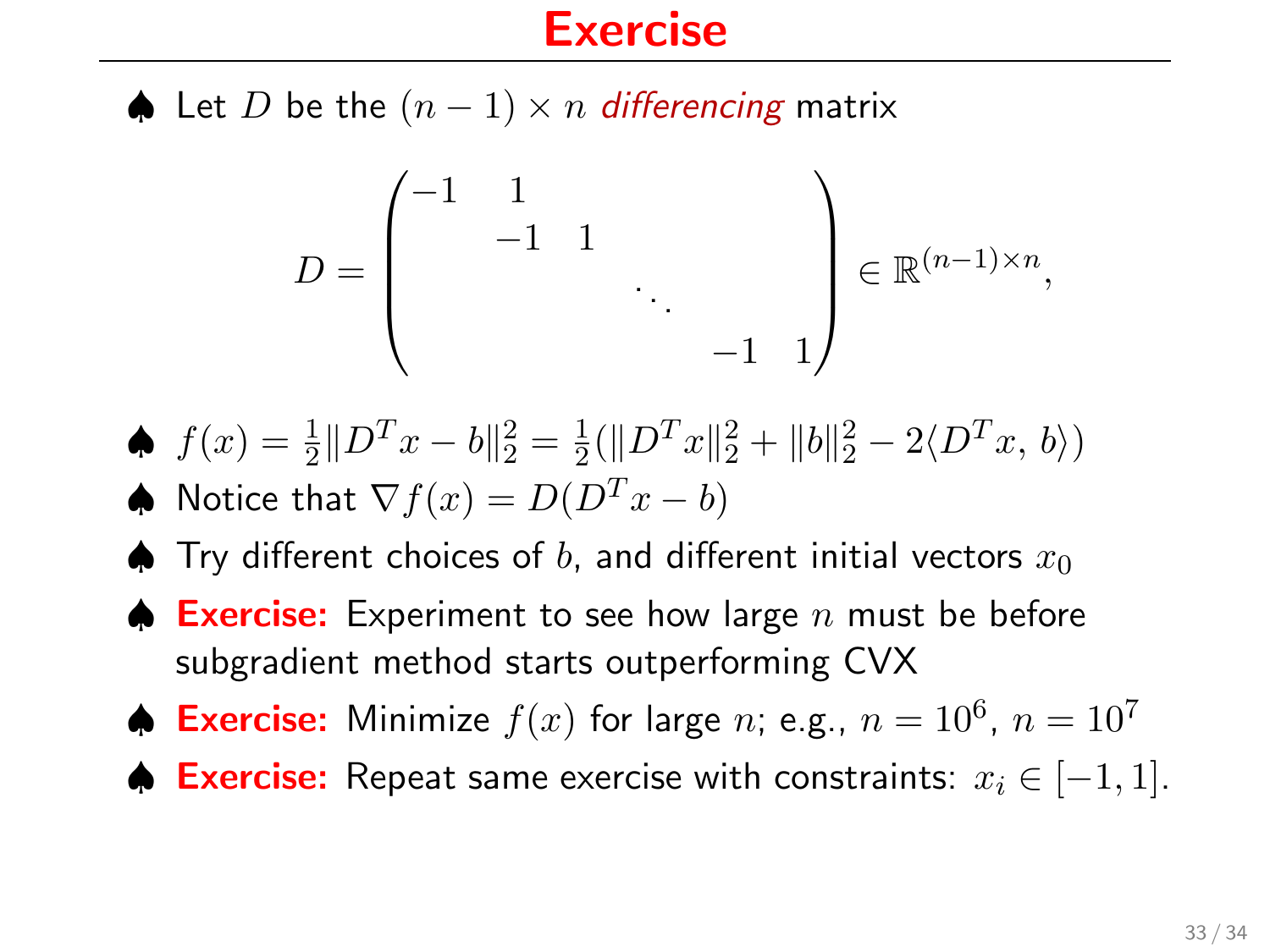# Exercise

♠ Let $D$ be the $(n-1) \times n$ *differencing* matrix

$$D = \begin{pmatrix} -1 & 1 & & & & \\ & -1 & 1 & & & \\ & & & \ddots & & \\ & & & & -1 & 1 \end{pmatrix} \in \mathbb{R}^{(n-1)\times n},$$

♠ $f(x) = \frac{1}{2}\|D^T x - b\|_2^2 = \frac{1}{2}(\|D^T x\|_2^2 + \|b\|_2^2 - 2\langle D^T x,\, b\rangle)$

♠ Notice that $\nabla f(x) = D(D^T x - b)$

♠ Try different choices of $b$, and different initial vectors $x_0$

♠ **Exercise:** Experiment to see how large $n$ must be before subgradient method starts outperforming CVX

♠ **Exercise:** Minimize $f(x)$ for large $n$; e.g., $n = 10^6$, $n = 10^7$

♠ **Exercise:** Repeat same exercise with constraints: $x_i \in [-1, 1]$.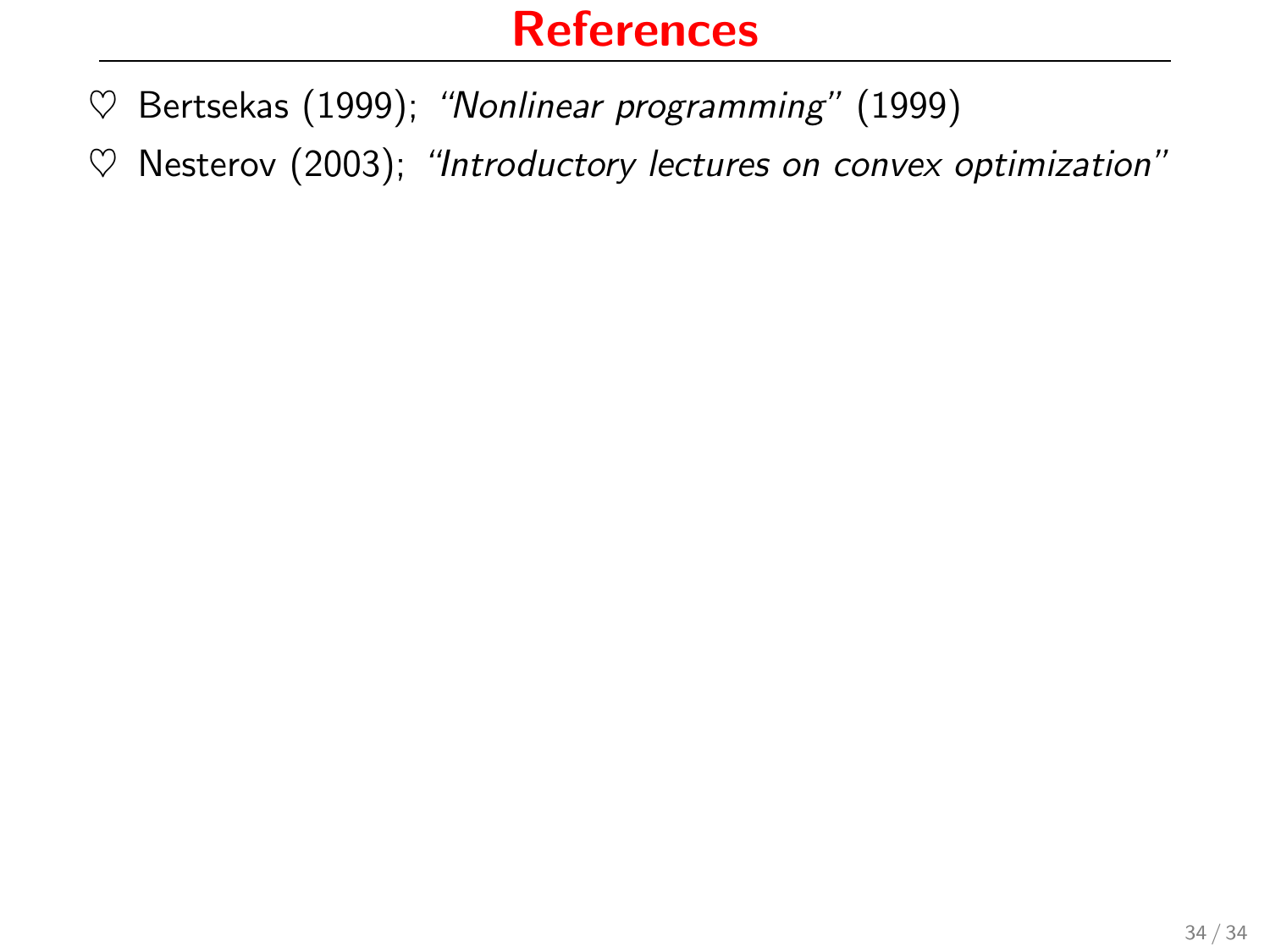# References

- ♡ Bertsekas (1999); *"Nonlinear programming"* (1999)
- ♡ Nesterov (2003); *"Introductory lectures on convex optimization"*